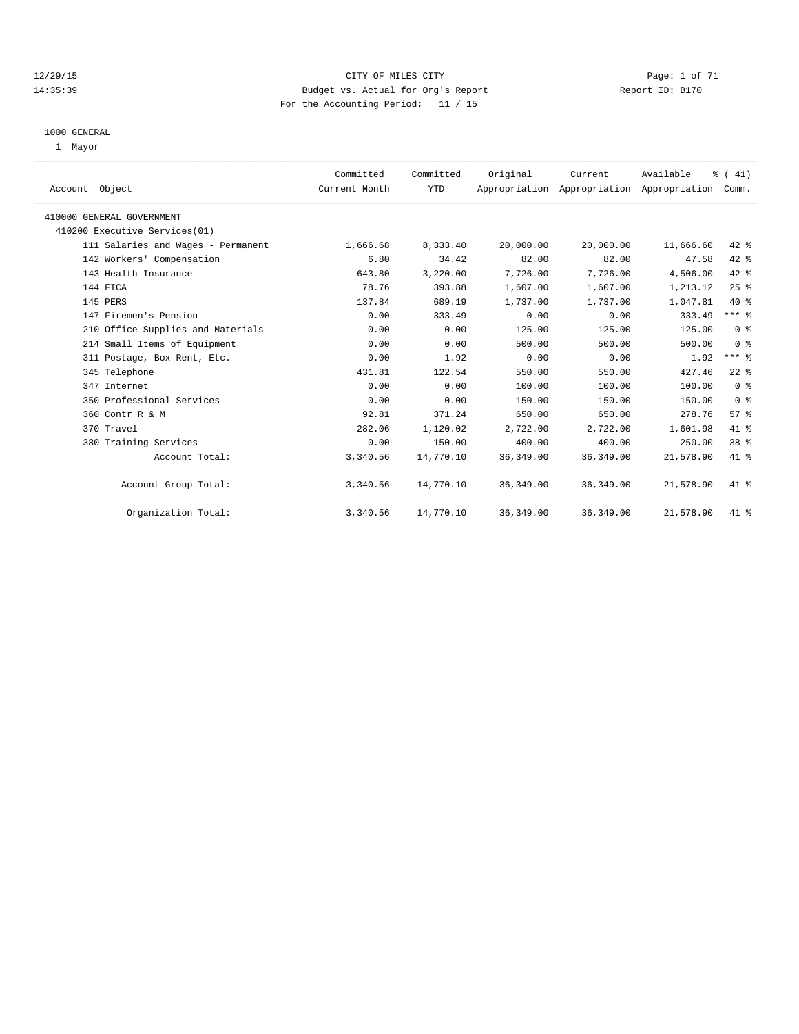CITY OF MILES CITY
Budget vs. Actual for Org's Report
For the Accounting Period: 11 / 15

12/29/15
14:35:39

Report ID: B170

1000 GENERAL
1 Mayor

| Account Object | Committed Current Month | Committed YTD | Original Appropriation | Current Appropriation | Available Appropriation | % ( 41) Comm. |
|---|---|---|---|---|---|---|
| 410000 GENERAL GOVERNMENT | | | | | | |
| 410200 Executive Services(01) | | | | | | |
| 111 Salaries and Wages - Permanent | 1,666.68 | 8,333.40 | 20,000.00 | 20,000.00 | 11,666.60 | 42 % |
| 142 Workers' Compensation | 6.80 | 34.42 | 82.00 | 82.00 | 47.58 | 42 % |
| 143 Health Insurance | 643.80 | 3,220.00 | 7,726.00 | 7,726.00 | 4,506.00 | 42 % |
| 144 FICA | 78.76 | 393.88 | 1,607.00 | 1,607.00 | 1,213.12 | 25 % |
| 145 PERS | 137.84 | 689.19 | 1,737.00 | 1,737.00 | 1,047.81 | 40 % |
| 147 Firemen's Pension | 0.00 | 333.49 | 0.00 | 0.00 | -333.49 | *** % |
| 210 Office Supplies and Materials | 0.00 | 0.00 | 125.00 | 125.00 | 125.00 | 0 % |
| 214 Small Items of Equipment | 0.00 | 0.00 | 500.00 | 500.00 | 500.00 | 0 % |
| 311 Postage, Box Rent, Etc. | 0.00 | 1.92 | 0.00 | 0.00 | -1.92 | *** % |
| 345 Telephone | 431.81 | 122.54 | 550.00 | 550.00 | 427.46 | 22 % |
| 347 Internet | 0.00 | 0.00 | 100.00 | 100.00 | 100.00 | 0 % |
| 350 Professional Services | 0.00 | 0.00 | 150.00 | 150.00 | 150.00 | 0 % |
| 360 Contr R & M | 92.81 | 371.24 | 650.00 | 650.00 | 278.76 | 57 % |
| 370 Travel | 282.06 | 1,120.02 | 2,722.00 | 2,722.00 | 1,601.98 | 41 % |
| 380 Training Services | 0.00 | 150.00 | 400.00 | 400.00 | 250.00 | 38 % |
| Account Total: | 3,340.56 | 14,770.10 | 36,349.00 | 36,349.00 | 21,578.90 | 41 % |
| Account Group Total: | 3,340.56 | 14,770.10 | 36,349.00 | 36,349.00 | 21,578.90 | 41 % |
| Organization Total: | 3,340.56 | 14,770.10 | 36,349.00 | 36,349.00 | 21,578.90 | 41 % |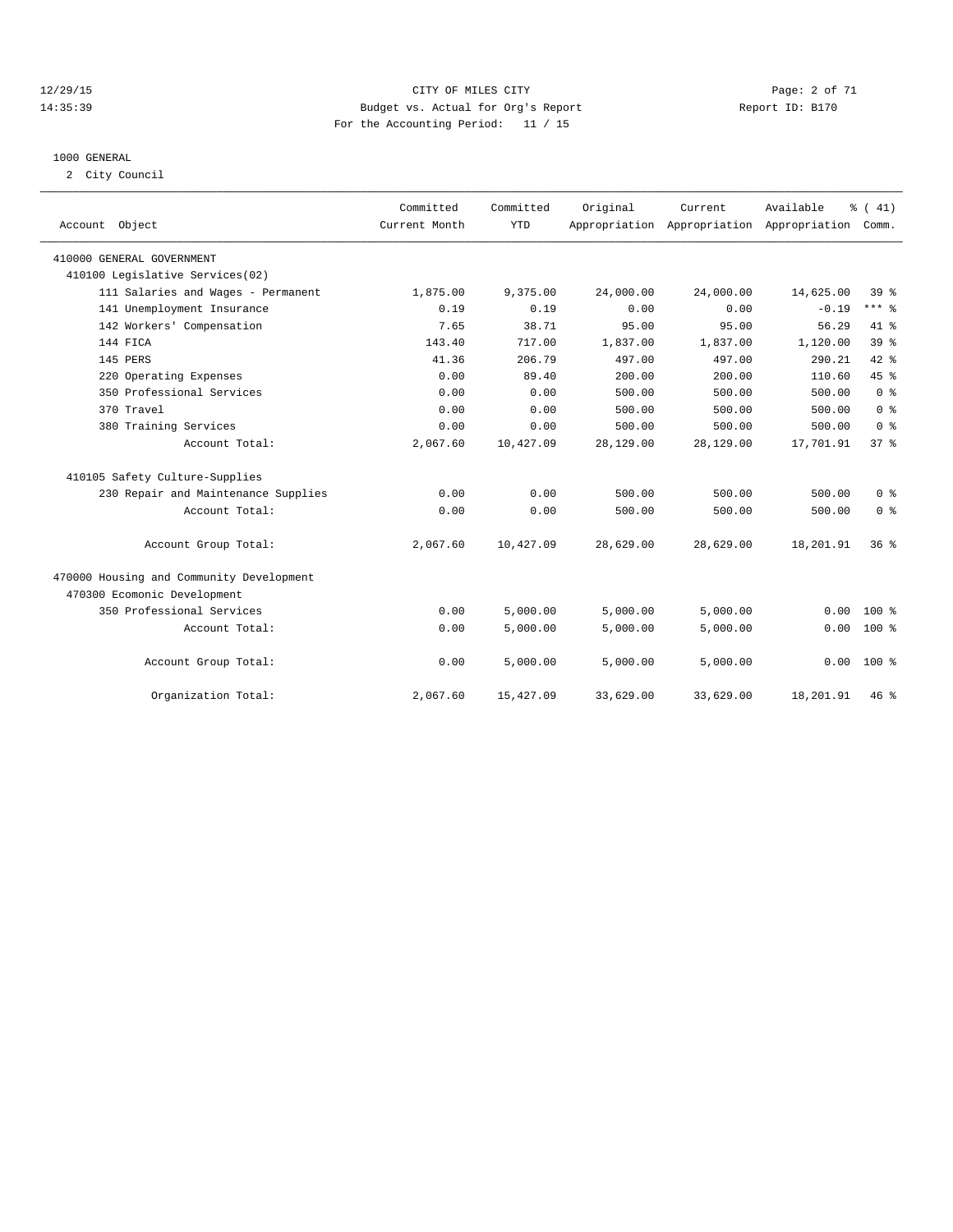CITY OF MILES CITY
Budget vs. Actual for Org's Report
For the Accounting Period: 11 / 15

12/29/15
14:35:39

Report ID: B170

## 1000 GENERAL

2 City Council

| Account Object | Committed Current Month | Committed YTD | Original Appropriation | Current Appropriation | Available Appropriation | % ( 41) Comm. |
|---|---|---|---|---|---|---|
| 410000 GENERAL GOVERNMENT | | | | | | |
| 410100 Legislative Services(02) | | | | | | |
| 111 Salaries and Wages - Permanent | 1,875.00 | 9,375.00 | 24,000.00 | 24,000.00 | 14,625.00 | 39 % |
| 141 Unemployment Insurance | 0.19 | 0.19 | 0.00 | 0.00 | -0.19 | *** % |
| 142 Workers' Compensation | 7.65 | 38.71 | 95.00 | 95.00 | 56.29 | 41 % |
| 144 FICA | 143.40 | 717.00 | 1,837.00 | 1,837.00 | 1,120.00 | 39 % |
| 145 PERS | 41.36 | 206.79 | 497.00 | 497.00 | 290.21 | 42 % |
| 220 Operating Expenses | 0.00 | 89.40 | 200.00 | 200.00 | 110.60 | 45 % |
| 350 Professional Services | 0.00 | 0.00 | 500.00 | 500.00 | 500.00 | 0 % |
| 370 Travel | 0.00 | 0.00 | 500.00 | 500.00 | 500.00 | 0 % |
| 380 Training Services | 0.00 | 0.00 | 500.00 | 500.00 | 500.00 | 0 % |
| Account Total: | 2,067.60 | 10,427.09 | 28,129.00 | 28,129.00 | 17,701.91 | 37 % |
| 410105 Safety Culture-Supplies | | | | | | |
| 230 Repair and Maintenance Supplies | 0.00 | 0.00 | 500.00 | 500.00 | 500.00 | 0 % |
| Account Total: | 0.00 | 0.00 | 500.00 | 500.00 | 500.00 | 0 % |
| Account Group Total: | 2,067.60 | 10,427.09 | 28,629.00 | 28,629.00 | 18,201.91 | 36 % |
| 470000 Housing and Community Development | | | | | | |
| 470300 Ecomonic Development | | | | | | |
| 350 Professional Services | 0.00 | 5,000.00 | 5,000.00 | 5,000.00 | 0.00 | 100 % |
| Account Total: | 0.00 | 5,000.00 | 5,000.00 | 5,000.00 | 0.00 | 100 % |
| Account Group Total: | 0.00 | 5,000.00 | 5,000.00 | 5,000.00 | 0.00 | 100 % |
| Organization Total: | 2,067.60 | 15,427.09 | 33,629.00 | 33,629.00 | 18,201.91 | 46 % |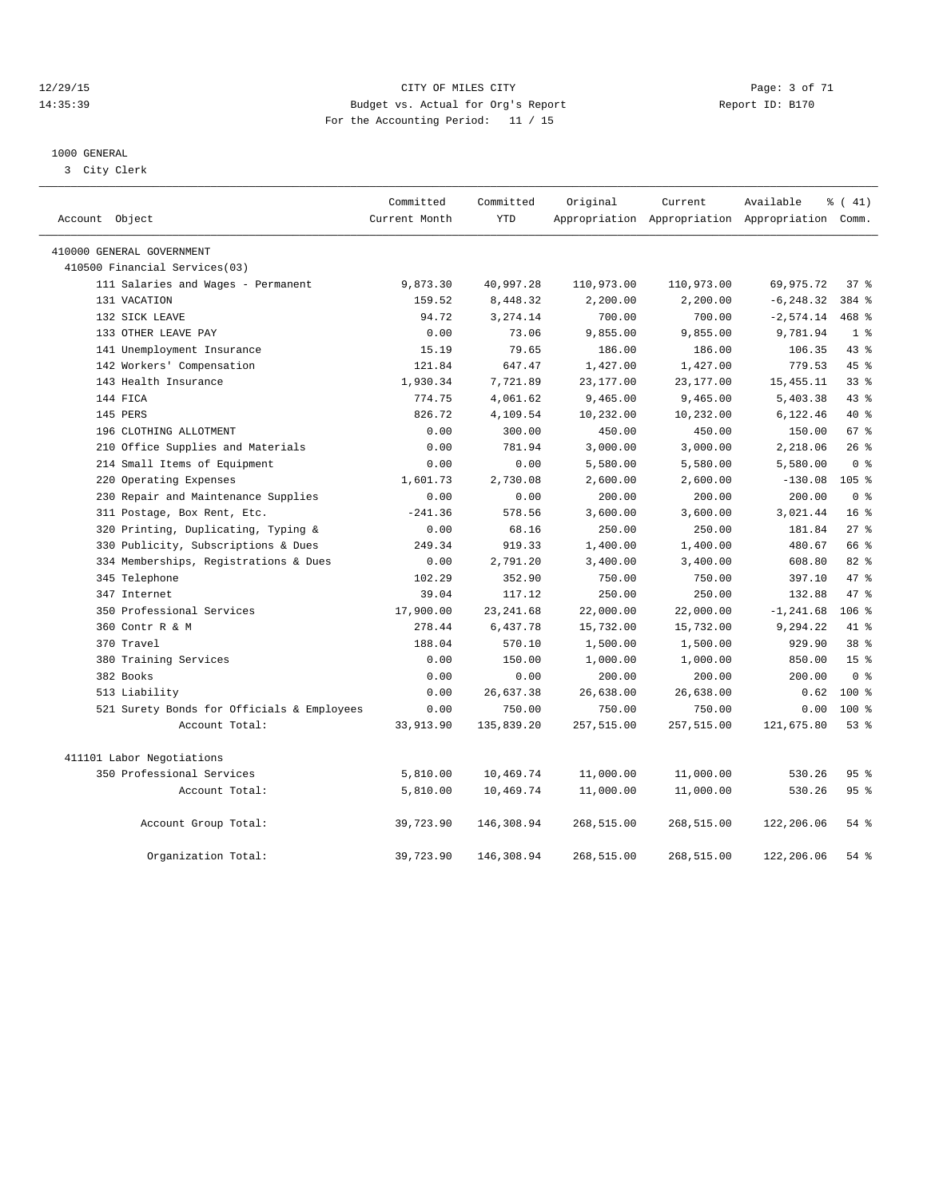12/29/15 CITY OF MILES CITY
14:35:39 Budget vs. Actual for Org's Report Report ID: B170
For the Accounting Period: 11 / 15

## 1000 GENERAL

3 City Clerk

| Account Object | Committed Current Month | Committed YTD | Original Appropriation | Current Appropriation | Available Appropriation | % ( 41) Comm. |
|---|---|---|---|---|---|---|
| 410000 GENERAL GOVERNMENT | | | | | | |
| 410500 Financial Services(03) | | | | | | |
| 111 Salaries and Wages - Permanent | 9,873.30 | 40,997.28 | 110,973.00 | 110,973.00 | 69,975.72 | 37 % |
| 131 VACATION | 159.52 | 8,448.32 | 2,200.00 | 2,200.00 | -6,248.32 | 384 % |
| 132 SICK LEAVE | 94.72 | 3,274.14 | 700.00 | 700.00 | -2,574.14 | 468 % |
| 133 OTHER LEAVE PAY | 0.00 | 73.06 | 9,855.00 | 9,855.00 | 9,781.94 | 1 % |
| 141 Unemployment Insurance | 15.19 | 79.65 | 186.00 | 186.00 | 106.35 | 43 % |
| 142 Workers' Compensation | 121.84 | 647.47 | 1,427.00 | 1,427.00 | 779.53 | 45 % |
| 143 Health Insurance | 1,930.34 | 7,721.89 | 23,177.00 | 23,177.00 | 15,455.11 | 33 % |
| 144 FICA | 774.75 | 4,061.62 | 9,465.00 | 9,465.00 | 5,403.38 | 43 % |
| 145 PERS | 826.72 | 4,109.54 | 10,232.00 | 10,232.00 | 6,122.46 | 40 % |
| 196 CLOTHING ALLOTMENT | 0.00 | 300.00 | 450.00 | 450.00 | 150.00 | 67 % |
| 210 Office Supplies and Materials | 0.00 | 781.94 | 3,000.00 | 3,000.00 | 2,218.06 | 26 % |
| 214 Small Items of Equipment | 0.00 | 0.00 | 5,580.00 | 5,580.00 | 5,580.00 | 0 % |
| 220 Operating Expenses | 1,601.73 | 2,730.08 | 2,600.00 | 2,600.00 | -130.08 | 105 % |
| 230 Repair and Maintenance Supplies | 0.00 | 0.00 | 200.00 | 200.00 | 200.00 | 0 % |
| 311 Postage, Box Rent, Etc. | -241.36 | 578.56 | 3,600.00 | 3,600.00 | 3,021.44 | 16 % |
| 320 Printing, Duplicating, Typing & | 0.00 | 68.16 | 250.00 | 250.00 | 181.84 | 27 % |
| 330 Publicity, Subscriptions & Dues | 249.34 | 919.33 | 1,400.00 | 1,400.00 | 480.67 | 66 % |
| 334 Memberships, Registrations & Dues | 0.00 | 2,791.20 | 3,400.00 | 3,400.00 | 608.80 | 82 % |
| 345 Telephone | 102.29 | 352.90 | 750.00 | 750.00 | 397.10 | 47 % |
| 347 Internet | 39.04 | 117.12 | 250.00 | 250.00 | 132.88 | 47 % |
| 350 Professional Services | 17,900.00 | 23,241.68 | 22,000.00 | 22,000.00 | -1,241.68 | 106 % |
| 360 Contr R & M | 278.44 | 6,437.78 | 15,732.00 | 15,732.00 | 9,294.22 | 41 % |
| 370 Travel | 188.04 | 570.10 | 1,500.00 | 1,500.00 | 929.90 | 38 % |
| 380 Training Services | 0.00 | 150.00 | 1,000.00 | 1,000.00 | 850.00 | 15 % |
| 382 Books | 0.00 | 0.00 | 200.00 | 200.00 | 200.00 | 0 % |
| 513 Liability | 0.00 | 26,637.38 | 26,638.00 | 26,638.00 | 0.62 | 100 % |
| 521 Surety Bonds for Officials & Employees | 0.00 | 750.00 | 750.00 | 750.00 | 0.00 | 100 % |
| Account Total: | 33,913.90 | 135,839.20 | 257,515.00 | 257,515.00 | 121,675.80 | 53 % |
| 411101 Labor Negotiations | | | | | | |
| 350 Professional Services | 5,810.00 | 10,469.74 | 11,000.00 | 11,000.00 | 530.26 | 95 % |
| Account Total: | 5,810.00 | 10,469.74 | 11,000.00 | 11,000.00 | 530.26 | 95 % |
| Account Group Total: | 39,723.90 | 146,308.94 | 268,515.00 | 268,515.00 | 122,206.06 | 54 % |
| Organization Total: | 39,723.90 | 146,308.94 | 268,515.00 | 268,515.00 | 122,206.06 | 54 % |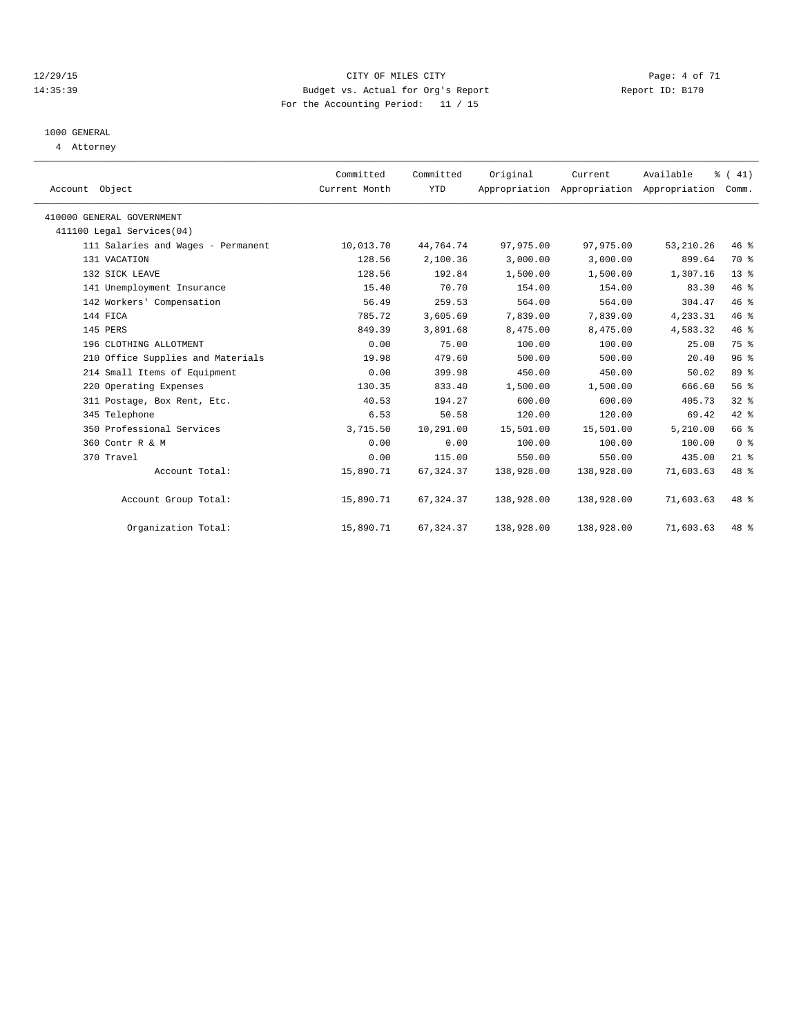CITY OF MILES CITY
Budget vs. Actual for Org's Report
For the Accounting Period: 11 / 15

12/29/15
14:35:39

Report ID: B170

## 1000 GENERAL

4 Attorney

| Account Object | Committed Current Month | Committed YTD | Original Appropriation | Current Appropriation | Available Appropriation | % ( 41) Comm. |
|---|---|---|---|---|---|---|
| 410000 GENERAL GOVERNMENT | | | | | | |
| 411100 Legal Services(04) | | | | | | |
| 111 Salaries and Wages - Permanent | 10,013.70 | 44,764.74 | 97,975.00 | 97,975.00 | 53,210.26 | 46 % |
| 131 VACATION | 128.56 | 2,100.36 | 3,000.00 | 3,000.00 | 899.64 | 70 % |
| 132 SICK LEAVE | 128.56 | 192.84 | 1,500.00 | 1,500.00 | 1,307.16 | 13 % |
| 141 Unemployment Insurance | 15.40 | 70.70 | 154.00 | 154.00 | 83.30 | 46 % |
| 142 Workers' Compensation | 56.49 | 259.53 | 564.00 | 564.00 | 304.47 | 46 % |
| 144 FICA | 785.72 | 3,605.69 | 7,839.00 | 7,839.00 | 4,233.31 | 46 % |
| 145 PERS | 849.39 | 3,891.68 | 8,475.00 | 8,475.00 | 4,583.32 | 46 % |
| 196 CLOTHING ALLOTMENT | 0.00 | 75.00 | 100.00 | 100.00 | 25.00 | 75 % |
| 210 Office Supplies and Materials | 19.98 | 479.60 | 500.00 | 500.00 | 20.40 | 96 % |
| 214 Small Items of Equipment | 0.00 | 399.98 | 450.00 | 450.00 | 50.02 | 89 % |
| 220 Operating Expenses | 130.35 | 833.40 | 1,500.00 | 1,500.00 | 666.60 | 56 % |
| 311 Postage, Box Rent, Etc. | 40.53 | 194.27 | 600.00 | 600.00 | 405.73 | 32 % |
| 345 Telephone | 6.53 | 50.58 | 120.00 | 120.00 | 69.42 | 42 % |
| 350 Professional Services | 3,715.50 | 10,291.00 | 15,501.00 | 15,501.00 | 5,210.00 | 66 % |
| 360 Contr R & M | 0.00 | 0.00 | 100.00 | 100.00 | 100.00 | 0 % |
| 370 Travel | 0.00 | 115.00 | 550.00 | 550.00 | 435.00 | 21 % |
| Account Total: | 15,890.71 | 67,324.37 | 138,928.00 | 138,928.00 | 71,603.63 | 48 % |
| Account Group Total: | 15,890.71 | 67,324.37 | 138,928.00 | 138,928.00 | 71,603.63 | 48 % |
| Organization Total: | 15,890.71 | 67,324.37 | 138,928.00 | 138,928.00 | 71,603.63 | 48 % |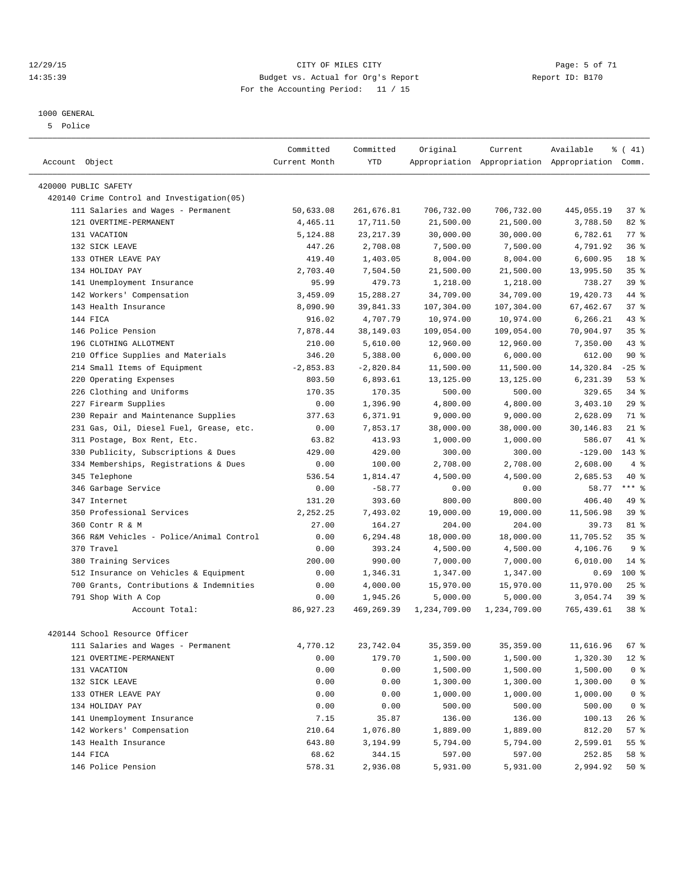CITY OF MILES CITY
Budget vs. Actual for Org's Report
For the Accounting Period: 11 / 15

12/29/15
14:35:39

Report ID: B170

1000 GENERAL
5 Police

| Account Object | Committed Current Month | Committed YTD | Original Appropriation | Current Appropriation | Available Appropriation | % ( 41) Comm. |
|---|---|---|---|---|---|---|
| 420000 PUBLIC SAFETY | | | | | | |
| 420140 Crime Control and Investigation(05) | | | | | | |
| 111 Salaries and Wages - Permanent | 50,633.08 | 261,676.81 | 706,732.00 | 706,732.00 | 445,055.19 | 37 % |
| 121 OVERTIME-PERMANENT | 4,465.11 | 17,711.50 | 21,500.00 | 21,500.00 | 3,788.50 | 82 % |
| 131 VACATION | 5,124.88 | 23,217.39 | 30,000.00 | 30,000.00 | 6,782.61 | 77 % |
| 132 SICK LEAVE | 447.26 | 2,708.08 | 7,500.00 | 7,500.00 | 4,791.92 | 36 % |
| 133 OTHER LEAVE PAY | 419.40 | 1,403.05 | 8,004.00 | 8,004.00 | 6,600.95 | 18 % |
| 134 HOLIDAY PAY | 2,703.40 | 7,504.50 | 21,500.00 | 21,500.00 | 13,995.50 | 35 % |
| 141 Unemployment Insurance | 95.99 | 479.73 | 1,218.00 | 1,218.00 | 738.27 | 39 % |
| 142 Workers' Compensation | 3,459.09 | 15,288.27 | 34,709.00 | 34,709.00 | 19,420.73 | 44 % |
| 143 Health Insurance | 8,090.90 | 39,841.33 | 107,304.00 | 107,304.00 | 67,462.67 | 37 % |
| 144 FICA | 916.02 | 4,707.79 | 10,974.00 | 10,974.00 | 6,266.21 | 43 % |
| 146 Police Pension | 7,878.44 | 38,149.03 | 109,054.00 | 109,054.00 | 70,904.97 | 35 % |
| 196 CLOTHING ALLOTMENT | 210.00 | 5,610.00 | 12,960.00 | 12,960.00 | 7,350.00 | 43 % |
| 210 Office Supplies and Materials | 346.20 | 5,388.00 | 6,000.00 | 6,000.00 | 612.00 | 90 % |
| 214 Small Items of Equipment | -2,853.83 | -2,820.84 | 11,500.00 | 11,500.00 | 14,320.84 | -25 % |
| 220 Operating Expenses | 803.50 | 6,893.61 | 13,125.00 | 13,125.00 | 6,231.39 | 53 % |
| 226 Clothing and Uniforms | 170.35 | 170.35 | 500.00 | 500.00 | 329.65 | 34 % |
| 227 Firearm Supplies | 0.00 | 1,396.90 | 4,800.00 | 4,800.00 | 3,403.10 | 29 % |
| 230 Repair and Maintenance Supplies | 377.63 | 6,371.91 | 9,000.00 | 9,000.00 | 2,628.09 | 71 % |
| 231 Gas, Oil, Diesel Fuel, Grease, etc. | 0.00 | 7,853.17 | 38,000.00 | 38,000.00 | 30,146.83 | 21 % |
| 311 Postage, Box Rent, Etc. | 63.82 | 413.93 | 1,000.00 | 1,000.00 | 586.07 | 41 % |
| 330 Publicity, Subscriptions & Dues | 429.00 | 429.00 | 300.00 | 300.00 | -129.00 | 143 % |
| 334 Memberships, Registrations & Dues | 0.00 | 100.00 | 2,708.00 | 2,708.00 | 2,608.00 | 4 % |
| 345 Telephone | 536.54 | 1,814.47 | 4,500.00 | 4,500.00 | 2,685.53 | 40 % |
| 346 Garbage Service | 0.00 | -58.77 | 0.00 | 0.00 | 58.77 | *** % |
| 347 Internet | 131.20 | 393.60 | 800.00 | 800.00 | 406.40 | 49 % |
| 350 Professional Services | 2,252.25 | 7,493.02 | 19,000.00 | 19,000.00 | 11,506.98 | 39 % |
| 360 Contr R & M | 27.00 | 164.27 | 204.00 | 204.00 | 39.73 | 81 % |
| 366 R&M Vehicles - Police/Animal Control | 0.00 | 6,294.48 | 18,000.00 | 18,000.00 | 11,705.52 | 35 % |
| 370 Travel | 0.00 | 393.24 | 4,500.00 | 4,500.00 | 4,106.76 | 9 % |
| 380 Training Services | 200.00 | 990.00 | 7,000.00 | 7,000.00 | 6,010.00 | 14 % |
| 512 Insurance on Vehicles & Equipment | 0.00 | 1,346.31 | 1,347.00 | 1,347.00 | 0.69 | 100 % |
| 700 Grants, Contributions & Indemnities | 0.00 | 4,000.00 | 15,970.00 | 15,970.00 | 11,970.00 | 25 % |
| 791 Shop With A Cop | 0.00 | 1,945.26 | 5,000.00 | 5,000.00 | 3,054.74 | 39 % |
| Account Total: | 86,927.23 | 469,269.39 | 1,234,709.00 | 1,234,709.00 | 765,439.61 | 38 % |
| 420144 School Resource Officer | | | | | | |
| 111 Salaries and Wages - Permanent | 4,770.12 | 23,742.04 | 35,359.00 | 35,359.00 | 11,616.96 | 67 % |
| 121 OVERTIME-PERMANENT | 0.00 | 179.70 | 1,500.00 | 1,500.00 | 1,320.30 | 12 % |
| 131 VACATION | 0.00 | 0.00 | 1,500.00 | 1,500.00 | 1,500.00 | 0 % |
| 132 SICK LEAVE | 0.00 | 0.00 | 1,300.00 | 1,300.00 | 1,300.00 | 0 % |
| 133 OTHER LEAVE PAY | 0.00 | 0.00 | 1,000.00 | 1,000.00 | 1,000.00 | 0 % |
| 134 HOLIDAY PAY | 0.00 | 0.00 | 500.00 | 500.00 | 500.00 | 0 % |
| 141 Unemployment Insurance | 7.15 | 35.87 | 136.00 | 136.00 | 100.13 | 26 % |
| 142 Workers' Compensation | 210.64 | 1,076.80 | 1,889.00 | 1,889.00 | 812.20 | 57 % |
| 143 Health Insurance | 643.80 | 3,194.99 | 5,794.00 | 5,794.00 | 2,599.01 | 55 % |
| 144 FICA | 68.62 | 344.15 | 597.00 | 597.00 | 252.85 | 58 % |
| 146 Police Pension | 578.31 | 2,936.08 | 5,931.00 | 5,931.00 | 2,994.92 | 50 % |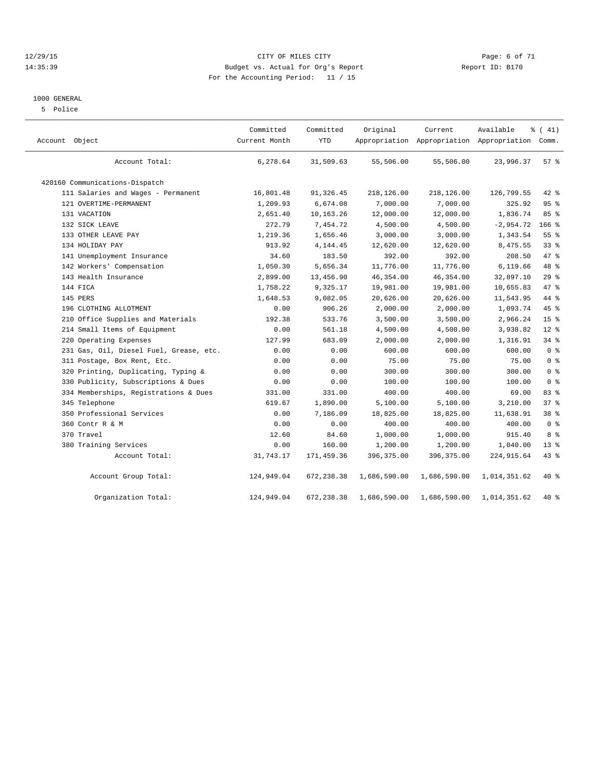CITY OF MILES CITY
Budget vs. Actual for Org's Report
For the Accounting Period: 11 / 15

12/29/15
14:35:39

Report ID: B170

1000 GENERAL
5 Police

| Account Object | Committed Current Month | Committed YTD | Original Appropriation | Current Appropriation | Available Appropriation | % ( 41) Comm. |
|---|---|---|---|---|---|---|
| Account Total: | 6,278.64 | 31,509.63 | 55,506.00 | 55,506.00 | 23,996.37 | 57 % |
| 420160 Communications-Dispatch | | | | | | |
| 111 Salaries and Wages - Permanent | 16,801.48 | 91,326.45 | 218,126.00 | 218,126.00 | 126,799.55 | 42 % |
| 121 OVERTIME-PERMANENT | 1,209.93 | 6,674.08 | 7,000.00 | 7,000.00 | 325.92 | 95 % |
| 131 VACATION | 2,651.40 | 10,163.26 | 12,000.00 | 12,000.00 | 1,836.74 | 85 % |
| 132 SICK LEAVE | 272.79 | 7,454.72 | 4,500.00 | 4,500.00 | -2,954.72 | 166 % |
| 133 OTHER LEAVE PAY | 1,219.36 | 1,656.46 | 3,000.00 | 3,000.00 | 1,343.54 | 55 % |
| 134 HOLIDAY PAY | 913.92 | 4,144.45 | 12,620.00 | 12,620.00 | 8,475.55 | 33 % |
| 141 Unemployment Insurance | 34.60 | 183.50 | 392.00 | 392.00 | 208.50 | 47 % |
| 142 Workers' Compensation | 1,050.30 | 5,656.34 | 11,776.00 | 11,776.00 | 6,119.66 | 48 % |
| 143 Health Insurance | 2,899.00 | 13,456.90 | 46,354.00 | 46,354.00 | 32,897.10 | 29 % |
| 144 FICA | 1,758.22 | 9,325.17 | 19,981.00 | 19,981.00 | 10,655.83 | 47 % |
| 145 PERS | 1,648.53 | 9,082.05 | 20,626.00 | 20,626.00 | 11,543.95 | 44 % |
| 196 CLOTHING ALLOTMENT | 0.00 | 906.26 | 2,000.00 | 2,000.00 | 1,093.74 | 45 % |
| 210 Office Supplies and Materials | 192.38 | 533.76 | 3,500.00 | 3,500.00 | 2,966.24 | 15 % |
| 214 Small Items of Equipment | 0.00 | 561.18 | 4,500.00 | 4,500.00 | 3,938.82 | 12 % |
| 220 Operating Expenses | 127.99 | 683.09 | 2,000.00 | 2,000.00 | 1,316.91 | 34 % |
| 231 Gas, Oil, Diesel Fuel, Grease, etc. | 0.00 | 0.00 | 600.00 | 600.00 | 600.00 | 0 % |
| 311 Postage, Box Rent, Etc. | 0.00 | 0.00 | 75.00 | 75.00 | 75.00 | 0 % |
| 320 Printing, Duplicating, Typing & | 0.00 | 0.00 | 300.00 | 300.00 | 300.00 | 0 % |
| 330 Publicity, Subscriptions & Dues | 0.00 | 0.00 | 100.00 | 100.00 | 100.00 | 0 % |
| 334 Memberships, Registrations & Dues | 331.00 | 331.00 | 400.00 | 400.00 | 69.00 | 83 % |
| 345 Telephone | 619.67 | 1,890.00 | 5,100.00 | 5,100.00 | 3,210.00 | 37 % |
| 350 Professional Services | 0.00 | 7,186.09 | 18,825.00 | 18,825.00 | 11,638.91 | 38 % |
| 360 Contr R & M | 0.00 | 0.00 | 400.00 | 400.00 | 400.00 | 0 % |
| 370 Travel | 12.60 | 84.60 | 1,000.00 | 1,000.00 | 915.40 | 8 % |
| 380 Training Services | 0.00 | 160.00 | 1,200.00 | 1,200.00 | 1,040.00 | 13 % |
| Account Total: | 31,743.17 | 171,459.36 | 396,375.00 | 396,375.00 | 224,915.64 | 43 % |
| Account Group Total: | 124,949.04 | 672,238.38 | 1,686,590.00 | 1,686,590.00 | 1,014,351.62 | 40 % |
| Organization Total: | 124,949.04 | 672,238.38 | 1,686,590.00 | 1,686,590.00 | 1,014,351.62 | 40 % |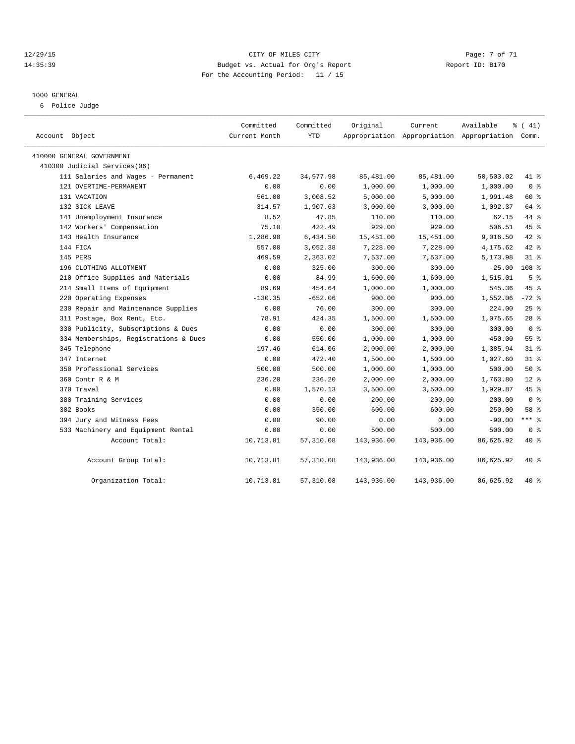12/29/15 CITY OF MILES CITY
14:35:39 Budget vs. Actual for Org's Report Report ID: B170
For the Accounting Period: 11 / 15

1000 GENERAL
6 Police Judge

| Account Object | Committed Current Month | Committed YTD | Original Appropriation | Current Appropriation | Available Appropriation | % ( 41) Comm. |
|---|---|---|---|---|---|---|
| 410000 GENERAL GOVERNMENT | | | | | | |
| 410300 Judicial Services(06) | | | | | | |
| 111 Salaries and Wages - Permanent | 6,469.22 | 34,977.98 | 85,481.00 | 85,481.00 | 50,503.02 | 41 % |
| 121 OVERTIME-PERMANENT | 0.00 | 0.00 | 1,000.00 | 1,000.00 | 1,000.00 | 0 % |
| 131 VACATION | 561.00 | 3,008.52 | 5,000.00 | 5,000.00 | 1,991.48 | 60 % |
| 132 SICK LEAVE | 314.57 | 1,907.63 | 3,000.00 | 3,000.00 | 1,092.37 | 64 % |
| 141 Unemployment Insurance | 8.52 | 47.85 | 110.00 | 110.00 | 62.15 | 44 % |
| 142 Workers' Compensation | 75.10 | 422.49 | 929.00 | 929.00 | 506.51 | 45 % |
| 143 Health Insurance | 1,286.90 | 6,434.50 | 15,451.00 | 15,451.00 | 9,016.50 | 42 % |
| 144 FICA | 557.00 | 3,052.38 | 7,228.00 | 7,228.00 | 4,175.62 | 42 % |
| 145 PERS | 469.59 | 2,363.02 | 7,537.00 | 7,537.00 | 5,173.98 | 31 % |
| 196 CLOTHING ALLOTMENT | 0.00 | 325.00 | 300.00 | 300.00 | -25.00 | 108 % |
| 210 Office Supplies and Materials | 0.00 | 84.99 | 1,600.00 | 1,600.00 | 1,515.01 | 5 % |
| 214 Small Items of Equipment | 89.69 | 454.64 | 1,000.00 | 1,000.00 | 545.36 | 45 % |
| 220 Operating Expenses | -130.35 | -652.06 | 900.00 | 900.00 | 1,552.06 | -72 % |
| 230 Repair and Maintenance Supplies | 0.00 | 76.00 | 300.00 | 300.00 | 224.00 | 25 % |
| 311 Postage, Box Rent, Etc. | 78.91 | 424.35 | 1,500.00 | 1,500.00 | 1,075.65 | 28 % |
| 330 Publicity, Subscriptions & Dues | 0.00 | 0.00 | 300.00 | 300.00 | 300.00 | 0 % |
| 334 Memberships, Registrations & Dues | 0.00 | 550.00 | 1,000.00 | 1,000.00 | 450.00 | 55 % |
| 345 Telephone | 197.46 | 614.06 | 2,000.00 | 2,000.00 | 1,385.94 | 31 % |
| 347 Internet | 0.00 | 472.40 | 1,500.00 | 1,500.00 | 1,027.60 | 31 % |
| 350 Professional Services | 500.00 | 500.00 | 1,000.00 | 1,000.00 | 500.00 | 50 % |
| 360 Contr R & M | 236.20 | 236.20 | 2,000.00 | 2,000.00 | 1,763.80 | 12 % |
| 370 Travel | 0.00 | 1,570.13 | 3,500.00 | 3,500.00 | 1,929.87 | 45 % |
| 380 Training Services | 0.00 | 0.00 | 200.00 | 200.00 | 200.00 | 0 % |
| 382 Books | 0.00 | 350.00 | 600.00 | 600.00 | 250.00 | 58 % |
| 394 Jury and Witness Fees | 0.00 | 90.00 | 0.00 | 0.00 | -90.00 | *** % |
| 533 Machinery and Equipment Rental | 0.00 | 0.00 | 500.00 | 500.00 | 500.00 | 0 % |
| Account Total: | 10,713.81 | 57,310.08 | 143,936.00 | 143,936.00 | 86,625.92 | 40 % |
| Account Group Total: | 10,713.81 | 57,310.08 | 143,936.00 | 143,936.00 | 86,625.92 | 40 % |
| Organization Total: | 10,713.81 | 57,310.08 | 143,936.00 | 143,936.00 | 86,625.92 | 40 % |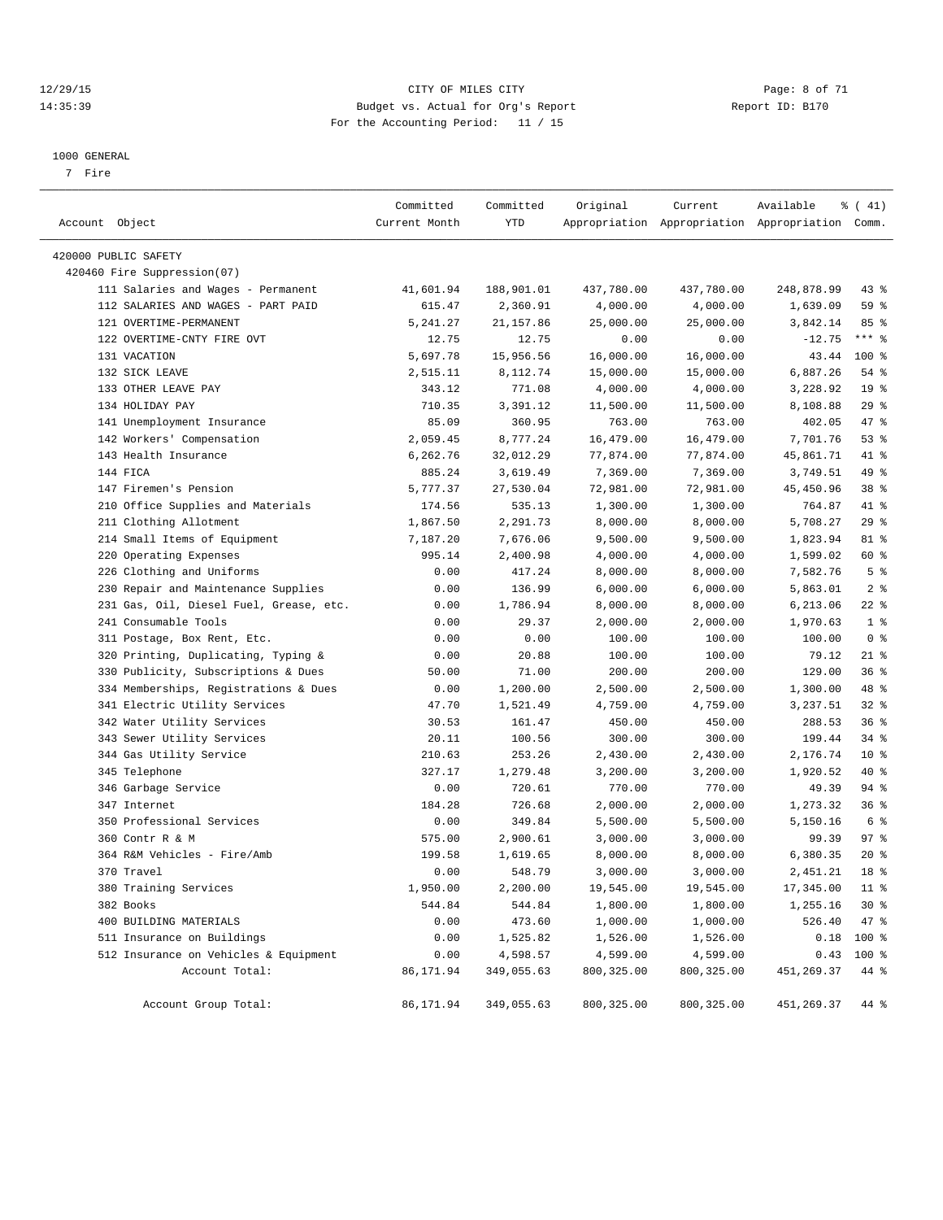12/29/15 CITY OF MILES CITY
14:35:39 Budget vs. Actual for Org's Report Report ID: B170
For the Accounting Period: 11 / 15

1000 GENERAL
7 Fire

| Account Object | Committed Current Month | Committed YTD | Original Appropriation | Current Appropriation | Available Appropriation | % ( 41) Comm. |
|---|---|---|---|---|---|---|
| 420000 PUBLIC SAFETY | | | | | | |
| 420460 Fire Suppression(07) | | | | | | |
| 111 Salaries and Wages - Permanent | 41,601.94 | 188,901.01 | 437,780.00 | 437,780.00 | 248,878.99 | 43 % |
| 112 SALARIES AND WAGES - PART PAID | 615.47 | 2,360.91 | 4,000.00 | 4,000.00 | 1,639.09 | 59 % |
| 121 OVERTIME-PERMANENT | 5,241.27 | 21,157.86 | 25,000.00 | 25,000.00 | 3,842.14 | 85 % |
| 122 OVERTIME-CNTY FIRE OVT | 12.75 | 12.75 | 0.00 | 0.00 | -12.75 | *** % |
| 131 VACATION | 5,697.78 | 15,956.56 | 16,000.00 | 16,000.00 | 43.44 | 100 % |
| 132 SICK LEAVE | 2,515.11 | 8,112.74 | 15,000.00 | 15,000.00 | 6,887.26 | 54 % |
| 133 OTHER LEAVE PAY | 343.12 | 771.08 | 4,000.00 | 4,000.00 | 3,228.92 | 19 % |
| 134 HOLIDAY PAY | 710.35 | 3,391.12 | 11,500.00 | 11,500.00 | 8,108.88 | 29 % |
| 141 Unemployment Insurance | 85.09 | 360.95 | 763.00 | 763.00 | 402.05 | 47 % |
| 142 Workers' Compensation | 2,059.45 | 8,777.24 | 16,479.00 | 16,479.00 | 7,701.76 | 53 % |
| 143 Health Insurance | 6,262.76 | 32,012.29 | 77,874.00 | 77,874.00 | 45,861.71 | 41 % |
| 144 FICA | 885.24 | 3,619.49 | 7,369.00 | 7,369.00 | 3,749.51 | 49 % |
| 147 Firemen's Pension | 5,777.37 | 27,530.04 | 72,981.00 | 72,981.00 | 45,450.96 | 38 % |
| 210 Office Supplies and Materials | 174.56 | 535.13 | 1,300.00 | 1,300.00 | 764.87 | 41 % |
| 211 Clothing Allotment | 1,867.50 | 2,291.73 | 8,000.00 | 8,000.00 | 5,708.27 | 29 % |
| 214 Small Items of Equipment | 7,187.20 | 7,676.06 | 9,500.00 | 9,500.00 | 1,823.94 | 81 % |
| 220 Operating Expenses | 995.14 | 2,400.98 | 4,000.00 | 4,000.00 | 1,599.02 | 60 % |
| 226 Clothing and Uniforms | 0.00 | 417.24 | 8,000.00 | 8,000.00 | 7,582.76 | 5 % |
| 230 Repair and Maintenance Supplies | 0.00 | 136.99 | 6,000.00 | 6,000.00 | 5,863.01 | 2 % |
| 231 Gas, Oil, Diesel Fuel, Grease, etc. | 0.00 | 1,786.94 | 8,000.00 | 8,000.00 | 6,213.06 | 22 % |
| 241 Consumable Tools | 0.00 | 29.37 | 2,000.00 | 2,000.00 | 1,970.63 | 1 % |
| 311 Postage, Box Rent, Etc. | 0.00 | 0.00 | 100.00 | 100.00 | 100.00 | 0 % |
| 320 Printing, Duplicating, Typing & | 0.00 | 20.88 | 100.00 | 100.00 | 79.12 | 21 % |
| 330 Publicity, Subscriptions & Dues | 50.00 | 71.00 | 200.00 | 200.00 | 129.00 | 36 % |
| 334 Memberships, Registrations & Dues | 0.00 | 1,200.00 | 2,500.00 | 2,500.00 | 1,300.00 | 48 % |
| 341 Electric Utility Services | 47.70 | 1,521.49 | 4,759.00 | 4,759.00 | 3,237.51 | 32 % |
| 342 Water Utility Services | 30.53 | 161.47 | 450.00 | 450.00 | 288.53 | 36 % |
| 343 Sewer Utility Services | 20.11 | 100.56 | 300.00 | 300.00 | 199.44 | 34 % |
| 344 Gas Utility Service | 210.63 | 253.26 | 2,430.00 | 2,430.00 | 2,176.74 | 10 % |
| 345 Telephone | 327.17 | 1,279.48 | 3,200.00 | 3,200.00 | 1,920.52 | 40 % |
| 346 Garbage Service | 0.00 | 720.61 | 770.00 | 770.00 | 49.39 | 94 % |
| 347 Internet | 184.28 | 726.68 | 2,000.00 | 2,000.00 | 1,273.32 | 36 % |
| 350 Professional Services | 0.00 | 349.84 | 5,500.00 | 5,500.00 | 5,150.16 | 6 % |
| 360 Contr R & M | 575.00 | 2,900.61 | 3,000.00 | 3,000.00 | 99.39 | 97 % |
| 364 R&M Vehicles - Fire/Amb | 199.58 | 1,619.65 | 8,000.00 | 8,000.00 | 6,380.35 | 20 % |
| 370 Travel | 0.00 | 548.79 | 3,000.00 | 3,000.00 | 2,451.21 | 18 % |
| 380 Training Services | 1,950.00 | 2,200.00 | 19,545.00 | 19,545.00 | 17,345.00 | 11 % |
| 382 Books | 544.84 | 544.84 | 1,800.00 | 1,800.00 | 1,255.16 | 30 % |
| 400 BUILDING MATERIALS | 0.00 | 473.60 | 1,000.00 | 1,000.00 | 526.40 | 47 % |
| 511 Insurance on Buildings | 0.00 | 1,525.82 | 1,526.00 | 1,526.00 | 0.18 | 100 % |
| 512 Insurance on Vehicles & Equipment | 0.00 | 4,598.57 | 4,599.00 | 4,599.00 | 0.43 | 100 % |
| Account Total: | 86,171.94 | 349,055.63 | 800,325.00 | 800,325.00 | 451,269.37 | 44 % |
| Account Group Total: | 86,171.94 | 349,055.63 | 800,325.00 | 800,325.00 | 451,269.37 | 44 % |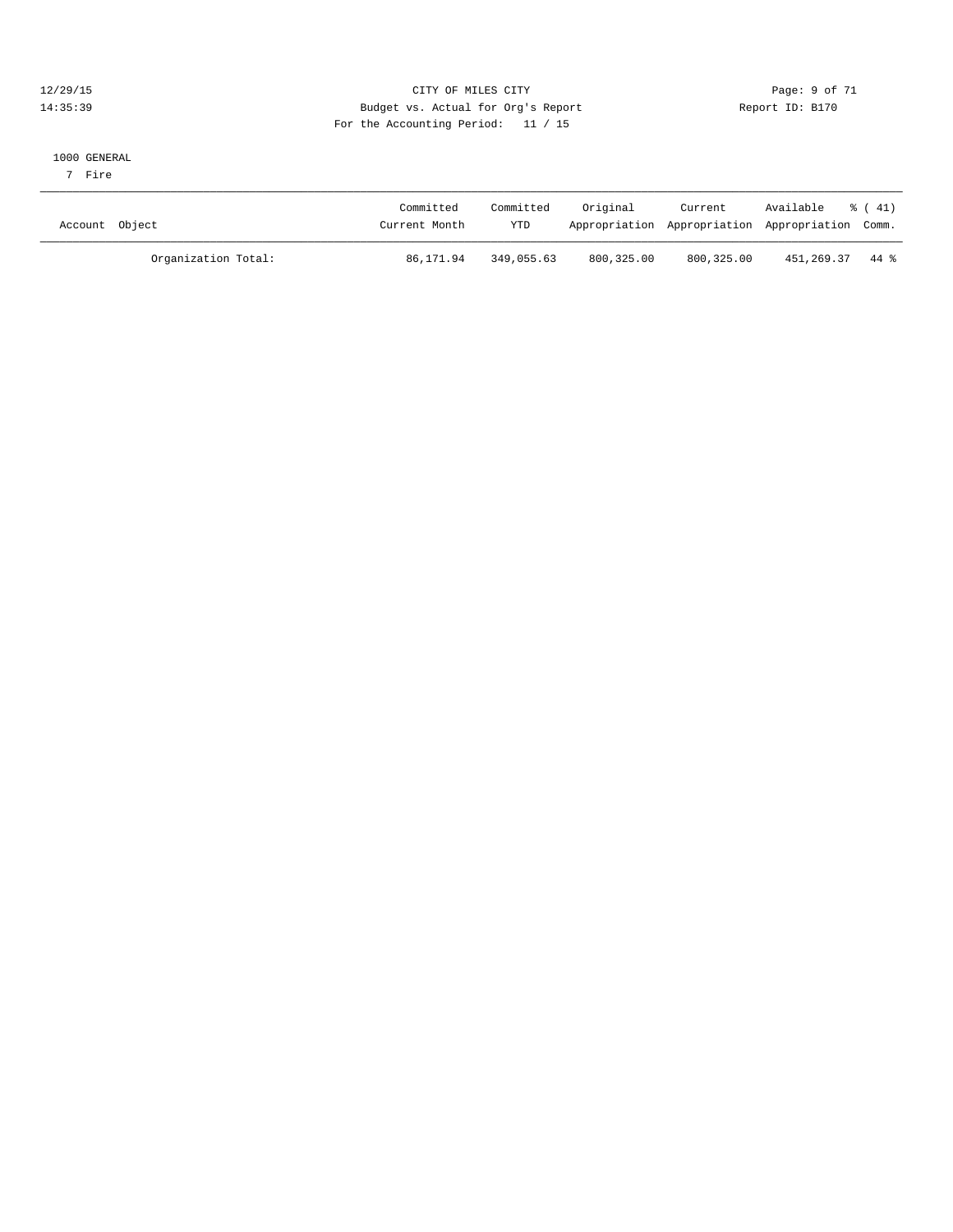CITY OF MILES CITY
Budget vs. Actual for Org's Report
For the Accounting Period: 11 / 15

12/29/15
14:35:39

Report ID: B170

1000 GENERAL
7 Fire

| Account Object | Committed Current Month | Committed YTD | Original Appropriation | Current Appropriation | Available Appropriation | % ( 41) Comm. |
|---|---|---|---|---|---|---|
| Organization Total: | 86,171.94 | 349,055.63 | 800,325.00 | 800,325.00 | 451,269.37 | 44 % |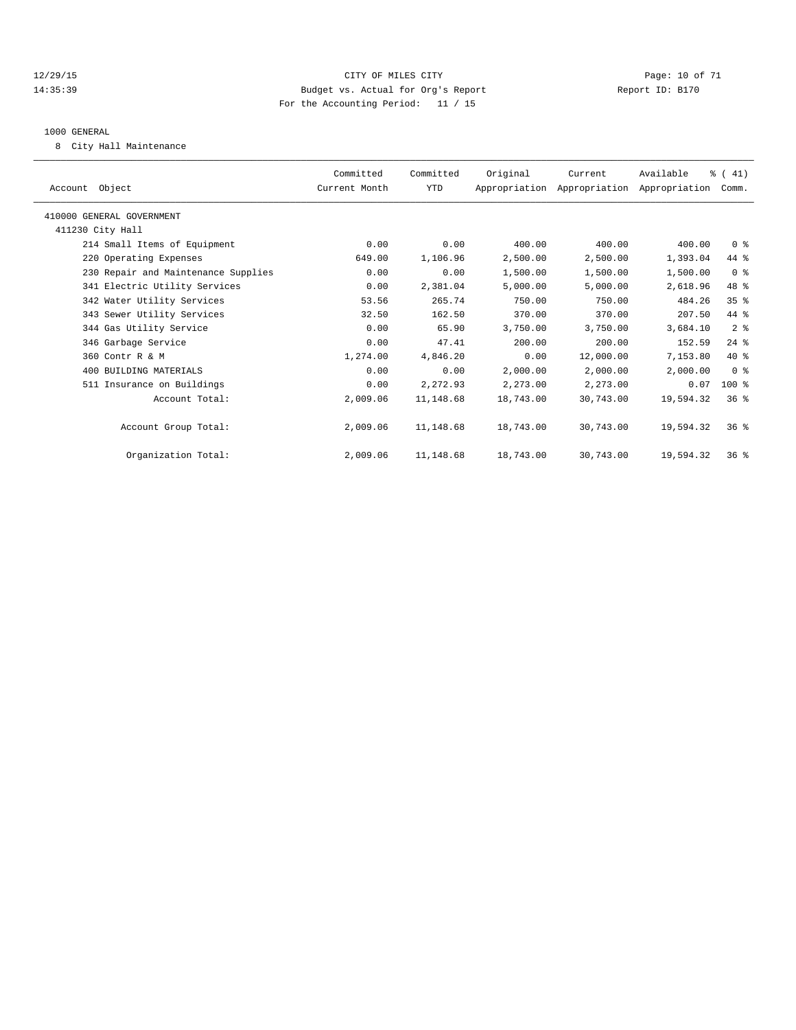CITY OF MILES CITY
Budget vs. Actual for Org's Report
For the Accounting Period: 11 / 15

12/29/15
14:35:39

Report ID: B170

1000 GENERAL

8 City Hall Maintenance

| Account Object | Committed Current Month | Committed YTD | Original Appropriation | Current Appropriation | Available Appropriation | % ( 41) Comm. |
|---|---|---|---|---|---|---|
| 410000 GENERAL GOVERNMENT | | | | | | |
| 411230 City Hall | | | | | | |
| 214 Small Items of Equipment | 0.00 | 0.00 | 400.00 | 400.00 | 400.00 | 0 % |
| 220 Operating Expenses | 649.00 | 1,106.96 | 2,500.00 | 2,500.00 | 1,393.04 | 44 % |
| 230 Repair and Maintenance Supplies | 0.00 | 0.00 | 1,500.00 | 1,500.00 | 1,500.00 | 0 % |
| 341 Electric Utility Services | 0.00 | 2,381.04 | 5,000.00 | 5,000.00 | 2,618.96 | 48 % |
| 342 Water Utility Services | 53.56 | 265.74 | 750.00 | 750.00 | 484.26 | 35 % |
| 343 Sewer Utility Services | 32.50 | 162.50 | 370.00 | 370.00 | 207.50 | 44 % |
| 344 Gas Utility Service | 0.00 | 65.90 | 3,750.00 | 3,750.00 | 3,684.10 | 2 % |
| 346 Garbage Service | 0.00 | 47.41 | 200.00 | 200.00 | 152.59 | 24 % |
| 360 Contr R & M | 1,274.00 | 4,846.20 | 0.00 | 12,000.00 | 7,153.80 | 40 % |
| 400 BUILDING MATERIALS | 0.00 | 0.00 | 2,000.00 | 2,000.00 | 2,000.00 | 0 % |
| 511 Insurance on Buildings | 0.00 | 2,272.93 | 2,273.00 | 2,273.00 | 0.07 | 100 % |
| Account Total: | 2,009.06 | 11,148.68 | 18,743.00 | 30,743.00 | 19,594.32 | 36 % |
| Account Group Total: | 2,009.06 | 11,148.68 | 18,743.00 | 30,743.00 | 19,594.32 | 36 % |
| Organization Total: | 2,009.06 | 11,148.68 | 18,743.00 | 30,743.00 | 19,594.32 | 36 % |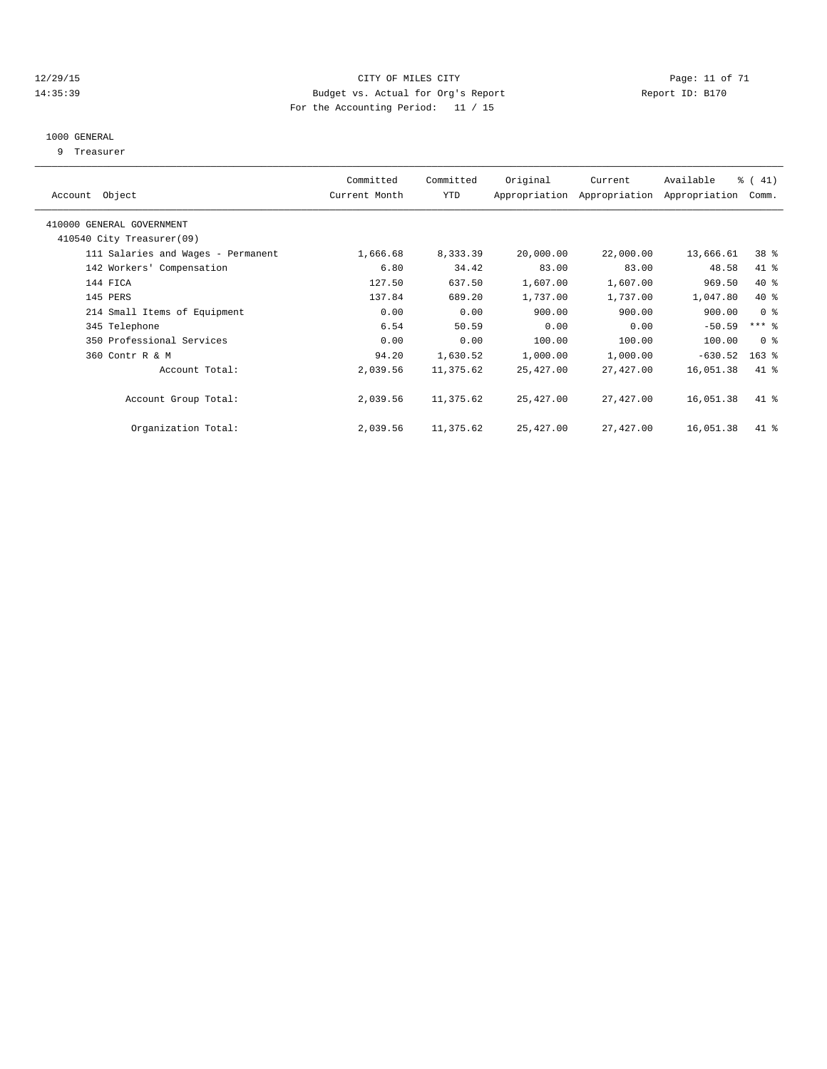CITY OF MILES CITY
Budget vs. Actual for Org's Report
For the Accounting Period: 11 / 15

12/29/15
14:35:39

Report ID: B170

1000 GENERAL
9 Treasurer

| Account Object | Committed Current Month | Committed YTD | Original Appropriation | Current Appropriation | Available Appropriation | % ( 41) Comm. |
|---|---|---|---|---|---|---|
| 410000 GENERAL GOVERNMENT | | | | | | |
| 410540 City Treasurer(09) | | | | | | |
| 111 Salaries and Wages - Permanent | 1,666.68 | 8,333.39 | 20,000.00 | 22,000.00 | 13,666.61 | 38 % |
| 142 Workers' Compensation | 6.80 | 34.42 | 83.00 | 83.00 | 48.58 | 41 % |
| 144 FICA | 127.50 | 637.50 | 1,607.00 | 1,607.00 | 969.50 | 40 % |
| 145 PERS | 137.84 | 689.20 | 1,737.00 | 1,737.00 | 1,047.80 | 40 % |
| 214 Small Items of Equipment | 0.00 | 0.00 | 900.00 | 900.00 | 900.00 | 0 % |
| 345 Telephone | 6.54 | 50.59 | 0.00 | 0.00 | -50.59 | *** % |
| 350 Professional Services | 0.00 | 0.00 | 100.00 | 100.00 | 100.00 | 0 % |
| 360 Contr R & M | 94.20 | 1,630.52 | 1,000.00 | 1,000.00 | -630.52 | 163 % |
| Account Total: | 2,039.56 | 11,375.62 | 25,427.00 | 27,427.00 | 16,051.38 | 41 % |
| Account Group Total: | 2,039.56 | 11,375.62 | 25,427.00 | 27,427.00 | 16,051.38 | 41 % |
| Organization Total: | 2,039.56 | 11,375.62 | 25,427.00 | 27,427.00 | 16,051.38 | 41 % |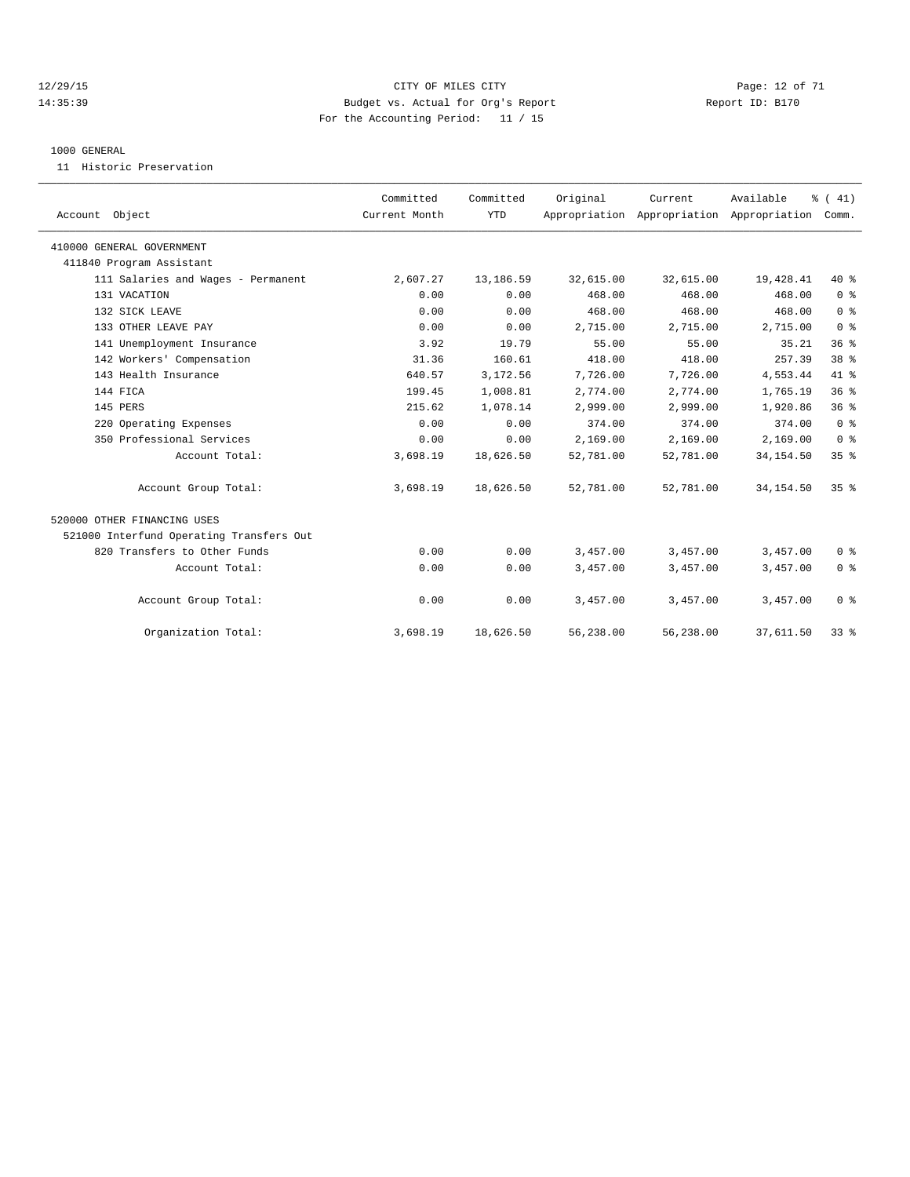CITY OF MILES CITY
Budget vs. Actual for Org's Report
For the Accounting Period: 11 / 15

12/29/15
14:35:39

Report ID: B170

1000 GENERAL

11 Historic Preservation

| Account Object | Committed Current Month | Committed YTD | Original Appropriation | Current Appropriation | Available Appropriation | % ( 41) Comm. |
|---|---|---|---|---|---|---|
| 410000 GENERAL GOVERNMENT | | | | | | |
| 411840 Program Assistant | | | | | | |
| 111 Salaries and Wages - Permanent | 2,607.27 | 13,186.59 | 32,615.00 | 32,615.00 | 19,428.41 | 40 % |
| 131 VACATION | 0.00 | 0.00 | 468.00 | 468.00 | 468.00 | 0 % |
| 132 SICK LEAVE | 0.00 | 0.00 | 468.00 | 468.00 | 468.00 | 0 % |
| 133 OTHER LEAVE PAY | 0.00 | 0.00 | 2,715.00 | 2,715.00 | 2,715.00 | 0 % |
| 141 Unemployment Insurance | 3.92 | 19.79 | 55.00 | 55.00 | 35.21 | 36 % |
| 142 Workers' Compensation | 31.36 | 160.61 | 418.00 | 418.00 | 257.39 | 38 % |
| 143 Health Insurance | 640.57 | 3,172.56 | 7,726.00 | 7,726.00 | 4,553.44 | 41 % |
| 144 FICA | 199.45 | 1,008.81 | 2,774.00 | 2,774.00 | 1,765.19 | 36 % |
| 145 PERS | 215.62 | 1,078.14 | 2,999.00 | 2,999.00 | 1,920.86 | 36 % |
| 220 Operating Expenses | 0.00 | 0.00 | 374.00 | 374.00 | 374.00 | 0 % |
| 350 Professional Services | 0.00 | 0.00 | 2,169.00 | 2,169.00 | 2,169.00 | 0 % |
| Account Total: | 3,698.19 | 18,626.50 | 52,781.00 | 52,781.00 | 34,154.50 | 35 % |
| Account Group Total: | 3,698.19 | 18,626.50 | 52,781.00 | 52,781.00 | 34,154.50 | 35 % |
| 520000 OTHER FINANCING USES | | | | | | |
| 521000 Interfund Operating Transfers Out | | | | | | |
| 820 Transfers to Other Funds | 0.00 | 0.00 | 3,457.00 | 3,457.00 | 3,457.00 | 0 % |
| Account Total: | 0.00 | 0.00 | 3,457.00 | 3,457.00 | 3,457.00 | 0 % |
| Account Group Total: | 0.00 | 0.00 | 3,457.00 | 3,457.00 | 3,457.00 | 0 % |
| Organization Total: | 3,698.19 | 18,626.50 | 56,238.00 | 56,238.00 | 37,611.50 | 33 % |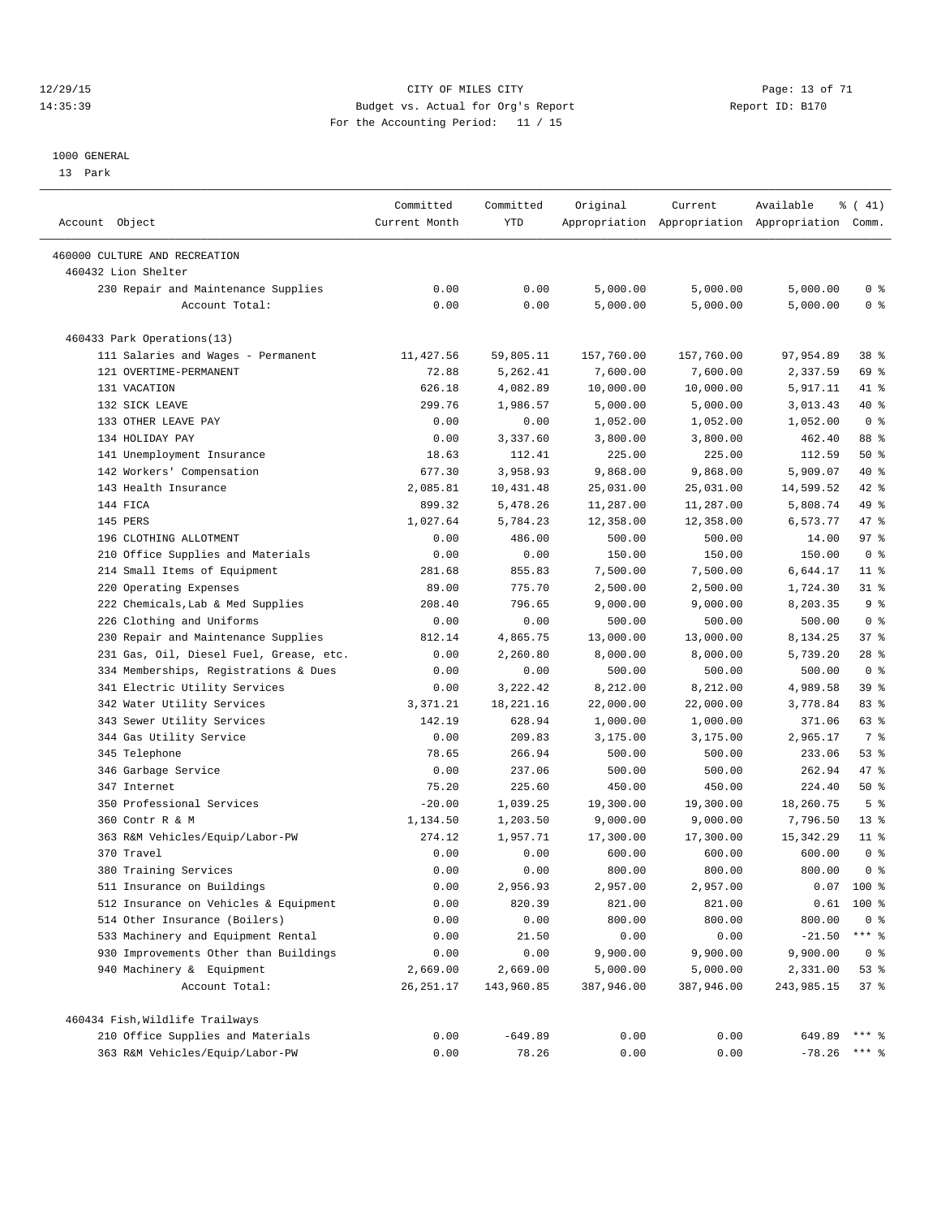CITY OF MILES CITY

Budget vs. Actual for Org's Report

For the Accounting Period: 11 / 15

12/29/15 14:35:39 — Report ID: B170

1000 GENERAL

13 Park

| Account Object | Committed Current Month | Committed YTD | Original Appropriation | Current Appropriation | Available Appropriation | % ( 41) Comm. |
|---|---|---|---|---|---|---|
| 460000 CULTURE AND RECREATION | | | | | | |
| 460432 Lion Shelter | | | | | | |
| 230 Repair and Maintenance Supplies | 0.00 | 0.00 | 5,000.00 | 5,000.00 | 5,000.00 | 0 % |
| Account Total: | 0.00 | 0.00 | 5,000.00 | 5,000.00 | 5,000.00 | 0 % |
| 460433 Park Operations(13) | | | | | | |
| 111 Salaries and Wages - Permanent | 11,427.56 | 59,805.11 | 157,760.00 | 157,760.00 | 97,954.89 | 38 % |
| 121 OVERTIME-PERMANENT | 72.88 | 5,262.41 | 7,600.00 | 7,600.00 | 2,337.59 | 69 % |
| 131 VACATION | 626.18 | 4,082.89 | 10,000.00 | 10,000.00 | 5,917.11 | 41 % |
| 132 SICK LEAVE | 299.76 | 1,986.57 | 5,000.00 | 5,000.00 | 3,013.43 | 40 % |
| 133 OTHER LEAVE PAY | 0.00 | 0.00 | 1,052.00 | 1,052.00 | 1,052.00 | 0 % |
| 134 HOLIDAY PAY | 0.00 | 3,337.60 | 3,800.00 | 3,800.00 | 462.40 | 88 % |
| 141 Unemployment Insurance | 18.63 | 112.41 | 225.00 | 225.00 | 112.59 | 50 % |
| 142 Workers' Compensation | 677.30 | 3,958.93 | 9,868.00 | 9,868.00 | 5,909.07 | 40 % |
| 143 Health Insurance | 2,085.81 | 10,431.48 | 25,031.00 | 25,031.00 | 14,599.52 | 42 % |
| 144 FICA | 899.32 | 5,478.26 | 11,287.00 | 11,287.00 | 5,808.74 | 49 % |
| 145 PERS | 1,027.64 | 5,784.23 | 12,358.00 | 12,358.00 | 6,573.77 | 47 % |
| 196 CLOTHING ALLOTMENT | 0.00 | 486.00 | 500.00 | 500.00 | 14.00 | 97 % |
| 210 Office Supplies and Materials | 0.00 | 0.00 | 150.00 | 150.00 | 150.00 | 0 % |
| 214 Small Items of Equipment | 281.68 | 855.83 | 7,500.00 | 7,500.00 | 6,644.17 | 11 % |
| 220 Operating Expenses | 89.00 | 775.70 | 2,500.00 | 2,500.00 | 1,724.30 | 31 % |
| 222 Chemicals,Lab & Med Supplies | 208.40 | 796.65 | 9,000.00 | 9,000.00 | 8,203.35 | 9 % |
| 226 Clothing and Uniforms | 0.00 | 0.00 | 500.00 | 500.00 | 500.00 | 0 % |
| 230 Repair and Maintenance Supplies | 812.14 | 4,865.75 | 13,000.00 | 13,000.00 | 8,134.25 | 37 % |
| 231 Gas, Oil, Diesel Fuel, Grease, etc. | 0.00 | 2,260.80 | 8,000.00 | 8,000.00 | 5,739.20 | 28 % |
| 334 Memberships, Registrations & Dues | 0.00 | 0.00 | 500.00 | 500.00 | 500.00 | 0 % |
| 341 Electric Utility Services | 0.00 | 3,222.42 | 8,212.00 | 8,212.00 | 4,989.58 | 39 % |
| 342 Water Utility Services | 3,371.21 | 18,221.16 | 22,000.00 | 22,000.00 | 3,778.84 | 83 % |
| 343 Sewer Utility Services | 142.19 | 628.94 | 1,000.00 | 1,000.00 | 371.06 | 63 % |
| 344 Gas Utility Service | 0.00 | 209.83 | 3,175.00 | 3,175.00 | 2,965.17 | 7 % |
| 345 Telephone | 78.65 | 266.94 | 500.00 | 500.00 | 233.06 | 53 % |
| 346 Garbage Service | 0.00 | 237.06 | 500.00 | 500.00 | 262.94 | 47 % |
| 347 Internet | 75.20 | 225.60 | 450.00 | 450.00 | 224.40 | 50 % |
| 350 Professional Services | -20.00 | 1,039.25 | 19,300.00 | 19,300.00 | 18,260.75 | 5 % |
| 360 Contr R & M | 1,134.50 | 1,203.50 | 9,000.00 | 9,000.00 | 7,796.50 | 13 % |
| 363 R&M Vehicles/Equip/Labor-PW | 274.12 | 1,957.71 | 17,300.00 | 17,300.00 | 15,342.29 | 11 % |
| 370 Travel | 0.00 | 0.00 | 600.00 | 600.00 | 600.00 | 0 % |
| 380 Training Services | 0.00 | 0.00 | 800.00 | 800.00 | 800.00 | 0 % |
| 511 Insurance on Buildings | 0.00 | 2,956.93 | 2,957.00 | 2,957.00 | 0.07 | 100 % |
| 512 Insurance on Vehicles & Equipment | 0.00 | 820.39 | 821.00 | 821.00 | 0.61 | 100 % |
| 514 Other Insurance (Boilers) | 0.00 | 0.00 | 800.00 | 800.00 | 800.00 | 0 % |
| 533 Machinery and Equipment Rental | 0.00 | 21.50 | 0.00 | 0.00 | -21.50 | *** % |
| 930 Improvements Other than Buildings | 0.00 | 0.00 | 9,900.00 | 9,900.00 | 9,900.00 | 0 % |
| 940 Machinery & Equipment | 2,669.00 | 2,669.00 | 5,000.00 | 5,000.00 | 2,331.00 | 53 % |
| Account Total: | 26,251.17 | 143,960.85 | 387,946.00 | 387,946.00 | 243,985.15 | 37 % |
| 460434 Fish,Wildlife Trailways | | | | | | |
| 210 Office Supplies and Materials | 0.00 | -649.89 | 0.00 | 0.00 | 649.89 | *** % |
| 363 R&M Vehicles/Equip/Labor-PW | 0.00 | 78.26 | 0.00 | 0.00 | -78.26 | *** % |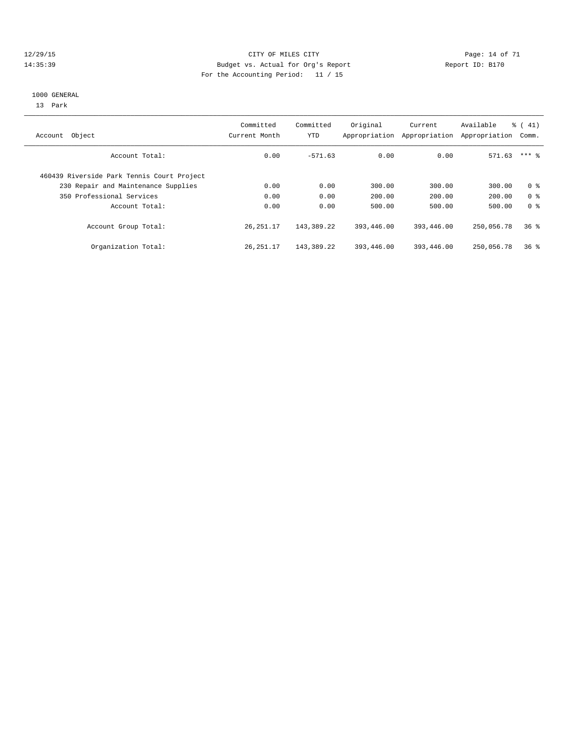12/29/15 CITY OF MILES CITY
14:35:39 Budget vs. Actual for Org's Report Report ID: B170
For the Accounting Period: 11 / 15

1000 GENERAL
13 Park

| Account Object | Committed Current Month | Committed YTD | Original Appropriation | Current Appropriation | Available Appropriation | % ( 41) Comm. |
|---|---|---|---|---|---|---|
| Account Total: | 0.00 | -571.63 | 0.00 | 0.00 | 571.63 | *** % |
| 460439 Riverside Park Tennis Court Project | | | | | | |
| 230 Repair and Maintenance Supplies | 0.00 | 0.00 | 300.00 | 300.00 | 300.00 | 0 % |
| 350 Professional Services | 0.00 | 0.00 | 200.00 | 200.00 | 200.00 | 0 % |
| Account Total: | 0.00 | 0.00 | 500.00 | 500.00 | 500.00 | 0 % |
| Account Group Total: | 26,251.17 | 143,389.22 | 393,446.00 | 393,446.00 | 250,056.78 | 36 % |
| Organization Total: | 26,251.17 | 143,389.22 | 393,446.00 | 393,446.00 | 250,056.78 | 36 % |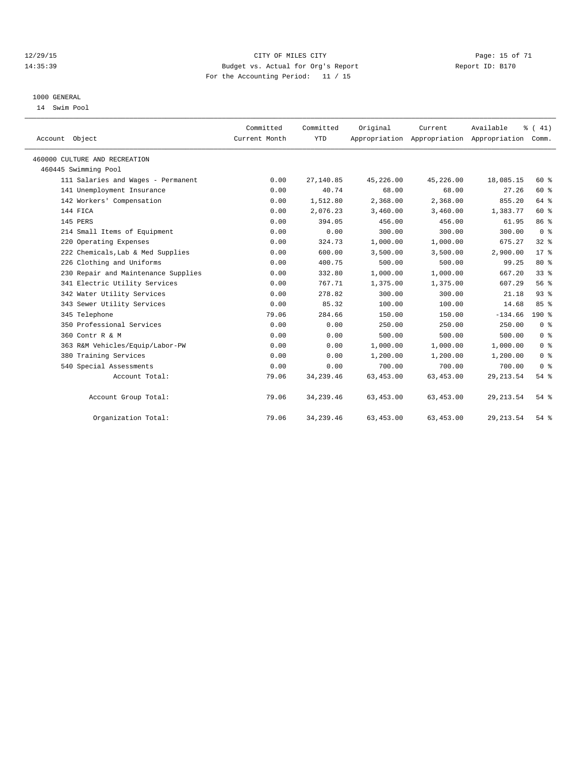CITY OF MILES CITY
Budget vs. Actual for Org's Report
For the Accounting Period: 11 / 15

12/29/15
14:35:39

Report ID: B170

## 1000 GENERAL

14 Swim Pool

| Account Object | Committed Current Month | Committed YTD | Original Appropriation | Current Appropriation | Available Appropriation | % ( 41) Comm. |
|---|---|---|---|---|---|---|
| 460000 CULTURE AND RECREATION | | | | | | |
| 460445 Swimming Pool | | | | | | |
| 111 Salaries and Wages - Permanent | 0.00 | 27,140.85 | 45,226.00 | 45,226.00 | 18,085.15 | 60 % |
| 141 Unemployment Insurance | 0.00 | 40.74 | 68.00 | 68.00 | 27.26 | 60 % |
| 142 Workers' Compensation | 0.00 | 1,512.80 | 2,368.00 | 2,368.00 | 855.20 | 64 % |
| 144 FICA | 0.00 | 2,076.23 | 3,460.00 | 3,460.00 | 1,383.77 | 60 % |
| 145 PERS | 0.00 | 394.05 | 456.00 | 456.00 | 61.95 | 86 % |
| 214 Small Items of Equipment | 0.00 | 0.00 | 300.00 | 300.00 | 300.00 | 0 % |
| 220 Operating Expenses | 0.00 | 324.73 | 1,000.00 | 1,000.00 | 675.27 | 32 % |
| 222 Chemicals,Lab & Med Supplies | 0.00 | 600.00 | 3,500.00 | 3,500.00 | 2,900.00 | 17 % |
| 226 Clothing and Uniforms | 0.00 | 400.75 | 500.00 | 500.00 | 99.25 | 80 % |
| 230 Repair and Maintenance Supplies | 0.00 | 332.80 | 1,000.00 | 1,000.00 | 667.20 | 33 % |
| 341 Electric Utility Services | 0.00 | 767.71 | 1,375.00 | 1,375.00 | 607.29 | 56 % |
| 342 Water Utility Services | 0.00 | 278.82 | 300.00 | 300.00 | 21.18 | 93 % |
| 343 Sewer Utility Services | 0.00 | 85.32 | 100.00 | 100.00 | 14.68 | 85 % |
| 345 Telephone | 79.06 | 284.66 | 150.00 | 150.00 | -134.66 | 190 % |
| 350 Professional Services | 0.00 | 0.00 | 250.00 | 250.00 | 250.00 | 0 % |
| 360 Contr R & M | 0.00 | 0.00 | 500.00 | 500.00 | 500.00 | 0 % |
| 363 R&M Vehicles/Equip/Labor-PW | 0.00 | 0.00 | 1,000.00 | 1,000.00 | 1,000.00 | 0 % |
| 380 Training Services | 0.00 | 0.00 | 1,200.00 | 1,200.00 | 1,200.00 | 0 % |
| 540 Special Assessments | 0.00 | 0.00 | 700.00 | 700.00 | 700.00 | 0 % |
| Account Total: | 79.06 | 34,239.46 | 63,453.00 | 63,453.00 | 29,213.54 | 54 % |
| Account Group Total: | 79.06 | 34,239.46 | 63,453.00 | 63,453.00 | 29,213.54 | 54 % |
| Organization Total: | 79.06 | 34,239.46 | 63,453.00 | 63,453.00 | 29,213.54 | 54 % |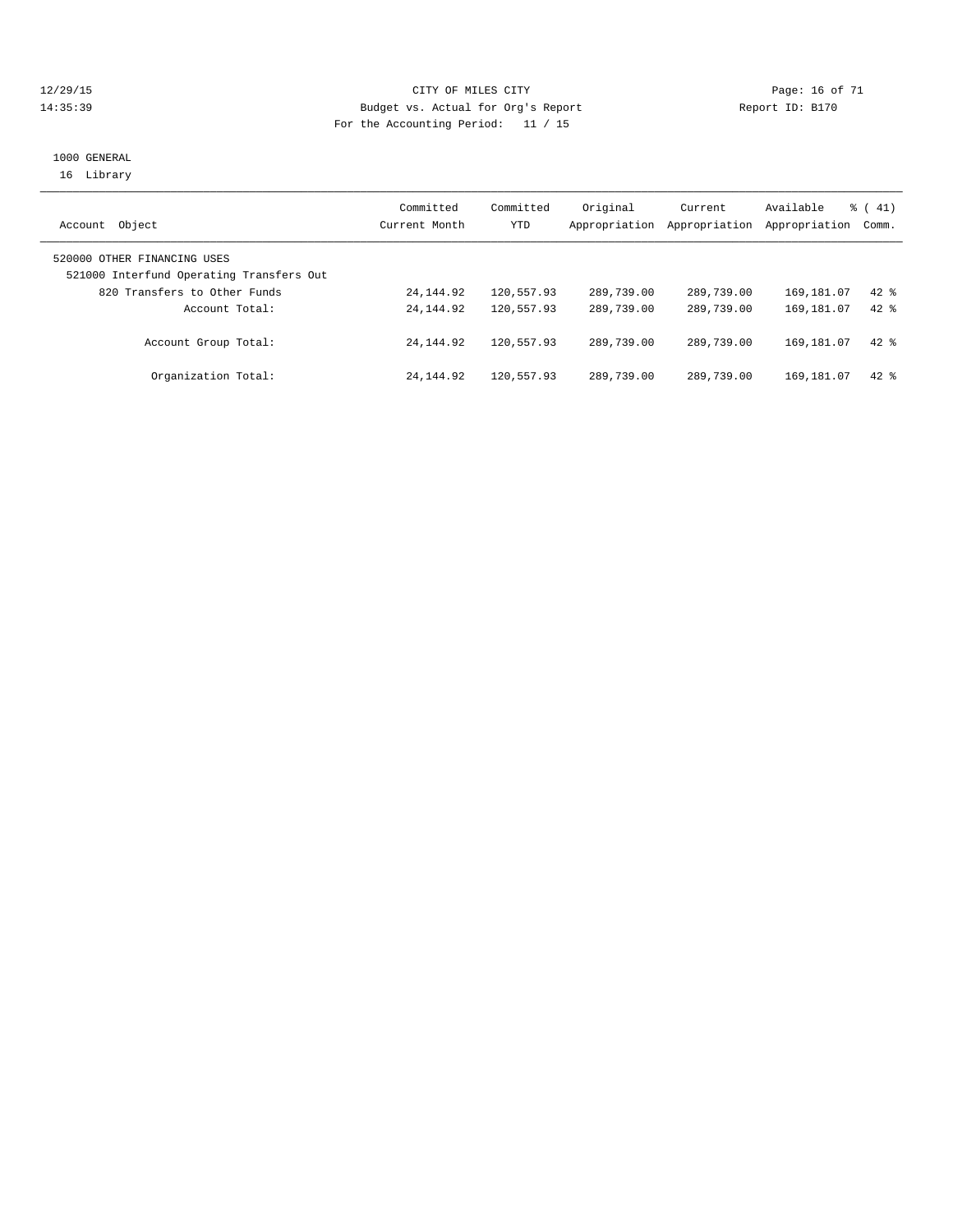CITY OF MILES CITY
Budget vs. Actual for Org's Report
For the Accounting Period: 11 / 15

12/29/15
14:35:39

Report ID: B170

1000 GENERAL
16 Library

| Account Object | Committed Current Month | Committed YTD | Original Appropriation | Current Appropriation | Available Appropriation | % ( 41) Comm. |
|---|---|---|---|---|---|---|
| 520000 OTHER FINANCING USES | | | | | | |
| 521000 Interfund Operating Transfers Out | | | | | | |
| 820 Transfers to Other Funds | 24,144.92 | 120,557.93 | 289,739.00 | 289,739.00 | 169,181.07 | 42 % |
| Account Total: | 24,144.92 | 120,557.93 | 289,739.00 | 289,739.00 | 169,181.07 | 42 % |
| Account Group Total: | 24,144.92 | 120,557.93 | 289,739.00 | 289,739.00 | 169,181.07 | 42 % |
| Organization Total: | 24,144.92 | 120,557.93 | 289,739.00 | 289,739.00 | 169,181.07 | 42 % |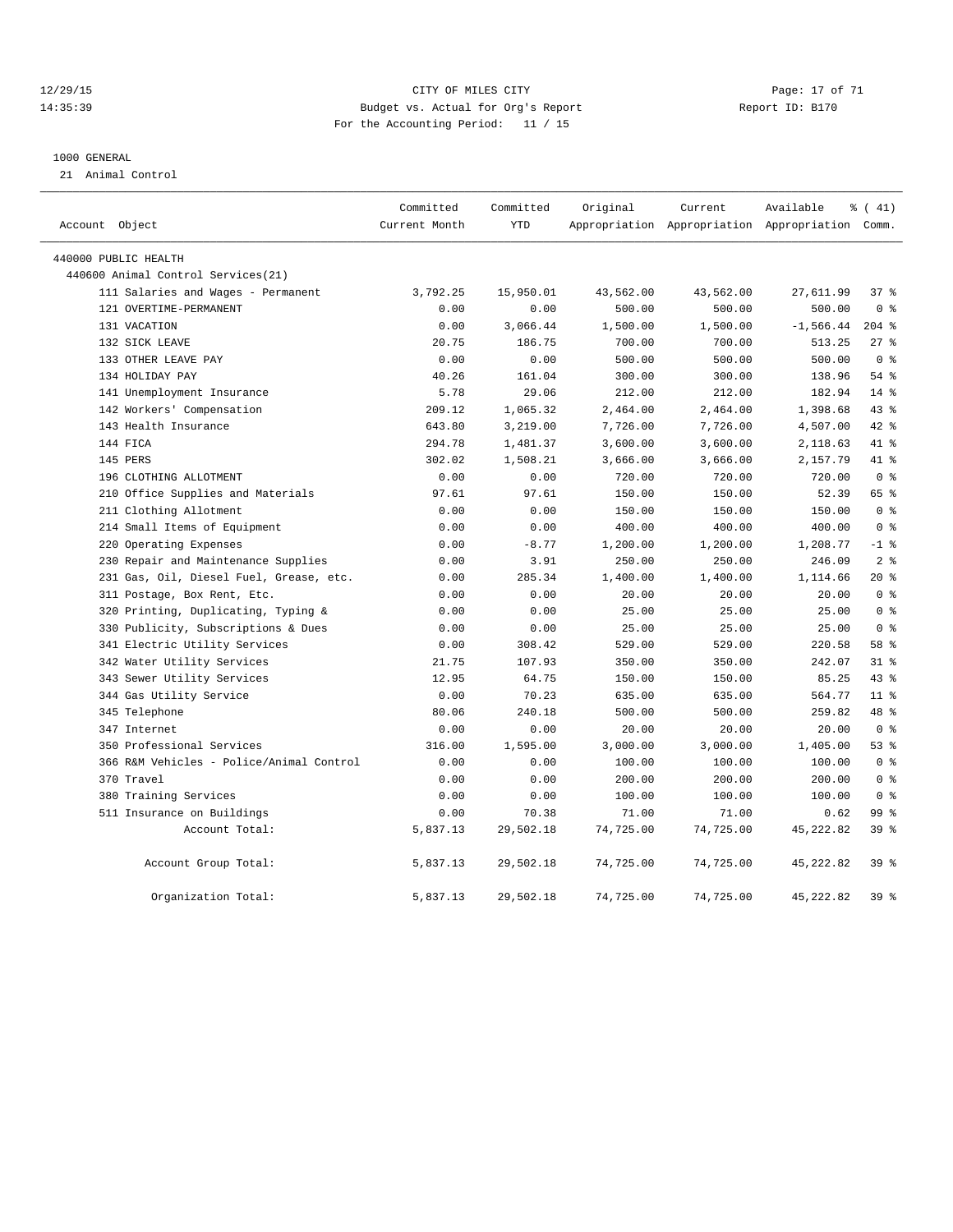CITY OF MILES CITY
Budget vs. Actual for Org's Report
For the Accounting Period: 11 / 15

12/29/15
14:35:39

Report ID: B170

1000 GENERAL
21 Animal Control

| Account Object | Committed Current Month | Committed YTD | Original Appropriation | Current Appropriation | Available Appropriation | % ( 41) Comm. |
|---|---|---|---|---|---|---|
| 440000 PUBLIC HEALTH | | | | | | |
| 440600 Animal Control Services(21) | | | | | | |
| 111 Salaries and Wages - Permanent | 3,792.25 | 15,950.01 | 43,562.00 | 43,562.00 | 27,611.99 | 37 % |
| 121 OVERTIME-PERMANENT | 0.00 | 0.00 | 500.00 | 500.00 | 500.00 | 0 % |
| 131 VACATION | 0.00 | 3,066.44 | 1,500.00 | 1,500.00 | -1,566.44 | 204 % |
| 132 SICK LEAVE | 20.75 | 186.75 | 700.00 | 700.00 | 513.25 | 27 % |
| 133 OTHER LEAVE PAY | 0.00 | 0.00 | 500.00 | 500.00 | 500.00 | 0 % |
| 134 HOLIDAY PAY | 40.26 | 161.04 | 300.00 | 300.00 | 138.96 | 54 % |
| 141 Unemployment Insurance | 5.78 | 29.06 | 212.00 | 212.00 | 182.94 | 14 % |
| 142 Workers' Compensation | 209.12 | 1,065.32 | 2,464.00 | 2,464.00 | 1,398.68 | 43 % |
| 143 Health Insurance | 643.80 | 3,219.00 | 7,726.00 | 7,726.00 | 4,507.00 | 42 % |
| 144 FICA | 294.78 | 1,481.37 | 3,600.00 | 3,600.00 | 2,118.63 | 41 % |
| 145 PERS | 302.02 | 1,508.21 | 3,666.00 | 3,666.00 | 2,157.79 | 41 % |
| 196 CLOTHING ALLOTMENT | 0.00 | 0.00 | 720.00 | 720.00 | 720.00 | 0 % |
| 210 Office Supplies and Materials | 97.61 | 97.61 | 150.00 | 150.00 | 52.39 | 65 % |
| 211 Clothing Allotment | 0.00 | 0.00 | 150.00 | 150.00 | 150.00 | 0 % |
| 214 Small Items of Equipment | 0.00 | 0.00 | 400.00 | 400.00 | 400.00 | 0 % |
| 220 Operating Expenses | 0.00 | -8.77 | 1,200.00 | 1,200.00 | 1,208.77 | -1 % |
| 230 Repair and Maintenance Supplies | 0.00 | 3.91 | 250.00 | 250.00 | 246.09 | 2 % |
| 231 Gas, Oil, Diesel Fuel, Grease, etc. | 0.00 | 285.34 | 1,400.00 | 1,400.00 | 1,114.66 | 20 % |
| 311 Postage, Box Rent, Etc. | 0.00 | 0.00 | 20.00 | 20.00 | 20.00 | 0 % |
| 320 Printing, Duplicating, Typing & | 0.00 | 0.00 | 25.00 | 25.00 | 25.00 | 0 % |
| 330 Publicity, Subscriptions & Dues | 0.00 | 0.00 | 25.00 | 25.00 | 25.00 | 0 % |
| 341 Electric Utility Services | 0.00 | 308.42 | 529.00 | 529.00 | 220.58 | 58 % |
| 342 Water Utility Services | 21.75 | 107.93 | 350.00 | 350.00 | 242.07 | 31 % |
| 343 Sewer Utility Services | 12.95 | 64.75 | 150.00 | 150.00 | 85.25 | 43 % |
| 344 Gas Utility Service | 0.00 | 70.23 | 635.00 | 635.00 | 564.77 | 11 % |
| 345 Telephone | 80.06 | 240.18 | 500.00 | 500.00 | 259.82 | 48 % |
| 347 Internet | 0.00 | 0.00 | 20.00 | 20.00 | 20.00 | 0 % |
| 350 Professional Services | 316.00 | 1,595.00 | 3,000.00 | 3,000.00 | 1,405.00 | 53 % |
| 366 R&M Vehicles - Police/Animal Control | 0.00 | 0.00 | 100.00 | 100.00 | 100.00 | 0 % |
| 370 Travel | 0.00 | 0.00 | 200.00 | 200.00 | 200.00 | 0 % |
| 380 Training Services | 0.00 | 0.00 | 100.00 | 100.00 | 100.00 | 0 % |
| 511 Insurance on Buildings | 0.00 | 70.38 | 71.00 | 71.00 | 0.62 | 99 % |
| Account Total: | 5,837.13 | 29,502.18 | 74,725.00 | 74,725.00 | 45,222.82 | 39 % |
| Account Group Total: | 5,837.13 | 29,502.18 | 74,725.00 | 74,725.00 | 45,222.82 | 39 % |
| Organization Total: | 5,837.13 | 29,502.18 | 74,725.00 | 74,725.00 | 45,222.82 | 39 % |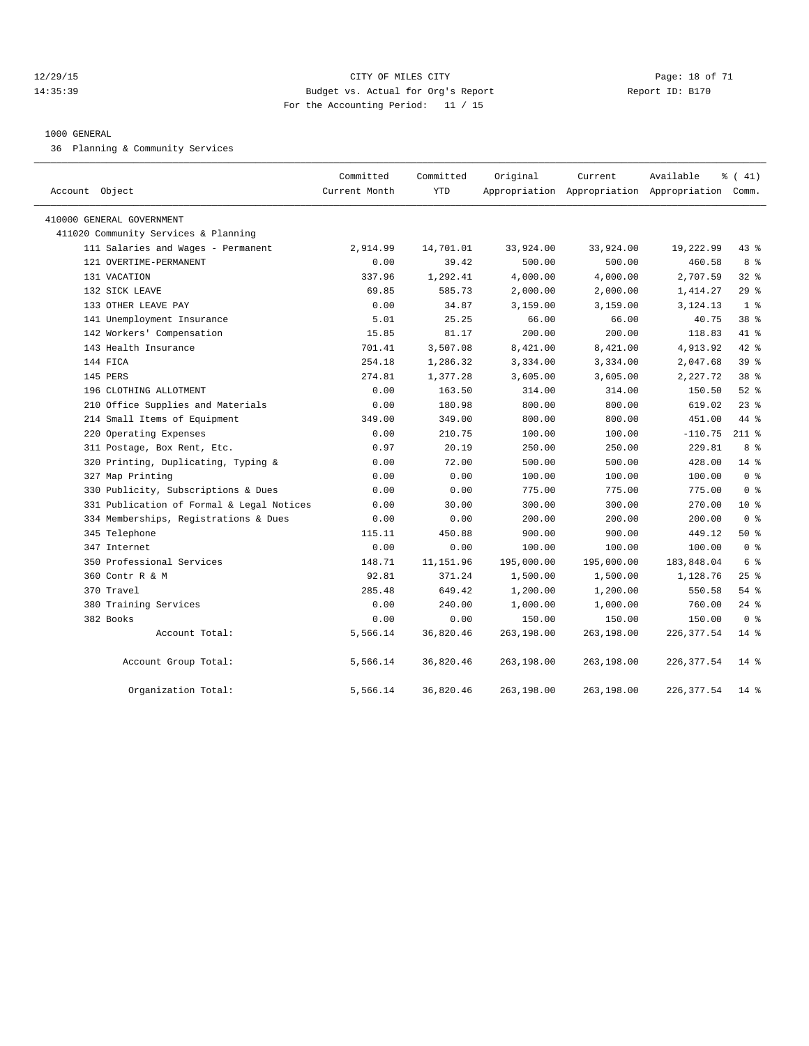CITY OF MILES CITY
Budget vs. Actual for Org's Report
For the Accounting Period: 11 / 15

12/29/15
14:35:39

Report ID: B170

1000 GENERAL

36 Planning & Community Services

| Account Object | Committed Current Month | Committed YTD | Original Appropriation | Current Appropriation | Available Appropriation | % ( 41) Comm. |
|---|---|---|---|---|---|---|
| 410000 GENERAL GOVERNMENT | | | | | | |
| 411020 Community Services & Planning | | | | | | |
| 111 Salaries and Wages - Permanent | 2,914.99 | 14,701.01 | 33,924.00 | 33,924.00 | 19,222.99 | 43 % |
| 121 OVERTIME-PERMANENT | 0.00 | 39.42 | 500.00 | 500.00 | 460.58 | 8 % |
| 131 VACATION | 337.96 | 1,292.41 | 4,000.00 | 4,000.00 | 2,707.59 | 32 % |
| 132 SICK LEAVE | 69.85 | 585.73 | 2,000.00 | 2,000.00 | 1,414.27 | 29 % |
| 133 OTHER LEAVE PAY | 0.00 | 34.87 | 3,159.00 | 3,159.00 | 3,124.13 | 1 % |
| 141 Unemployment Insurance | 5.01 | 25.25 | 66.00 | 66.00 | 40.75 | 38 % |
| 142 Workers' Compensation | 15.85 | 81.17 | 200.00 | 200.00 | 118.83 | 41 % |
| 143 Health Insurance | 701.41 | 3,507.08 | 8,421.00 | 8,421.00 | 4,913.92 | 42 % |
| 144 FICA | 254.18 | 1,286.32 | 3,334.00 | 3,334.00 | 2,047.68 | 39 % |
| 145 PERS | 274.81 | 1,377.28 | 3,605.00 | 3,605.00 | 2,227.72 | 38 % |
| 196 CLOTHING ALLOTMENT | 0.00 | 163.50 | 314.00 | 314.00 | 150.50 | 52 % |
| 210 Office Supplies and Materials | 0.00 | 180.98 | 800.00 | 800.00 | 619.02 | 23 % |
| 214 Small Items of Equipment | 349.00 | 349.00 | 800.00 | 800.00 | 451.00 | 44 % |
| 220 Operating Expenses | 0.00 | 210.75 | 100.00 | 100.00 | -110.75 | 211 % |
| 311 Postage, Box Rent, Etc. | 0.97 | 20.19 | 250.00 | 250.00 | 229.81 | 8 % |
| 320 Printing, Duplicating, Typing & | 0.00 | 72.00 | 500.00 | 500.00 | 428.00 | 14 % |
| 327 Map Printing | 0.00 | 0.00 | 100.00 | 100.00 | 100.00 | 0 % |
| 330 Publicity, Subscriptions & Dues | 0.00 | 0.00 | 775.00 | 775.00 | 775.00 | 0 % |
| 331 Publication of Formal & Legal Notices | 0.00 | 30.00 | 300.00 | 300.00 | 270.00 | 10 % |
| 334 Memberships, Registrations & Dues | 0.00 | 0.00 | 200.00 | 200.00 | 200.00 | 0 % |
| 345 Telephone | 115.11 | 450.88 | 900.00 | 900.00 | 449.12 | 50 % |
| 347 Internet | 0.00 | 0.00 | 100.00 | 100.00 | 100.00 | 0 % |
| 350 Professional Services | 148.71 | 11,151.96 | 195,000.00 | 195,000.00 | 183,848.04 | 6 % |
| 360 Contr R & M | 92.81 | 371.24 | 1,500.00 | 1,500.00 | 1,128.76 | 25 % |
| 370 Travel | 285.48 | 649.42 | 1,200.00 | 1,200.00 | 550.58 | 54 % |
| 380 Training Services | 0.00 | 240.00 | 1,000.00 | 1,000.00 | 760.00 | 24 % |
| 382 Books | 0.00 | 0.00 | 150.00 | 150.00 | 150.00 | 0 % |
| Account Total: | 5,566.14 | 36,820.46 | 263,198.00 | 263,198.00 | 226,377.54 | 14 % |
| Account Group Total: | 5,566.14 | 36,820.46 | 263,198.00 | 263,198.00 | 226,377.54 | 14 % |
| Organization Total: | 5,566.14 | 36,820.46 | 263,198.00 | 263,198.00 | 226,377.54 | 14 % |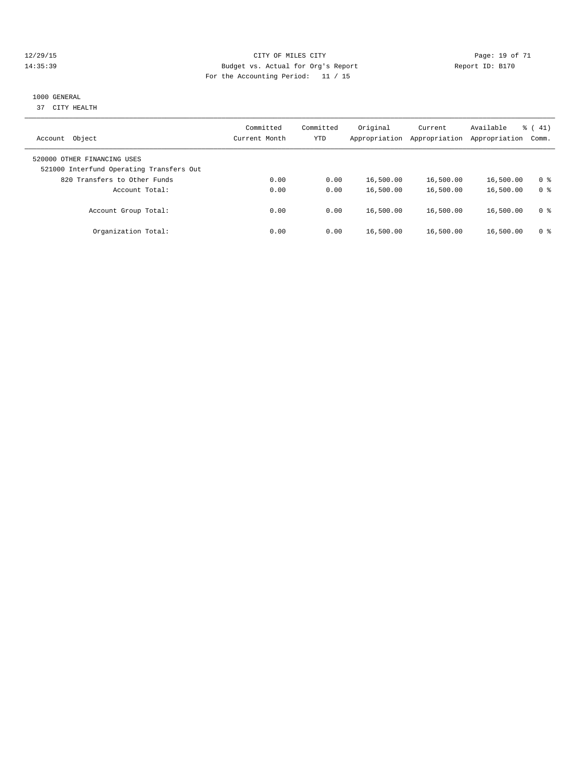CITY OF MILES CITY
Budget vs. Actual for Org's Report
For the Accounting Period: 11 / 15

12/29/15
14:35:39

Report ID: B170

1000 GENERAL
37 CITY HEALTH

| Account Object | Committed Current Month | Committed YTD | Original Appropriation | Current Appropriation | Available Appropriation | % ( 41) Comm. |
|---|---|---|---|---|---|---|
| 520000 OTHER FINANCING USES | | | | | | |
| 521000 Interfund Operating Transfers Out | | | | | | |
| 820 Transfers to Other Funds | 0.00 | 0.00 | 16,500.00 | 16,500.00 | 16,500.00 | 0 % |
| Account Total: | 0.00 | 0.00 | 16,500.00 | 16,500.00 | 16,500.00 | 0 % |
| Account Group Total: | 0.00 | 0.00 | 16,500.00 | 16,500.00 | 16,500.00 | 0 % |
| Organization Total: | 0.00 | 0.00 | 16,500.00 | 16,500.00 | 16,500.00 | 0 % |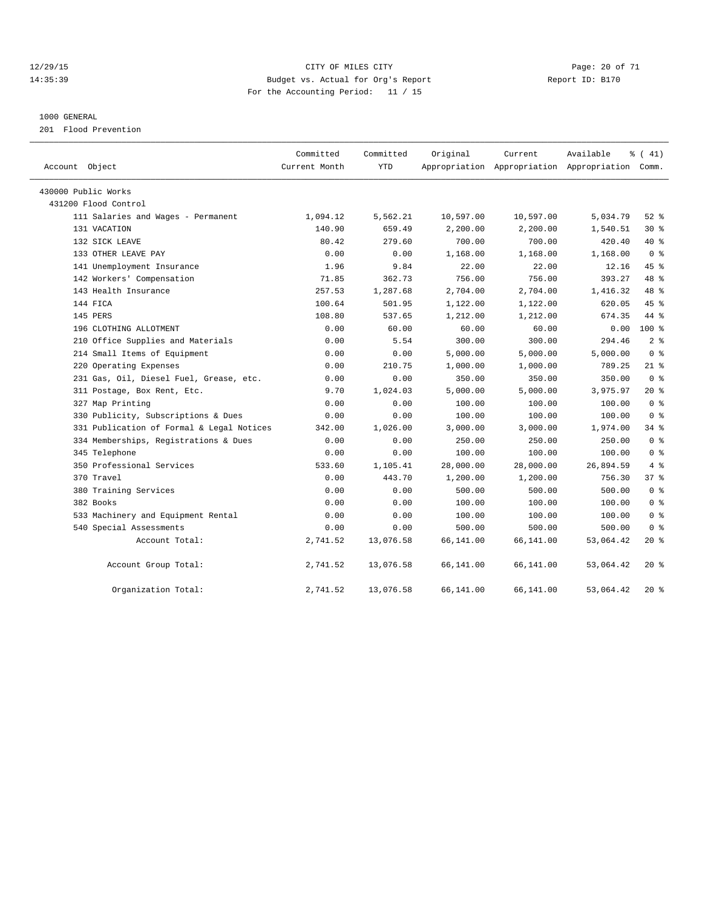CITY OF MILES CITY
Budget vs. Actual for Org's Report
For the Accounting Period: 11 / 15

12/29/15
14:35:39

Report ID: B170

## 1000 GENERAL

201 Flood Prevention

| Account Object | Committed Current Month | Committed YTD | Original Appropriation | Current Appropriation | Available Appropriation | % ( 41) Comm. |
|---|---|---|---|---|---|---|
| 430000 Public Works | | | | | | |
| 431200 Flood Control | | | | | | |
| 111 Salaries and Wages - Permanent | 1,094.12 | 5,562.21 | 10,597.00 | 10,597.00 | 5,034.79 | 52 % |
| 131 VACATION | 140.90 | 659.49 | 2,200.00 | 2,200.00 | 1,540.51 | 30 % |
| 132 SICK LEAVE | 80.42 | 279.60 | 700.00 | 700.00 | 420.40 | 40 % |
| 133 OTHER LEAVE PAY | 0.00 | 0.00 | 1,168.00 | 1,168.00 | 1,168.00 | 0 % |
| 141 Unemployment Insurance | 1.96 | 9.84 | 22.00 | 22.00 | 12.16 | 45 % |
| 142 Workers' Compensation | 71.85 | 362.73 | 756.00 | 756.00 | 393.27 | 48 % |
| 143 Health Insurance | 257.53 | 1,287.68 | 2,704.00 | 2,704.00 | 1,416.32 | 48 % |
| 144 FICA | 100.64 | 501.95 | 1,122.00 | 1,122.00 | 620.05 | 45 % |
| 145 PERS | 108.80 | 537.65 | 1,212.00 | 1,212.00 | 674.35 | 44 % |
| 196 CLOTHING ALLOTMENT | 0.00 | 60.00 | 60.00 | 60.00 | 0.00 | 100 % |
| 210 Office Supplies and Materials | 0.00 | 5.54 | 300.00 | 300.00 | 294.46 | 2 % |
| 214 Small Items of Equipment | 0.00 | 0.00 | 5,000.00 | 5,000.00 | 5,000.00 | 0 % |
| 220 Operating Expenses | 0.00 | 210.75 | 1,000.00 | 1,000.00 | 789.25 | 21 % |
| 231 Gas, Oil, Diesel Fuel, Grease, etc. | 0.00 | 0.00 | 350.00 | 350.00 | 350.00 | 0 % |
| 311 Postage, Box Rent, Etc. | 9.70 | 1,024.03 | 5,000.00 | 5,000.00 | 3,975.97 | 20 % |
| 327 Map Printing | 0.00 | 0.00 | 100.00 | 100.00 | 100.00 | 0 % |
| 330 Publicity, Subscriptions & Dues | 0.00 | 0.00 | 100.00 | 100.00 | 100.00 | 0 % |
| 331 Publication of Formal & Legal Notices | 342.00 | 1,026.00 | 3,000.00 | 3,000.00 | 1,974.00 | 34 % |
| 334 Memberships, Registrations & Dues | 0.00 | 0.00 | 250.00 | 250.00 | 250.00 | 0 % |
| 345 Telephone | 0.00 | 0.00 | 100.00 | 100.00 | 100.00 | 0 % |
| 350 Professional Services | 533.60 | 1,105.41 | 28,000.00 | 28,000.00 | 26,894.59 | 4 % |
| 370 Travel | 0.00 | 443.70 | 1,200.00 | 1,200.00 | 756.30 | 37 % |
| 380 Training Services | 0.00 | 0.00 | 500.00 | 500.00 | 500.00 | 0 % |
| 382 Books | 0.00 | 0.00 | 100.00 | 100.00 | 100.00 | 0 % |
| 533 Machinery and Equipment Rental | 0.00 | 0.00 | 100.00 | 100.00 | 100.00 | 0 % |
| 540 Special Assessments | 0.00 | 0.00 | 500.00 | 500.00 | 500.00 | 0 % |
| Account Total: | 2,741.52 | 13,076.58 | 66,141.00 | 66,141.00 | 53,064.42 | 20 % |
| Account Group Total: | 2,741.52 | 13,076.58 | 66,141.00 | 66,141.00 | 53,064.42 | 20 % |
| Organization Total: | 2,741.52 | 13,076.58 | 66,141.00 | 66,141.00 | 53,064.42 | 20 % |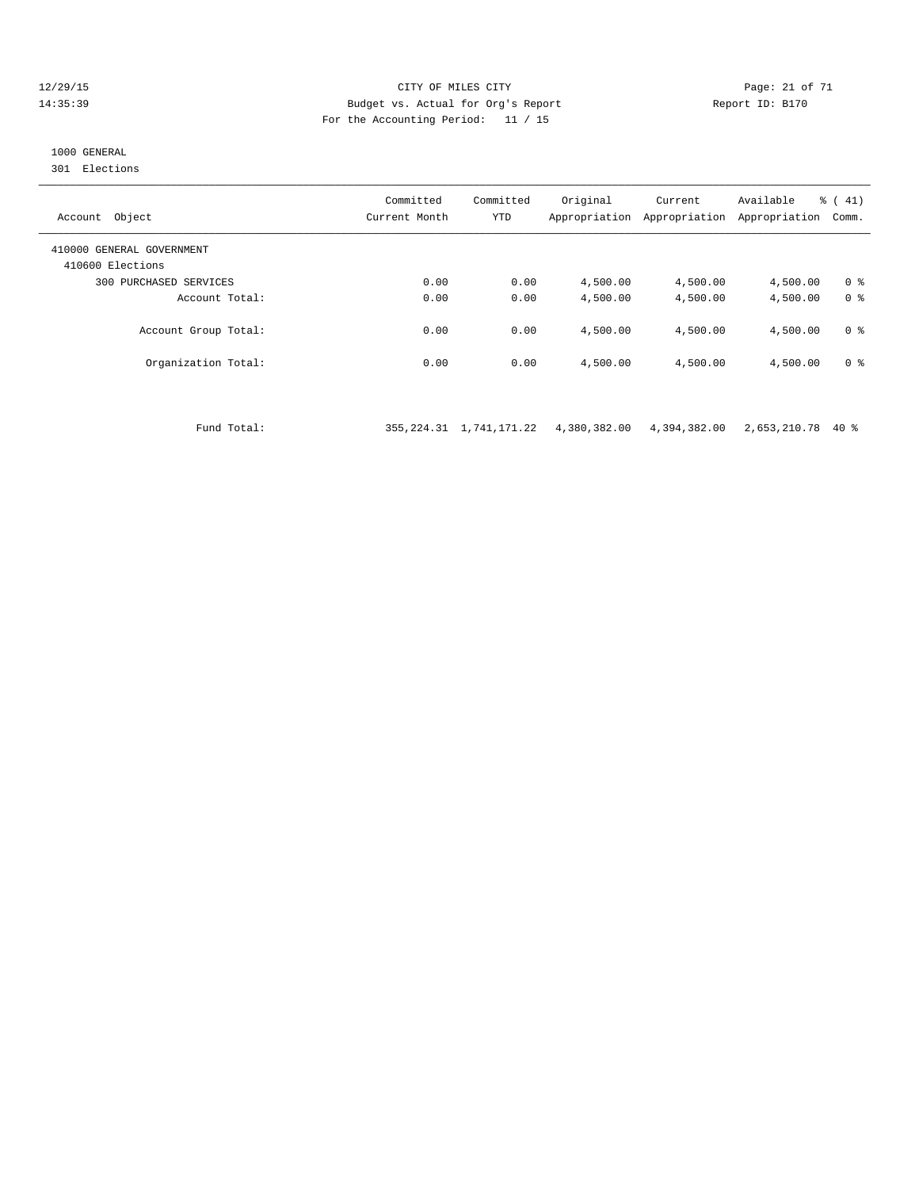CITY OF MILES CITY
Budget vs. Actual for Org's Report
For the Accounting Period: 11 / 15

12/29/15
14:35:39

Report ID: B170

1000 GENERAL
301 Elections

| Account Object | Committed Current Month | Committed YTD | Original Appropriation | Current Appropriation | Available Appropriation | % ( 41) Comm. |
|---|---|---|---|---|---|---|
| 410000 GENERAL GOVERNMENT | | | | | | |
| 410600 Elections | | | | | | |
| 300 PURCHASED SERVICES | 0.00 | 0.00 | 4,500.00 | 4,500.00 | 4,500.00 | 0 % |
| Account Total: | 0.00 | 0.00 | 4,500.00 | 4,500.00 | 4,500.00 | 0 % |
| Account Group Total: | 0.00 | 0.00 | 4,500.00 | 4,500.00 | 4,500.00 | 0 % |
| Organization Total: | 0.00 | 0.00 | 4,500.00 | 4,500.00 | 4,500.00 | 0 % |
| Fund Total: | 355,224.31 | 1,741,171.22 | 4,380,382.00 | 4,394,382.00 | 2,653,210.78 | 40 % |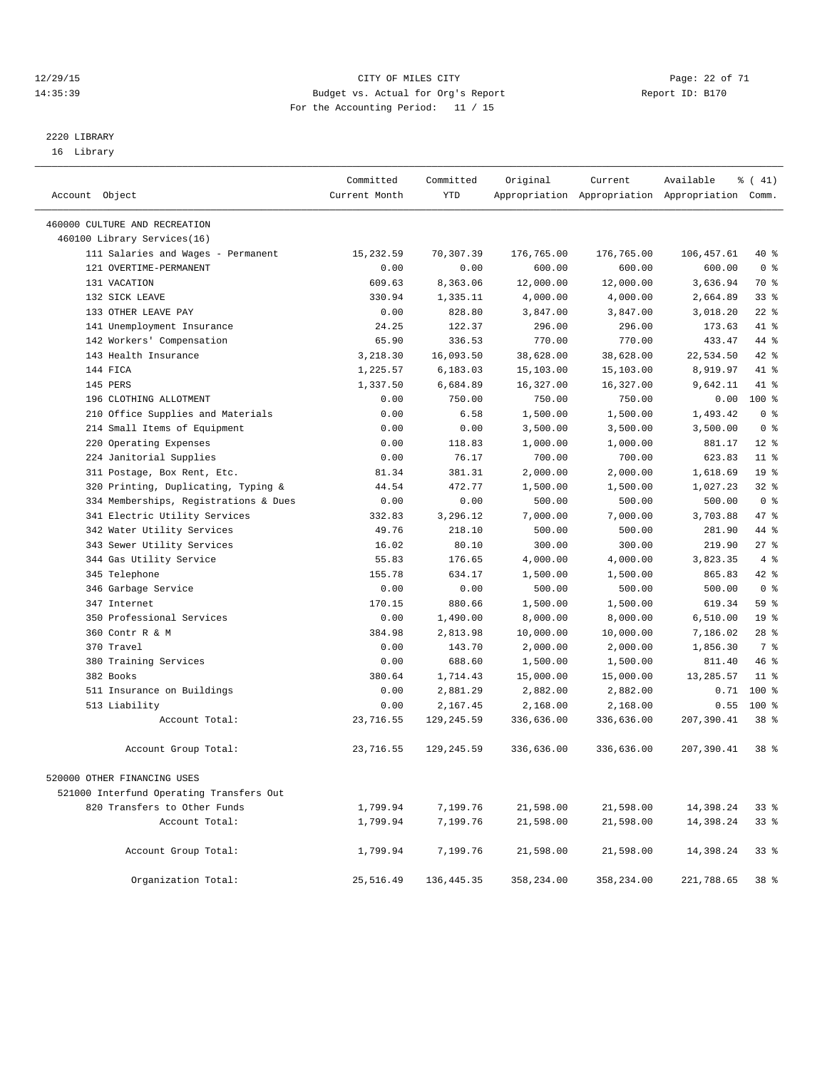CITY OF MILES CITY
Budget vs. Actual for Org's Report
For the Accounting Period: 11 / 15

Report ID: B170

## 2220 LIBRARY

16 Library

| Account Object | Committed Current Month | Committed YTD | Original Appropriation | Current Appropriation | Available Appropriation | % ( 41) Comm. |
|---|---|---|---|---|---|---|
| 460000 CULTURE AND RECREATION | | | | | | |
| 460100 Library Services(16) | | | | | | |
| 111 Salaries and Wages - Permanent | 15,232.59 | 70,307.39 | 176,765.00 | 176,765.00 | 106,457.61 | 40 % |
| 121 OVERTIME-PERMANENT | 0.00 | 0.00 | 600.00 | 600.00 | 600.00 | 0 % |
| 131 VACATION | 609.63 | 8,363.06 | 12,000.00 | 12,000.00 | 3,636.94 | 70 % |
| 132 SICK LEAVE | 330.94 | 1,335.11 | 4,000.00 | 4,000.00 | 2,664.89 | 33 % |
| 133 OTHER LEAVE PAY | 0.00 | 828.80 | 3,847.00 | 3,847.00 | 3,018.20 | 22 % |
| 141 Unemployment Insurance | 24.25 | 122.37 | 296.00 | 296.00 | 173.63 | 41 % |
| 142 Workers' Compensation | 65.90 | 336.53 | 770.00 | 770.00 | 433.47 | 44 % |
| 143 Health Insurance | 3,218.30 | 16,093.50 | 38,628.00 | 38,628.00 | 22,534.50 | 42 % |
| 144 FICA | 1,225.57 | 6,183.03 | 15,103.00 | 15,103.00 | 8,919.97 | 41 % |
| 145 PERS | 1,337.50 | 6,684.89 | 16,327.00 | 16,327.00 | 9,642.11 | 41 % |
| 196 CLOTHING ALLOTMENT | 0.00 | 750.00 | 750.00 | 750.00 | 0.00 | 100 % |
| 210 Office Supplies and Materials | 0.00 | 6.58 | 1,500.00 | 1,500.00 | 1,493.42 | 0 % |
| 214 Small Items of Equipment | 0.00 | 0.00 | 3,500.00 | 3,500.00 | 3,500.00 | 0 % |
| 220 Operating Expenses | 0.00 | 118.83 | 1,000.00 | 1,000.00 | 881.17 | 12 % |
| 224 Janitorial Supplies | 0.00 | 76.17 | 700.00 | 700.00 | 623.83 | 11 % |
| 311 Postage, Box Rent, Etc. | 81.34 | 381.31 | 2,000.00 | 2,000.00 | 1,618.69 | 19 % |
| 320 Printing, Duplicating, Typing & | 44.54 | 472.77 | 1,500.00 | 1,500.00 | 1,027.23 | 32 % |
| 334 Memberships, Registrations & Dues | 0.00 | 0.00 | 500.00 | 500.00 | 500.00 | 0 % |
| 341 Electric Utility Services | 332.83 | 3,296.12 | 7,000.00 | 7,000.00 | 3,703.88 | 47 % |
| 342 Water Utility Services | 49.76 | 218.10 | 500.00 | 500.00 | 281.90 | 44 % |
| 343 Sewer Utility Services | 16.02 | 80.10 | 300.00 | 300.00 | 219.90 | 27 % |
| 344 Gas Utility Service | 55.83 | 176.65 | 4,000.00 | 4,000.00 | 3,823.35 | 4 % |
| 345 Telephone | 155.78 | 634.17 | 1,500.00 | 1,500.00 | 865.83 | 42 % |
| 346 Garbage Service | 0.00 | 0.00 | 500.00 | 500.00 | 500.00 | 0 % |
| 347 Internet | 170.15 | 880.66 | 1,500.00 | 1,500.00 | 619.34 | 59 % |
| 350 Professional Services | 0.00 | 1,490.00 | 8,000.00 | 8,000.00 | 6,510.00 | 19 % |
| 360 Contr R & M | 384.98 | 2,813.98 | 10,000.00 | 10,000.00 | 7,186.02 | 28 % |
| 370 Travel | 0.00 | 143.70 | 2,000.00 | 2,000.00 | 1,856.30 | 7 % |
| 380 Training Services | 0.00 | 688.60 | 1,500.00 | 1,500.00 | 811.40 | 46 % |
| 382 Books | 380.64 | 1,714.43 | 15,000.00 | 15,000.00 | 13,285.57 | 11 % |
| 511 Insurance on Buildings | 0.00 | 2,881.29 | 2,882.00 | 2,882.00 | 0.71 | 100 % |
| 513 Liability | 0.00 | 2,167.45 | 2,168.00 | 2,168.00 | 0.55 | 100 % |
| Account Total: | 23,716.55 | 129,245.59 | 336,636.00 | 336,636.00 | 207,390.41 | 38 % |
| Account Group Total: | 23,716.55 | 129,245.59 | 336,636.00 | 336,636.00 | 207,390.41 | 38 % |
| 520000 OTHER FINANCING USES | | | | | | |
| 521000 Interfund Operating Transfers Out | | | | | | |
| 820 Transfers to Other Funds | 1,799.94 | 7,199.76 | 21,598.00 | 21,598.00 | 14,398.24 | 33 % |
| Account Total: | 1,799.94 | 7,199.76 | 21,598.00 | 21,598.00 | 14,398.24 | 33 % |
| Account Group Total: | 1,799.94 | 7,199.76 | 21,598.00 | 21,598.00 | 14,398.24 | 33 % |
| Organization Total: | 25,516.49 | 136,445.35 | 358,234.00 | 358,234.00 | 221,788.65 | 38 % |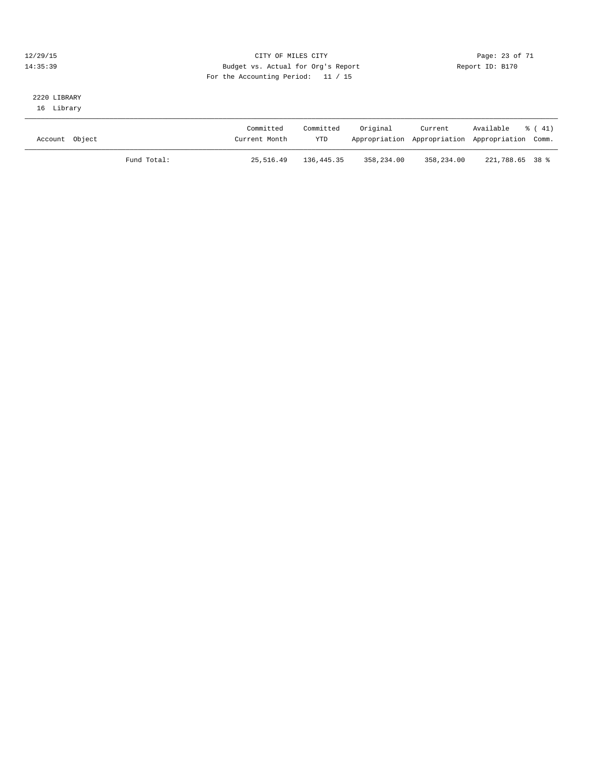CITY OF MILES CITY
Budget vs. Actual for Org's Report
For the Accounting Period: 11 / 15

12/29/15
14:35:39

Report ID: B170

2220 LIBRARY
16 Library

| Account Object | | Committed Current Month | Committed YTD | Original Appropriation | Current Appropriation | Available Appropriation | % ( 41) Comm. |
|---|---|---|---|---|---|---|---|
| | Fund Total: | 25,516.49 | 136,445.35 | 358,234.00 | 358,234.00 | 221,788.65 | 38 % |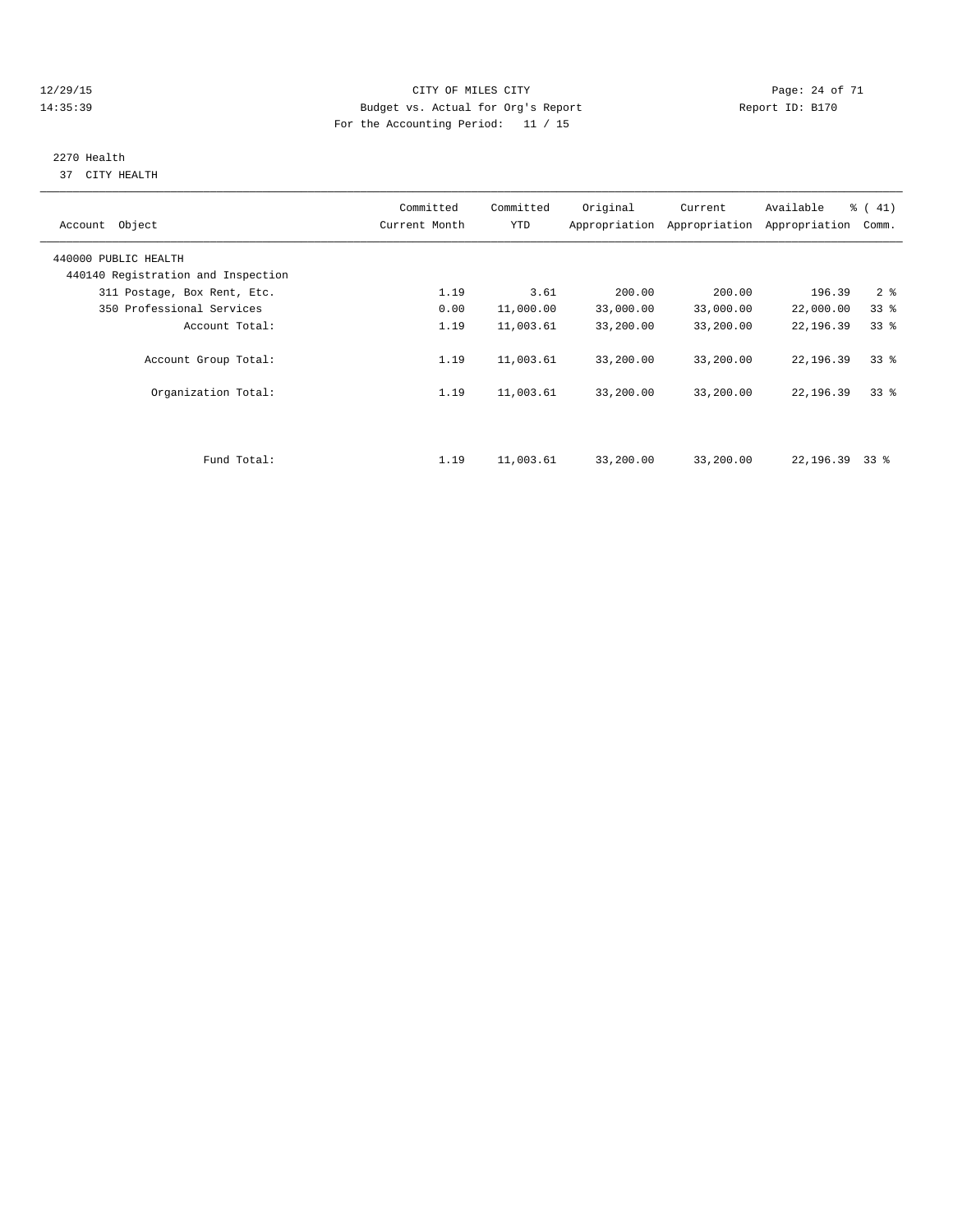CITY OF MILES CITY
Budget vs. Actual for Org's Report
For the Accounting Period: 11 / 15

12/29/15
14:35:39

Report ID: B170

## 2270 Health

37 CITY HEALTH

| Account Object | Committed Current Month | Committed YTD | Original Appropriation | Current Appropriation | Available Appropriation | % ( 41) Comm. |
|---|---|---|---|---|---|---|
| 440000 PUBLIC HEALTH | | | | | | |
| 440140 Registration and Inspection | | | | | | |
| 311 Postage, Box Rent, Etc. | 1.19 | 3.61 | 200.00 | 200.00 | 196.39 | 2 % |
| 350 Professional Services | 0.00 | 11,000.00 | 33,000.00 | 33,000.00 | 22,000.00 | 33 % |
| Account Total: | 1.19 | 11,003.61 | 33,200.00 | 33,200.00 | 22,196.39 | 33 % |
| Account Group Total: | 1.19 | 11,003.61 | 33,200.00 | 33,200.00 | 22,196.39 | 33 % |
| Organization Total: | 1.19 | 11,003.61 | 33,200.00 | 33,200.00 | 22,196.39 | 33 % |
| Fund Total: | 1.19 | 11,003.61 | 33,200.00 | 33,200.00 | 22,196.39 | 33 % |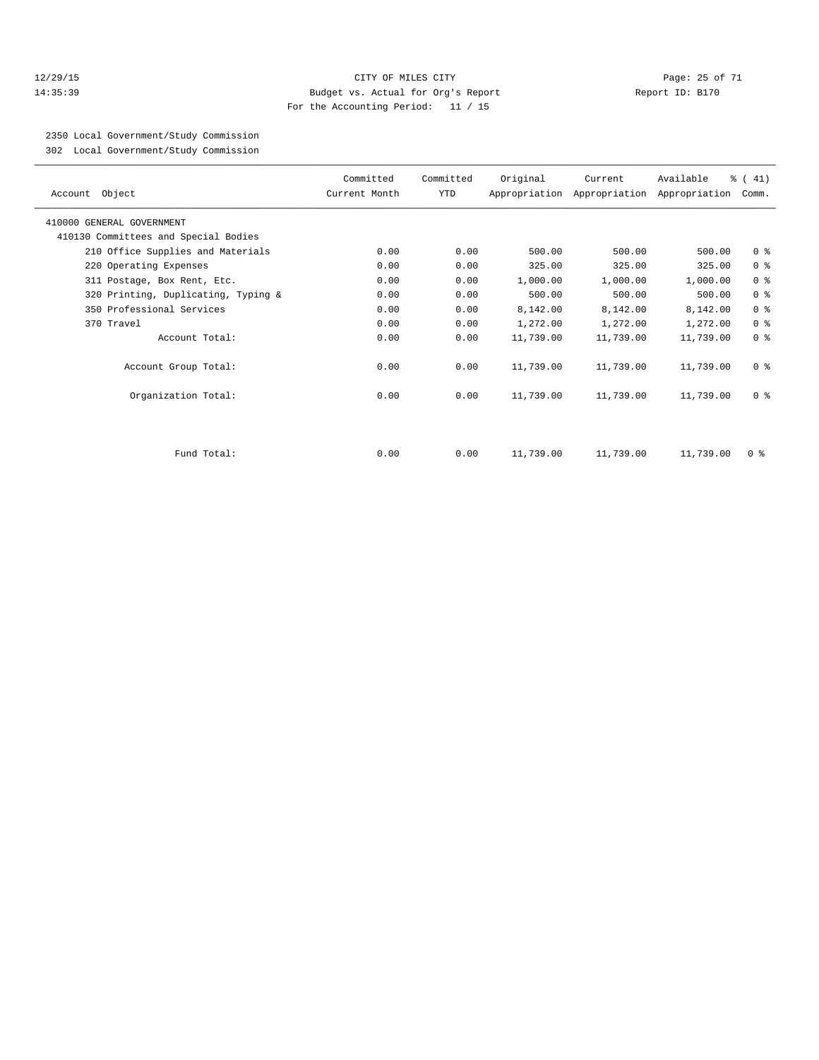CITY OF MILES CITY
Budget vs. Actual for Org's Report
For the Accounting Period: 11 / 15

12/29/15
14:35:39

Report ID: B170

2350 Local Government/Study Commission
302 Local Government/Study Commission

| Account Object | Committed Current Month | Committed YTD | Original Appropriation | Current Appropriation | Available Appropriation | % ( 41) Comm. |
|---|---|---|---|---|---|---|
| 410000 GENERAL GOVERNMENT | | | | | | |
| 410130 Committees and Special Bodies | | | | | | |
| 210 Office Supplies and Materials | 0.00 | 0.00 | 500.00 | 500.00 | 500.00 | 0 % |
| 220 Operating Expenses | 0.00 | 0.00 | 325.00 | 325.00 | 325.00 | 0 % |
| 311 Postage, Box Rent, Etc. | 0.00 | 0.00 | 1,000.00 | 1,000.00 | 1,000.00 | 0 % |
| 320 Printing, Duplicating, Typing & | 0.00 | 0.00 | 500.00 | 500.00 | 500.00 | 0 % |
| 350 Professional Services | 0.00 | 0.00 | 8,142.00 | 8,142.00 | 8,142.00 | 0 % |
| 370 Travel | 0.00 | 0.00 | 1,272.00 | 1,272.00 | 1,272.00 | 0 % |
| Account Total: | 0.00 | 0.00 | 11,739.00 | 11,739.00 | 11,739.00 | 0 % |
| Account Group Total: | 0.00 | 0.00 | 11,739.00 | 11,739.00 | 11,739.00 | 0 % |
| Organization Total: | 0.00 | 0.00 | 11,739.00 | 11,739.00 | 11,739.00 | 0 % |
| Fund Total: | 0.00 | 0.00 | 11,739.00 | 11,739.00 | 11,739.00 | 0 % |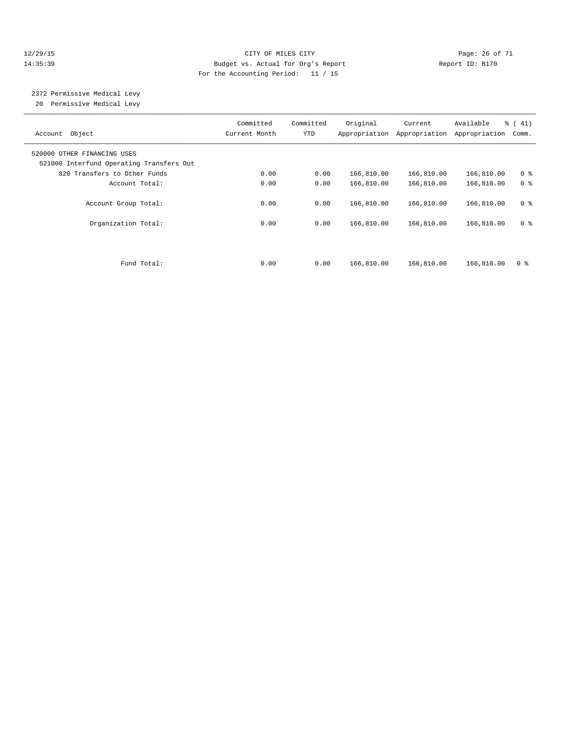CITY OF MILES CITY
Budget vs. Actual for Org's Report
For the Accounting Period: 11 / 15

12/29/15
14:35:39

Report ID: B170

2372 Permissive Medical Levy
20 Permissive Medical Levy

| Account Object | Committed Current Month | Committed YTD | Original Appropriation | Current Appropriation | Available Appropriation | % ( 41) Comm. |
|---|---|---|---|---|---|---|
| 520000 OTHER FINANCING USES | | | | | | |
| 521000 Interfund Operating Transfers Out | | | | | | |
| 820 Transfers to Other Funds | 0.00 | 0.00 | 166,810.00 | 166,810.00 | 166,810.00 | 0 % |
| Account Total: | 0.00 | 0.00 | 166,810.00 | 166,810.00 | 166,810.00 | 0 % |
| Account Group Total: | 0.00 | 0.00 | 166,810.00 | 166,810.00 | 166,810.00 | 0 % |
| Organization Total: | 0.00 | 0.00 | 166,810.00 | 166,810.00 | 166,810.00 | 0 % |
| Fund Total: | 0.00 | 0.00 | 166,810.00 | 166,810.00 | 166,810.00 | 0 % |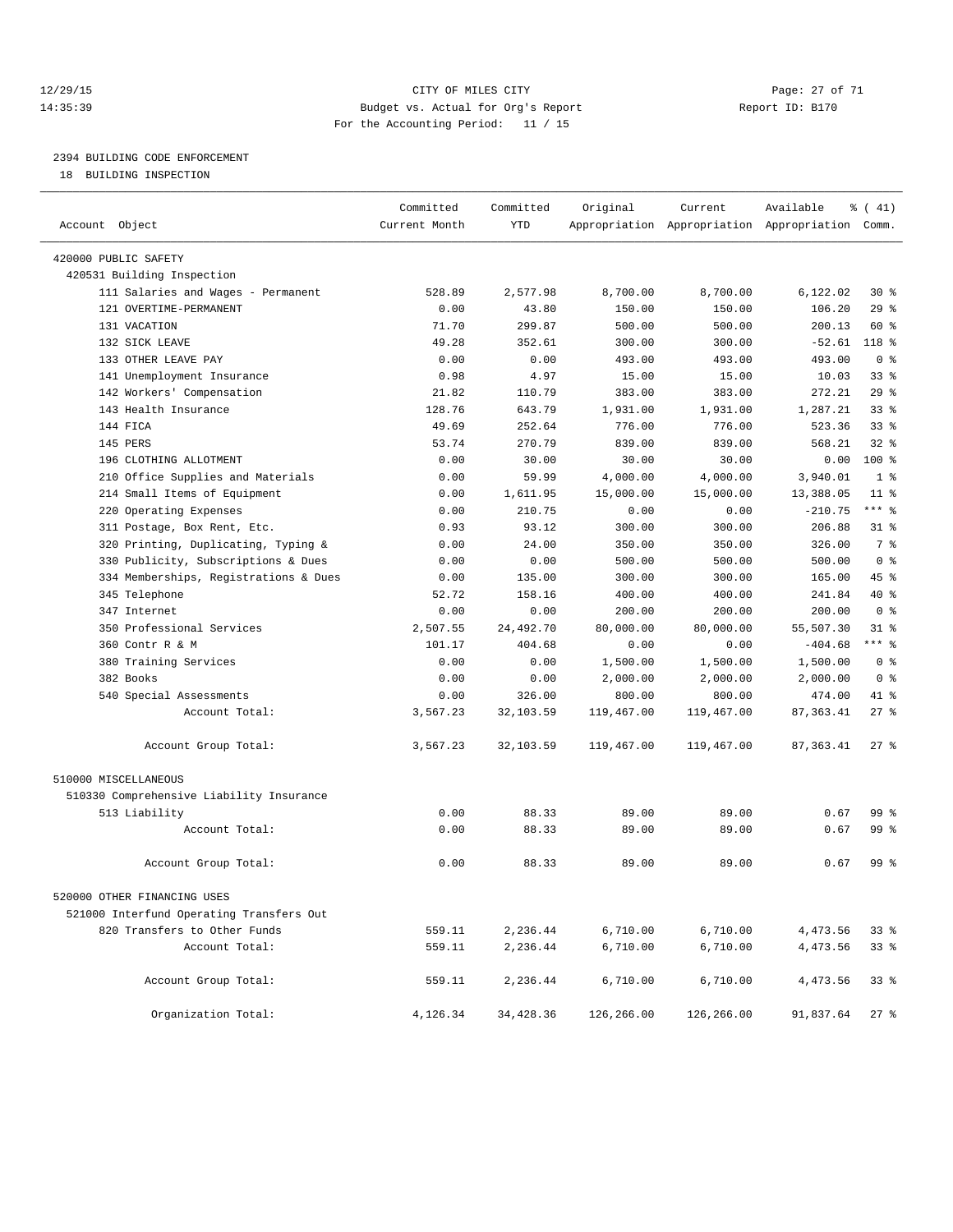CITY OF MILES CITY

Budget vs. Actual for Org's Report

For the Accounting Period: 11 / 15

12/29/15
14:35:39

Report ID: B170

## 2394 BUILDING CODE ENFORCEMENT

18 BUILDING INSPECTION

| Account Object | Committed Current Month | Committed YTD | Original Appropriation | Current Appropriation | Available Appropriation | % ( 41) Comm. |
|---|---|---|---|---|---|---|
| 420000 PUBLIC SAFETY | | | | | | |
| 420531 Building Inspection | | | | | | |
| 111 Salaries and Wages - Permanent | 528.89 | 2,577.98 | 8,700.00 | 8,700.00 | 6,122.02 | 30 % |
| 121 OVERTIME-PERMANENT | 0.00 | 43.80 | 150.00 | 150.00 | 106.20 | 29 % |
| 131 VACATION | 71.70 | 299.87 | 500.00 | 500.00 | 200.13 | 60 % |
| 132 SICK LEAVE | 49.28 | 352.61 | 300.00 | 300.00 | -52.61 | 118 % |
| 133 OTHER LEAVE PAY | 0.00 | 0.00 | 493.00 | 493.00 | 493.00 | 0 % |
| 141 Unemployment Insurance | 0.98 | 4.97 | 15.00 | 15.00 | 10.03 | 33 % |
| 142 Workers' Compensation | 21.82 | 110.79 | 383.00 | 383.00 | 272.21 | 29 % |
| 143 Health Insurance | 128.76 | 643.79 | 1,931.00 | 1,931.00 | 1,287.21 | 33 % |
| 144 FICA | 49.69 | 252.64 | 776.00 | 776.00 | 523.36 | 33 % |
| 145 PERS | 53.74 | 270.79 | 839.00 | 839.00 | 568.21 | 32 % |
| 196 CLOTHING ALLOTMENT | 0.00 | 30.00 | 30.00 | 30.00 | 0.00 | 100 % |
| 210 Office Supplies and Materials | 0.00 | 59.99 | 4,000.00 | 4,000.00 | 3,940.01 | 1 % |
| 214 Small Items of Equipment | 0.00 | 1,611.95 | 15,000.00 | 15,000.00 | 13,388.05 | 11 % |
| 220 Operating Expenses | 0.00 | 210.75 | 0.00 | 0.00 | -210.75 | *** % |
| 311 Postage, Box Rent, Etc. | 0.93 | 93.12 | 300.00 | 300.00 | 206.88 | 31 % |
| 320 Printing, Duplicating, Typing & | 0.00 | 24.00 | 350.00 | 350.00 | 326.00 | 7 % |
| 330 Publicity, Subscriptions & Dues | 0.00 | 0.00 | 500.00 | 500.00 | 500.00 | 0 % |
| 334 Memberships, Registrations & Dues | 0.00 | 135.00 | 300.00 | 300.00 | 165.00 | 45 % |
| 345 Telephone | 52.72 | 158.16 | 400.00 | 400.00 | 241.84 | 40 % |
| 347 Internet | 0.00 | 0.00 | 200.00 | 200.00 | 200.00 | 0 % |
| 350 Professional Services | 2,507.55 | 24,492.70 | 80,000.00 | 80,000.00 | 55,507.30 | 31 % |
| 360 Contr R & M | 101.17 | 404.68 | 0.00 | 0.00 | -404.68 | *** % |
| 380 Training Services | 0.00 | 0.00 | 1,500.00 | 1,500.00 | 1,500.00 | 0 % |
| 382 Books | 0.00 | 0.00 | 2,000.00 | 2,000.00 | 2,000.00 | 0 % |
| 540 Special Assessments | 0.00 | 326.00 | 800.00 | 800.00 | 474.00 | 41 % |
| Account Total: | 3,567.23 | 32,103.59 | 119,467.00 | 119,467.00 | 87,363.41 | 27 % |
| Account Group Total: | 3,567.23 | 32,103.59 | 119,467.00 | 119,467.00 | 87,363.41 | 27 % |
| 510000 MISCELLANEOUS | | | | | | |
| 510330 Comprehensive Liability Insurance | | | | | | |
| 513 Liability | 0.00 | 88.33 | 89.00 | 89.00 | 0.67 | 99 % |
| Account Total: | 0.00 | 88.33 | 89.00 | 89.00 | 0.67 | 99 % |
| Account Group Total: | 0.00 | 88.33 | 89.00 | 89.00 | 0.67 | 99 % |
| 520000 OTHER FINANCING USES | | | | | | |
| 521000 Interfund Operating Transfers Out | | | | | | |
| 820 Transfers to Other Funds | 559.11 | 2,236.44 | 6,710.00 | 6,710.00 | 4,473.56 | 33 % |
| Account Total: | 559.11 | 2,236.44 | 6,710.00 | 6,710.00 | 4,473.56 | 33 % |
| Account Group Total: | 559.11 | 2,236.44 | 6,710.00 | 6,710.00 | 4,473.56 | 33 % |
| Organization Total: | 4,126.34 | 34,428.36 | 126,266.00 | 126,266.00 | 91,837.64 | 27 % |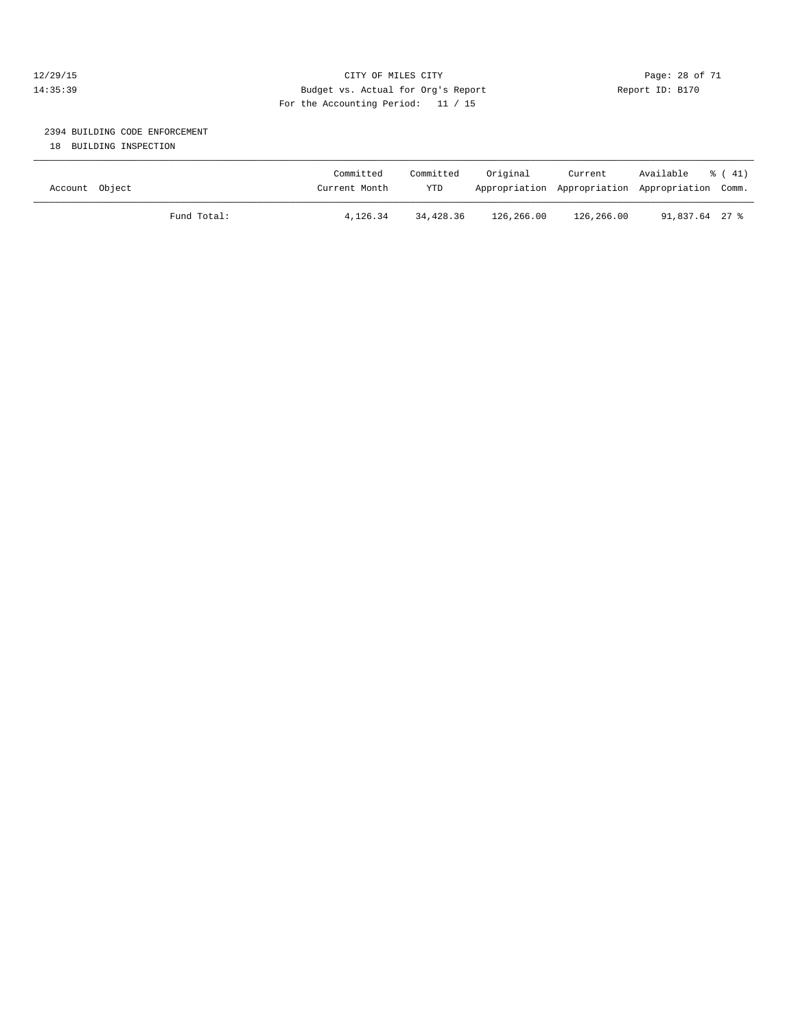CITY OF MILES CITY
Budget vs. Actual for Org's Report
For the Accounting Period: 11 / 15

12/29/15
14:35:39

Report ID: B170

## 2394 BUILDING CODE ENFORCEMENT

18 BUILDING INSPECTION

| Account Object | Committed Current Month | Committed YTD | Original Appropriation | Current Appropriation | Available Appropriation | % ( 41) Comm. |
|---|---|---|---|---|---|---|
| Fund Total: | 4,126.34 | 34,428.36 | 126,266.00 | 126,266.00 | 91,837.64 | 27 % |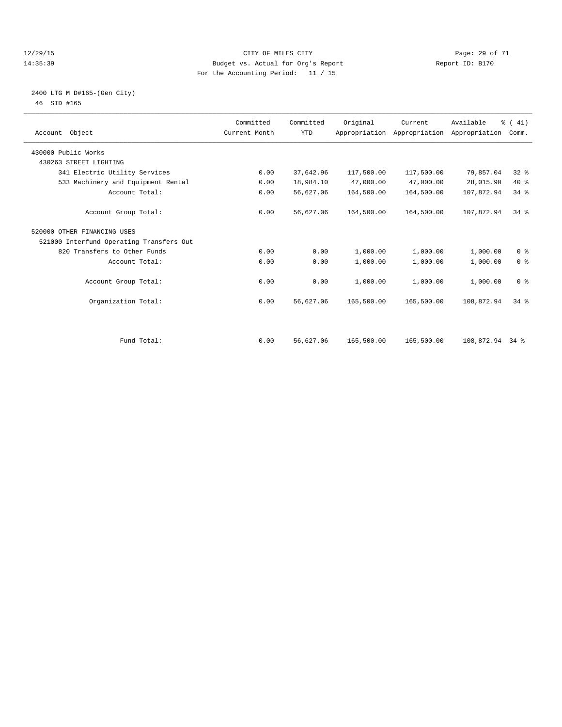CITY OF MILES CITY
Budget vs. Actual for Org's Report
For the Accounting Period: 11 / 15

12/29/15
14:35:39

Report ID: B170

2400 LTG M D#165-(Gen City)
46 SID #165

| Account Object | Committed Current Month | Committed YTD | Original Appropriation | Current Appropriation | Available Appropriation | % ( 41) Comm. |
|---|---|---|---|---|---|---|
| 430000 Public Works | | | | | | |
| 430263 STREET LIGHTING | | | | | | |
| 341 Electric Utility Services | 0.00 | 37,642.96 | 117,500.00 | 117,500.00 | 79,857.04 | 32 % |
| 533 Machinery and Equipment Rental | 0.00 | 18,984.10 | 47,000.00 | 47,000.00 | 28,015.90 | 40 % |
| Account Total: | 0.00 | 56,627.06 | 164,500.00 | 164,500.00 | 107,872.94 | 34 % |
| Account Group Total: | 0.00 | 56,627.06 | 164,500.00 | 164,500.00 | 107,872.94 | 34 % |
| 520000 OTHER FINANCING USES | | | | | | |
| 521000 Interfund Operating Transfers Out | | | | | | |
| 820 Transfers to Other Funds | 0.00 | 0.00 | 1,000.00 | 1,000.00 | 1,000.00 | 0 % |
| Account Total: | 0.00 | 0.00 | 1,000.00 | 1,000.00 | 1,000.00 | 0 % |
| Account Group Total: | 0.00 | 0.00 | 1,000.00 | 1,000.00 | 1,000.00 | 0 % |
| Organization Total: | 0.00 | 56,627.06 | 165,500.00 | 165,500.00 | 108,872.94 | 34 % |
| Fund Total: | 0.00 | 56,627.06 | 165,500.00 | 165,500.00 | 108,872.94 | 34 % |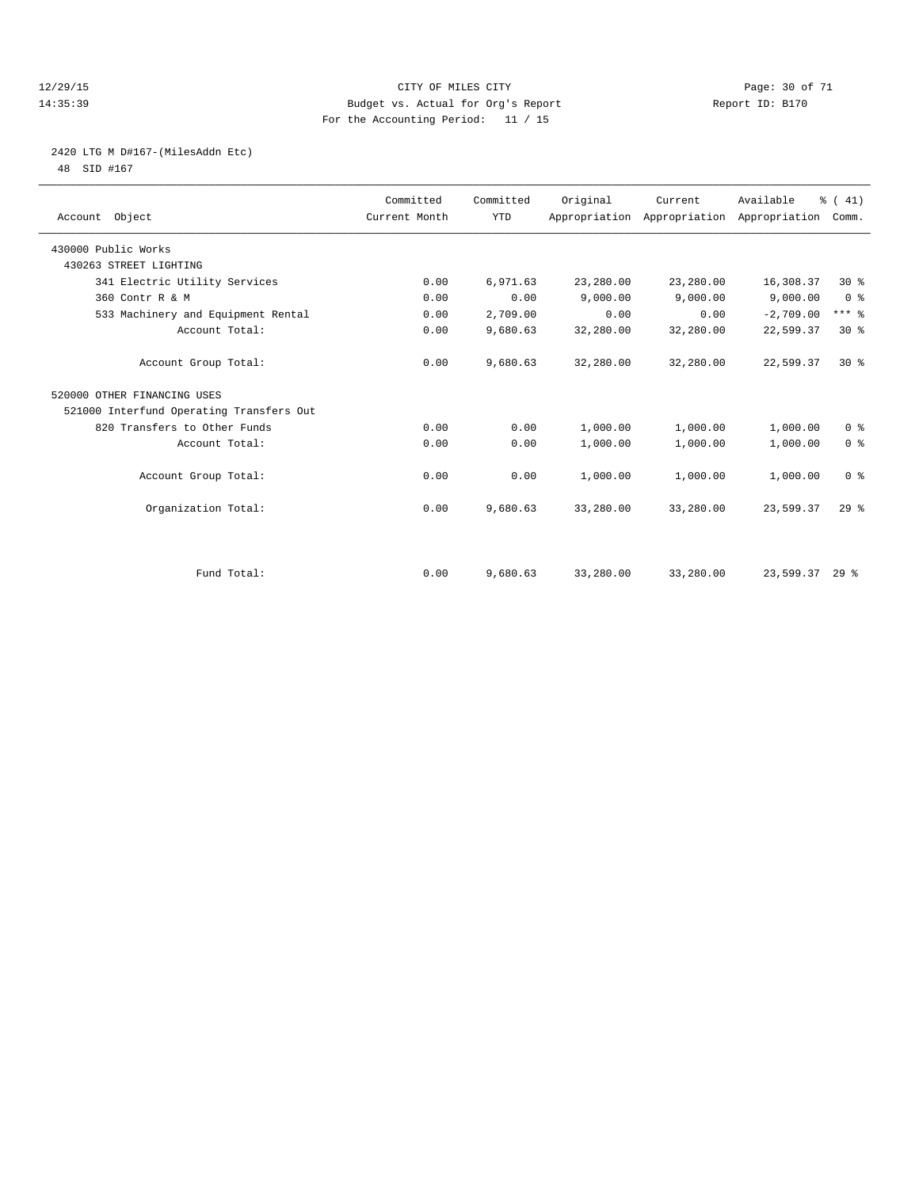CITY OF MILES CITY
Budget vs. Actual for Org's Report
For the Accounting Period: 11 / 15

12/29/15
14:35:39

Report ID: B170

2420 LTG M D#167-(MilesAddn Etc)
48 SID #167

| Account Object | Committed Current Month | Committed YTD | Original Appropriation | Current Appropriation | Available Appropriation | % ( 41) Comm. |
|---|---|---|---|---|---|---|
| 430000 Public Works | | | | | | |
| 430263 STREET LIGHTING | | | | | | |
| 341 Electric Utility Services | 0.00 | 6,971.63 | 23,280.00 | 23,280.00 | 16,308.37 | 30 % |
| 360 Contr R & M | 0.00 | 0.00 | 9,000.00 | 9,000.00 | 9,000.00 | 0 % |
| 533 Machinery and Equipment Rental | 0.00 | 2,709.00 | 0.00 | 0.00 | -2,709.00 | *** % |
| Account Total: | 0.00 | 9,680.63 | 32,280.00 | 32,280.00 | 22,599.37 | 30 % |
| Account Group Total: | 0.00 | 9,680.63 | 32,280.00 | 32,280.00 | 22,599.37 | 30 % |
| 520000 OTHER FINANCING USES | | | | | | |
| 521000 Interfund Operating Transfers Out | | | | | | |
| 820 Transfers to Other Funds | 0.00 | 0.00 | 1,000.00 | 1,000.00 | 1,000.00 | 0 % |
| Account Total: | 0.00 | 0.00 | 1,000.00 | 1,000.00 | 1,000.00 | 0 % |
| Account Group Total: | 0.00 | 0.00 | 1,000.00 | 1,000.00 | 1,000.00 | 0 % |
| Organization Total: | 0.00 | 9,680.63 | 33,280.00 | 33,280.00 | 23,599.37 | 29 % |
| Fund Total: | 0.00 | 9,680.63 | 33,280.00 | 33,280.00 | 23,599.37 | 29 % |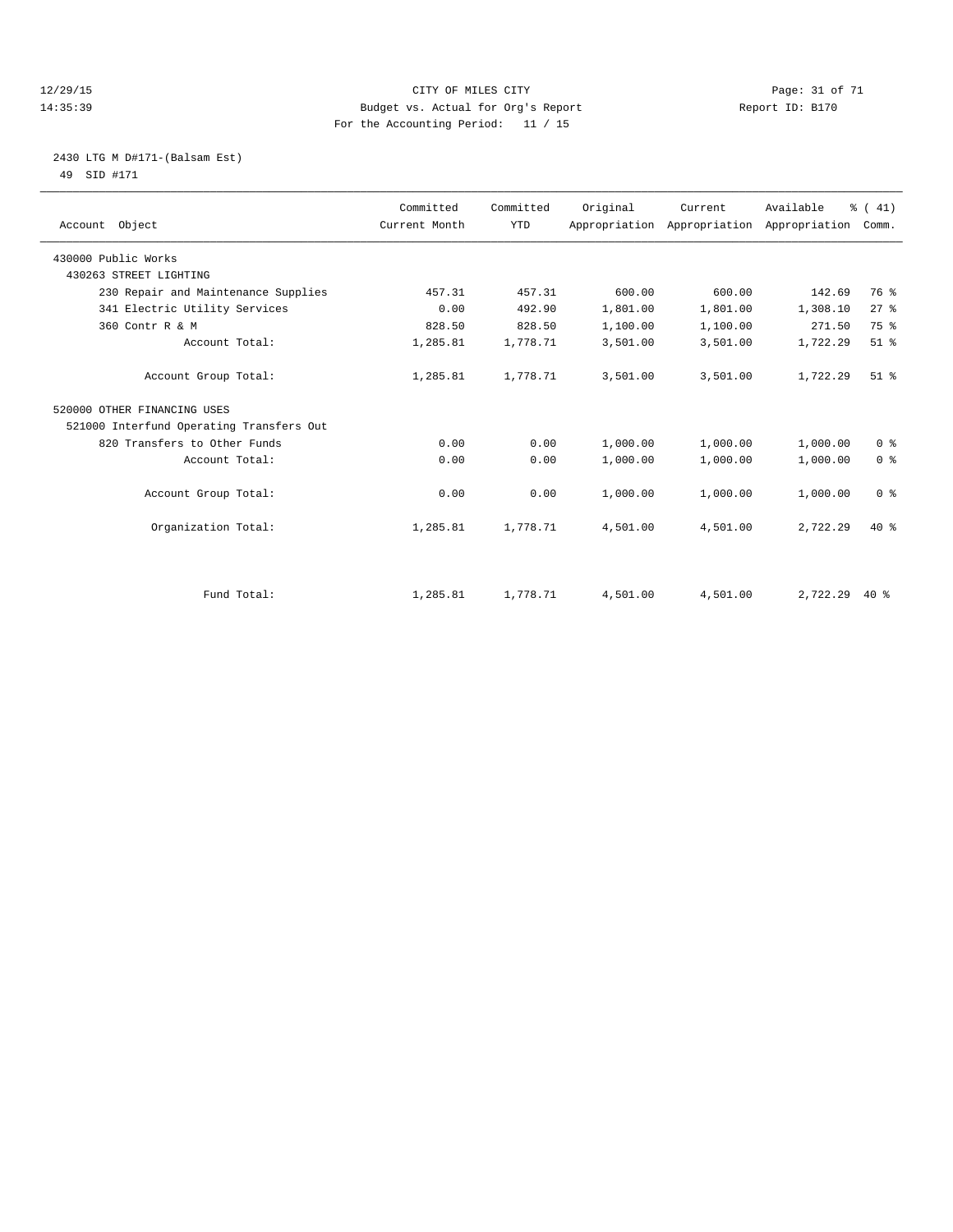CITY OF MILES CITY
Budget vs. Actual for Org's Report
For the Accounting Period: 11 / 15

12/29/15
14:35:39

Report ID: B170

2430 LTG M D#171-(Balsam Est)
49 SID #171

| Account Object | Committed Current Month | Committed YTD | Original Appropriation | Current Appropriation | Available Appropriation | % ( 41) Comm. |
|---|---|---|---|---|---|---|
| 430000 Public Works | | | | | | |
| 430263 STREET LIGHTING | | | | | | |
| 230 Repair and Maintenance Supplies | 457.31 | 457.31 | 600.00 | 600.00 | 142.69 | 76 % |
| 341 Electric Utility Services | 0.00 | 492.90 | 1,801.00 | 1,801.00 | 1,308.10 | 27 % |
| 360 Contr R & M | 828.50 | 828.50 | 1,100.00 | 1,100.00 | 271.50 | 75 % |
| Account Total: | 1,285.81 | 1,778.71 | 3,501.00 | 3,501.00 | 1,722.29 | 51 % |
| Account Group Total: | 1,285.81 | 1,778.71 | 3,501.00 | 3,501.00 | 1,722.29 | 51 % |
| 520000 OTHER FINANCING USES | | | | | | |
| 521000 Interfund Operating Transfers Out | | | | | | |
| 820 Transfers to Other Funds | 0.00 | 0.00 | 1,000.00 | 1,000.00 | 1,000.00 | 0 % |
| Account Total: | 0.00 | 0.00 | 1,000.00 | 1,000.00 | 1,000.00 | 0 % |
| Account Group Total: | 0.00 | 0.00 | 1,000.00 | 1,000.00 | 1,000.00 | 0 % |
| Organization Total: | 1,285.81 | 1,778.71 | 4,501.00 | 4,501.00 | 2,722.29 | 40 % |
| Fund Total: | 1,285.81 | 1,778.71 | 4,501.00 | 4,501.00 | 2,722.29 | 40 % |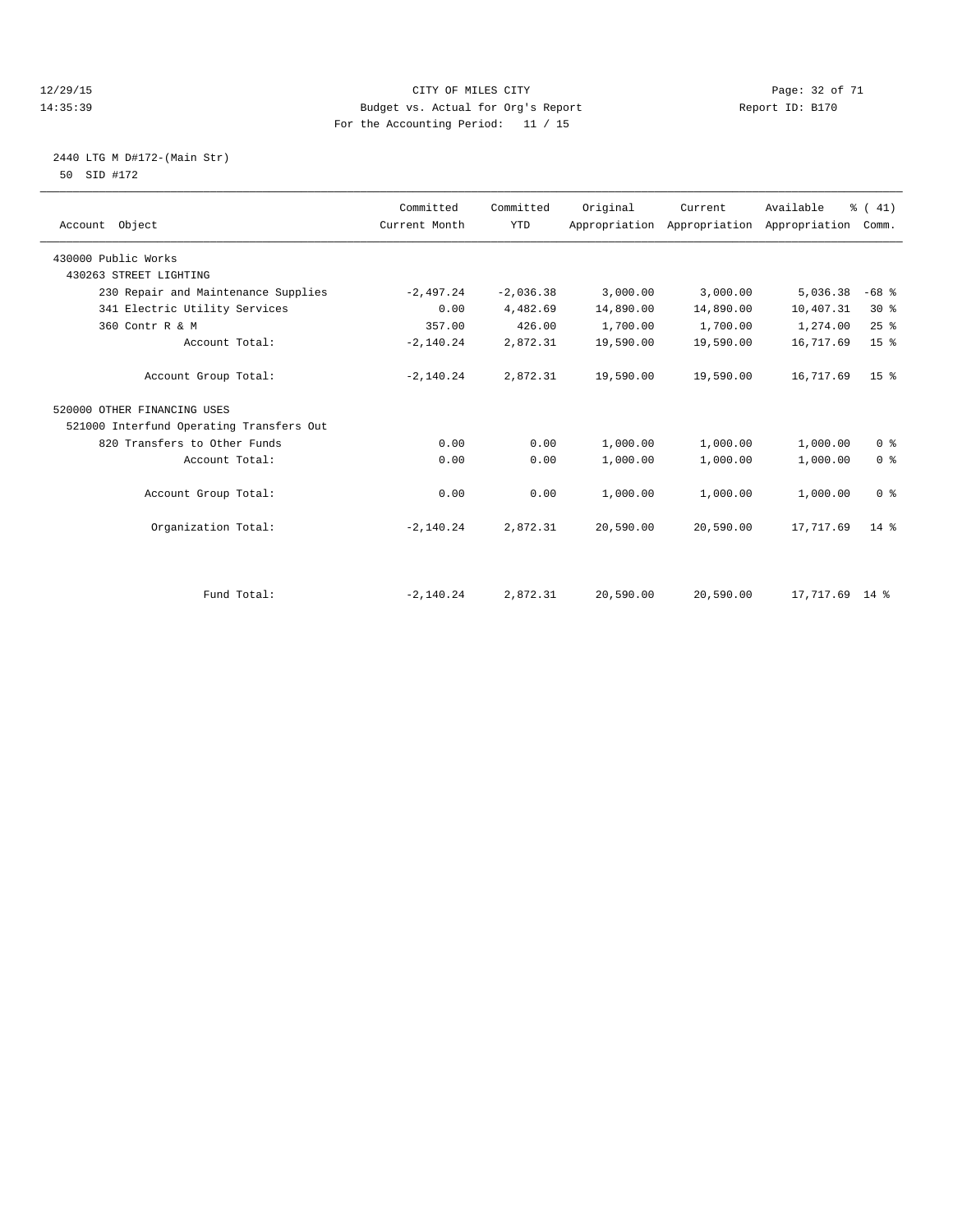CITY OF MILES CITY
Budget vs. Actual for Org's Report
For the Accounting Period: 11 / 15

12/29/15 14:35:39 — Report ID: B170

## 2440 LTG M D#172-(Main Str)

50 SID #172

| Account Object | Committed Current Month | Committed YTD | Original Appropriation | Current Appropriation | Available Appropriation | % ( 41) Comm. |
|---|---|---|---|---|---|---|
| 430000 Public Works | | | | | | |
| 430263 STREET LIGHTING | | | | | | |
| 230 Repair and Maintenance Supplies | -2,497.24 | -2,036.38 | 3,000.00 | 3,000.00 | 5,036.38 | -68 % |
| 341 Electric Utility Services | 0.00 | 4,482.69 | 14,890.00 | 14,890.00 | 10,407.31 | 30 % |
| 360 Contr R & M | 357.00 | 426.00 | 1,700.00 | 1,700.00 | 1,274.00 | 25 % |
| Account Total: | -2,140.24 | 2,872.31 | 19,590.00 | 19,590.00 | 16,717.69 | 15 % |
| Account Group Total: | -2,140.24 | 2,872.31 | 19,590.00 | 19,590.00 | 16,717.69 | 15 % |
| 520000 OTHER FINANCING USES | | | | | | |
| 521000 Interfund Operating Transfers Out | | | | | | |
| 820 Transfers to Other Funds | 0.00 | 0.00 | 1,000.00 | 1,000.00 | 1,000.00 | 0 % |
| Account Total: | 0.00 | 0.00 | 1,000.00 | 1,000.00 | 1,000.00 | 0 % |
| Account Group Total: | 0.00 | 0.00 | 1,000.00 | 1,000.00 | 1,000.00 | 0 % |
| Organization Total: | -2,140.24 | 2,872.31 | 20,590.00 | 20,590.00 | 17,717.69 | 14 % |
| Fund Total: | -2,140.24 | 2,872.31 | 20,590.00 | 20,590.00 | 17,717.69 | 14 % |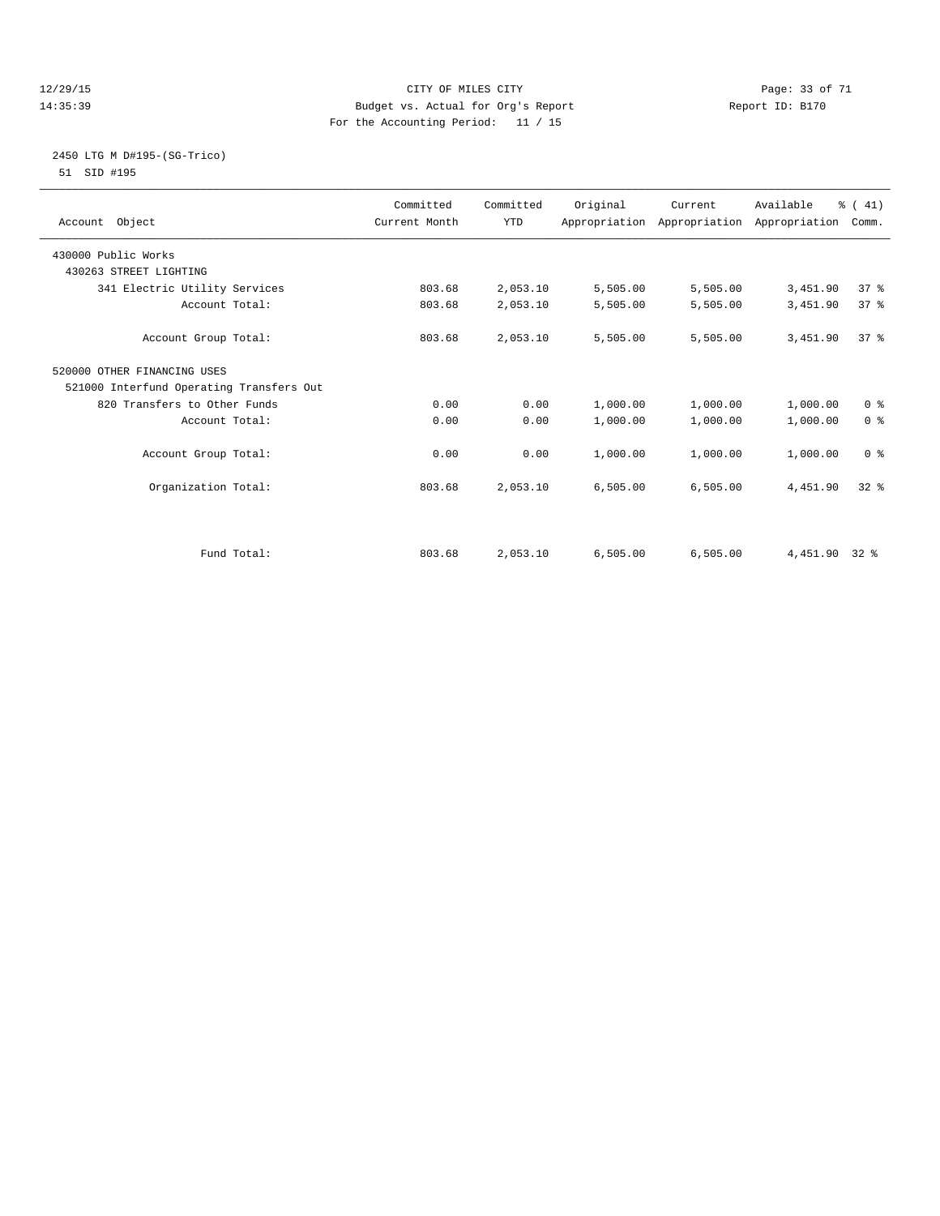CITY OF MILES CITY
Budget vs. Actual for Org's Report
For the Accounting Period: 11 / 15

12/29/15
14:35:39

Report ID: B170

2450 LTG M D#195-(SG-Trico)
51 SID #195

| Account Object | Committed Current Month | Committed YTD | Original Appropriation | Current Appropriation | Available Appropriation | % ( 41) Comm. |
|---|---|---|---|---|---|---|
| 430000 Public Works | | | | | | |
| 430263 STREET LIGHTING | | | | | | |
| 341 Electric Utility Services | 803.68 | 2,053.10 | 5,505.00 | 5,505.00 | 3,451.90 | 37 % |
| Account Total: | 803.68 | 2,053.10 | 5,505.00 | 5,505.00 | 3,451.90 | 37 % |
| Account Group Total: | 803.68 | 2,053.10 | 5,505.00 | 5,505.00 | 3,451.90 | 37 % |
| 520000 OTHER FINANCING USES | | | | | | |
| 521000 Interfund Operating Transfers Out | | | | | | |
| 820 Transfers to Other Funds | 0.00 | 0.00 | 1,000.00 | 1,000.00 | 1,000.00 | 0 % |
| Account Total: | 0.00 | 0.00 | 1,000.00 | 1,000.00 | 1,000.00 | 0 % |
| Account Group Total: | 0.00 | 0.00 | 1,000.00 | 1,000.00 | 1,000.00 | 0 % |
| Organization Total: | 803.68 | 2,053.10 | 6,505.00 | 6,505.00 | 4,451.90 | 32 % |
| Fund Total: | 803.68 | 2,053.10 | 6,505.00 | 6,505.00 | 4,451.90 | 32 % |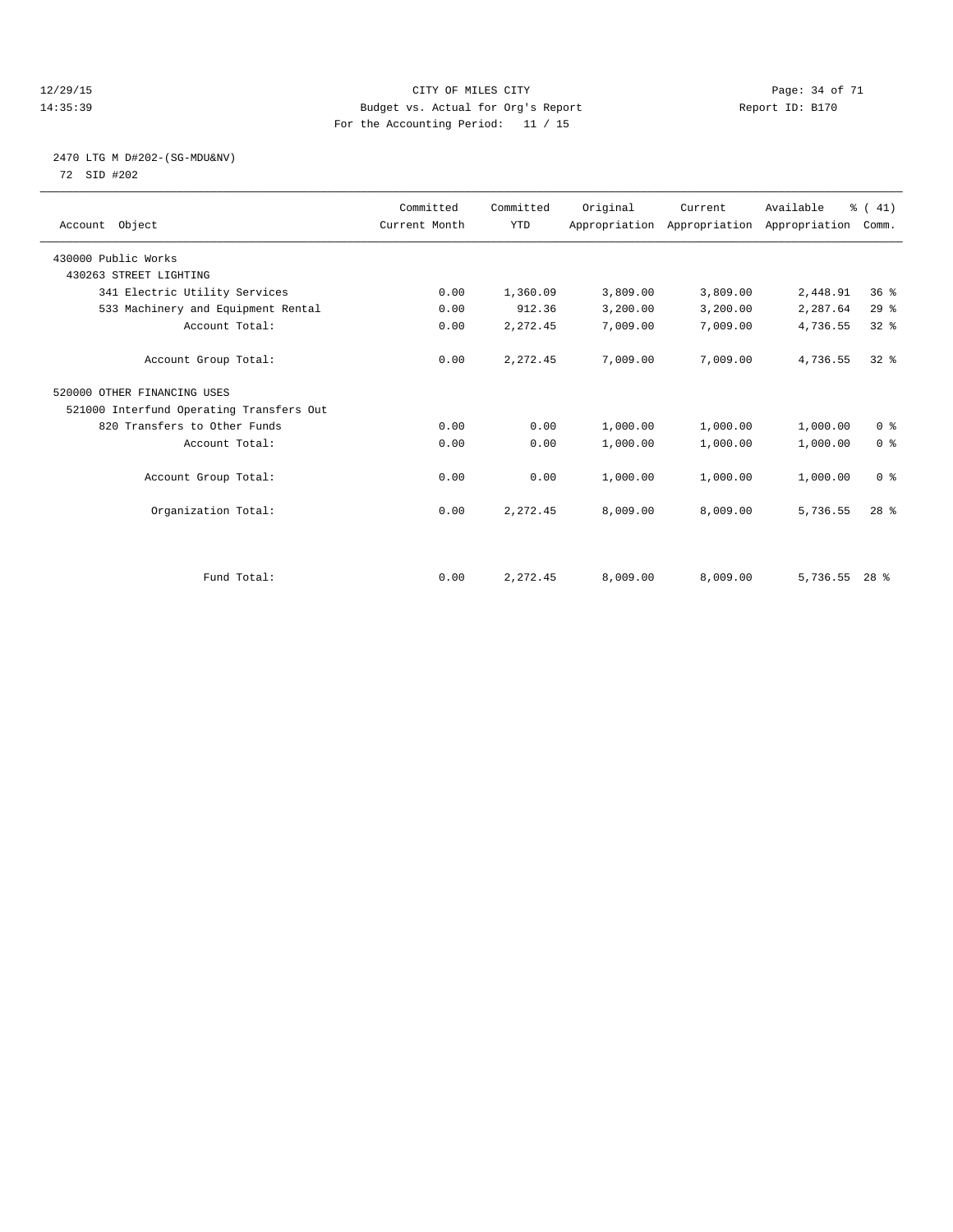CITY OF MILES CITY
Budget vs. Actual for Org's Report
For the Accounting Period: 11 / 15

12/29/15
14:35:39

Report ID: B170

2470 LTG M D#202-(SG-MDU&NV)
72 SID #202

| Account Object | Committed Current Month | Committed YTD | Original Appropriation | Current Appropriation | Available Appropriation | % ( 41) Comm. |
|---|---|---|---|---|---|---|
| 430000 Public Works | | | | | | |
| 430263 STREET LIGHTING | | | | | | |
| 341 Electric Utility Services | 0.00 | 1,360.09 | 3,809.00 | 3,809.00 | 2,448.91 | 36 % |
| 533 Machinery and Equipment Rental | 0.00 | 912.36 | 3,200.00 | 3,200.00 | 2,287.64 | 29 % |
| Account Total: | 0.00 | 2,272.45 | 7,009.00 | 7,009.00 | 4,736.55 | 32 % |
| Account Group Total: | 0.00 | 2,272.45 | 7,009.00 | 7,009.00 | 4,736.55 | 32 % |
| 520000 OTHER FINANCING USES | | | | | | |
| 521000 Interfund Operating Transfers Out | | | | | | |
| 820 Transfers to Other Funds | 0.00 | 0.00 | 1,000.00 | 1,000.00 | 1,000.00 | 0 % |
| Account Total: | 0.00 | 0.00 | 1,000.00 | 1,000.00 | 1,000.00 | 0 % |
| Account Group Total: | 0.00 | 0.00 | 1,000.00 | 1,000.00 | 1,000.00 | 0 % |
| Organization Total: | 0.00 | 2,272.45 | 8,009.00 | 8,009.00 | 5,736.55 | 28 % |
| Fund Total: | 0.00 | 2,272.45 | 8,009.00 | 8,009.00 | 5,736.55 | 28 % |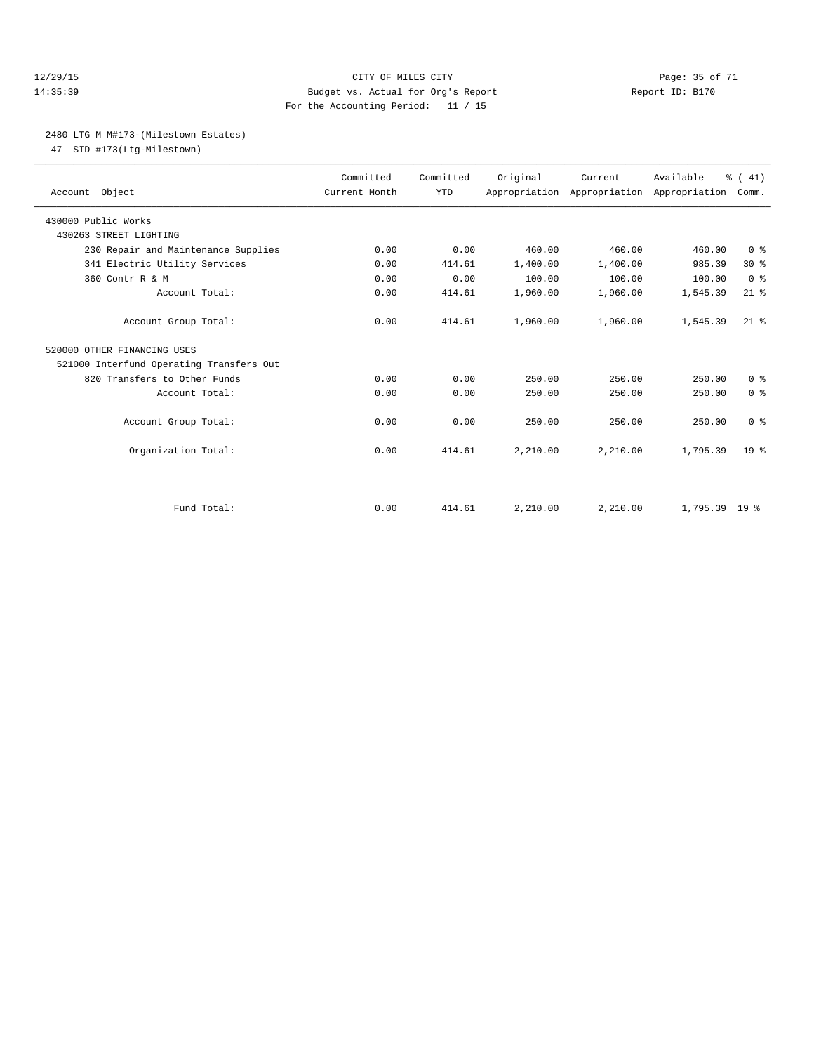CITY OF MILES CITY
Budget vs. Actual for Org's Report
For the Accounting Period: 11 / 15

12/29/15
14:35:39

Report ID: B170

2480 LTG M M#173-(Milestown Estates)
47 SID #173(Ltg-Milestown)

| Account Object | Committed Current Month | Committed YTD | Original Appropriation | Current Appropriation | Available Appropriation | % ( 41) Comm. |
|---|---|---|---|---|---|---|
| 430000 Public Works | | | | | | |
| 430263 STREET LIGHTING | | | | | | |
| 230 Repair and Maintenance Supplies | 0.00 | 0.00 | 460.00 | 460.00 | 460.00 | 0 % |
| 341 Electric Utility Services | 0.00 | 414.61 | 1,400.00 | 1,400.00 | 985.39 | 30 % |
| 360 Contr R & M | 0.00 | 0.00 | 100.00 | 100.00 | 100.00 | 0 % |
| Account Total: | 0.00 | 414.61 | 1,960.00 | 1,960.00 | 1,545.39 | 21 % |
| Account Group Total: | 0.00 | 414.61 | 1,960.00 | 1,960.00 | 1,545.39 | 21 % |
| 520000 OTHER FINANCING USES | | | | | | |
| 521000 Interfund Operating Transfers Out | | | | | | |
| 820 Transfers to Other Funds | 0.00 | 0.00 | 250.00 | 250.00 | 250.00 | 0 % |
| Account Total: | 0.00 | 0.00 | 250.00 | 250.00 | 250.00 | 0 % |
| Account Group Total: | 0.00 | 0.00 | 250.00 | 250.00 | 250.00 | 0 % |
| Organization Total: | 0.00 | 414.61 | 2,210.00 | 2,210.00 | 1,795.39 | 19 % |
| Fund Total: | 0.00 | 414.61 | 2,210.00 | 2,210.00 | 1,795.39 | 19 % |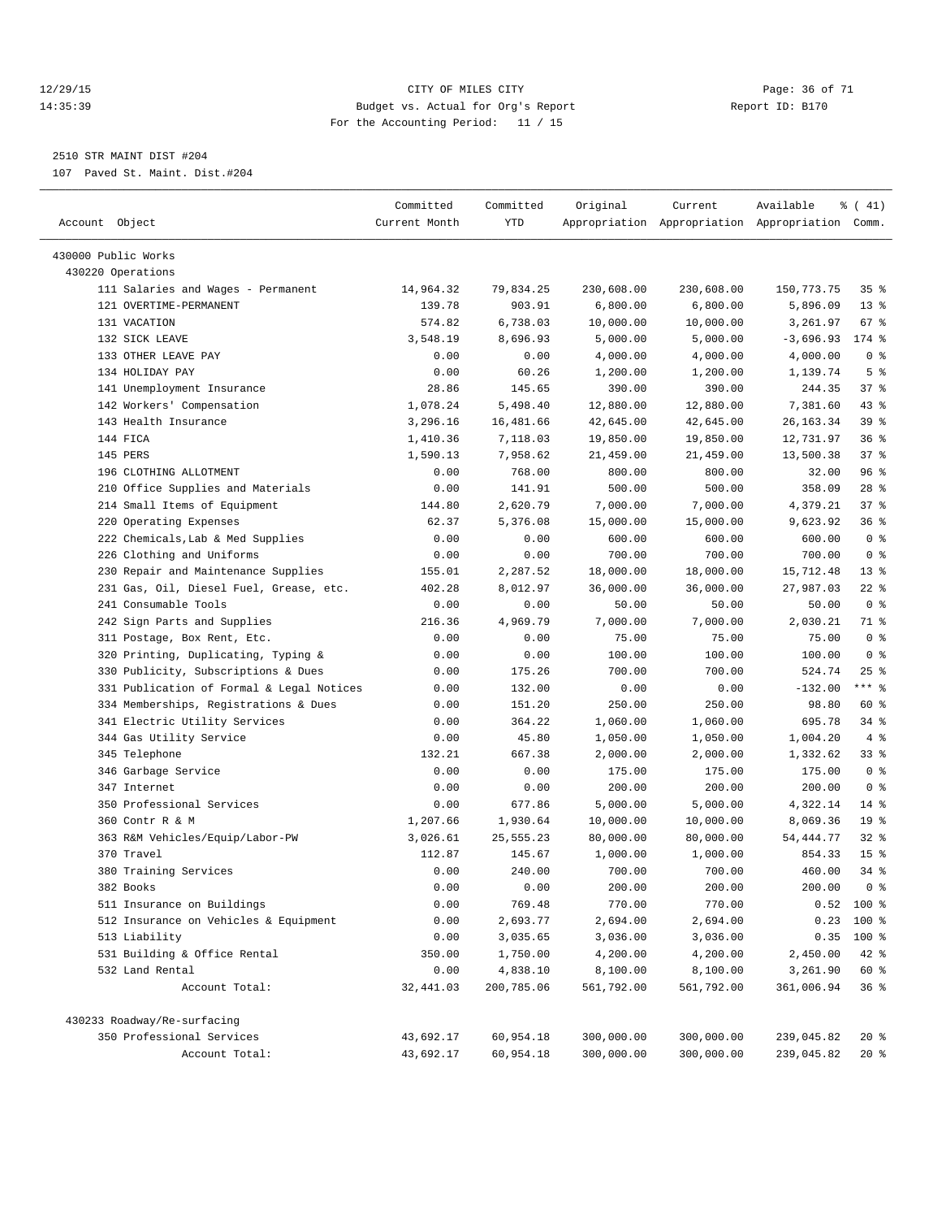CITY OF MILES CITY
Budget vs. Actual for Org's Report
For the Accounting Period: 11 / 15

12/29/15
14:35:39

Report ID: B170

2510 STR MAINT DIST #204
107 Paved St. Maint. Dist.#204

| Account Object | Committed Current Month | Committed YTD | Original Appropriation | Current Appropriation | Available Appropriation | % ( 41) Comm. |
|---|---|---|---|---|---|---|
| 430000 Public Works | | | | | | |
| 430220 Operations | | | | | | |
| 111 Salaries and Wages - Permanent | 14,964.32 | 79,834.25 | 230,608.00 | 230,608.00 | 150,773.75 | 35 % |
| 121 OVERTIME-PERMANENT | 139.78 | 903.91 | 6,800.00 | 6,800.00 | 5,896.09 | 13 % |
| 131 VACATION | 574.82 | 6,738.03 | 10,000.00 | 10,000.00 | 3,261.97 | 67 % |
| 132 SICK LEAVE | 3,548.19 | 8,696.93 | 5,000.00 | 5,000.00 | -3,696.93 | 174 % |
| 133 OTHER LEAVE PAY | 0.00 | 0.00 | 4,000.00 | 4,000.00 | 4,000.00 | 0 % |
| 134 HOLIDAY PAY | 0.00 | 60.26 | 1,200.00 | 1,200.00 | 1,139.74 | 5 % |
| 141 Unemployment Insurance | 28.86 | 145.65 | 390.00 | 390.00 | 244.35 | 37 % |
| 142 Workers' Compensation | 1,078.24 | 5,498.40 | 12,880.00 | 12,880.00 | 7,381.60 | 43 % |
| 143 Health Insurance | 3,296.16 | 16,481.66 | 42,645.00 | 42,645.00 | 26,163.34 | 39 % |
| 144 FICA | 1,410.36 | 7,118.03 | 19,850.00 | 19,850.00 | 12,731.97 | 36 % |
| 145 PERS | 1,590.13 | 7,958.62 | 21,459.00 | 21,459.00 | 13,500.38 | 37 % |
| 196 CLOTHING ALLOTMENT | 0.00 | 768.00 | 800.00 | 800.00 | 32.00 | 96 % |
| 210 Office Supplies and Materials | 0.00 | 141.91 | 500.00 | 500.00 | 358.09 | 28 % |
| 214 Small Items of Equipment | 144.80 | 2,620.79 | 7,000.00 | 7,000.00 | 4,379.21 | 37 % |
| 220 Operating Expenses | 62.37 | 5,376.08 | 15,000.00 | 15,000.00 | 9,623.92 | 36 % |
| 222 Chemicals,Lab & Med Supplies | 0.00 | 0.00 | 600.00 | 600.00 | 600.00 | 0 % |
| 226 Clothing and Uniforms | 0.00 | 0.00 | 700.00 | 700.00 | 700.00 | 0 % |
| 230 Repair and Maintenance Supplies | 155.01 | 2,287.52 | 18,000.00 | 18,000.00 | 15,712.48 | 13 % |
| 231 Gas, Oil, Diesel Fuel, Grease, etc. | 402.28 | 8,012.97 | 36,000.00 | 36,000.00 | 27,987.03 | 22 % |
| 241 Consumable Tools | 0.00 | 0.00 | 50.00 | 50.00 | 50.00 | 0 % |
| 242 Sign Parts and Supplies | 216.36 | 4,969.79 | 7,000.00 | 7,000.00 | 2,030.21 | 71 % |
| 311 Postage, Box Rent, Etc. | 0.00 | 0.00 | 75.00 | 75.00 | 75.00 | 0 % |
| 320 Printing, Duplicating, Typing & | 0.00 | 0.00 | 100.00 | 100.00 | 100.00 | 0 % |
| 330 Publicity, Subscriptions & Dues | 0.00 | 175.26 | 700.00 | 700.00 | 524.74 | 25 % |
| 331 Publication of Formal & Legal Notices | 0.00 | 132.00 | 0.00 | 0.00 | -132.00 | *** % |
| 334 Memberships, Registrations & Dues | 0.00 | 151.20 | 250.00 | 250.00 | 98.80 | 60 % |
| 341 Electric Utility Services | 0.00 | 364.22 | 1,060.00 | 1,060.00 | 695.78 | 34 % |
| 344 Gas Utility Service | 0.00 | 45.80 | 1,050.00 | 1,050.00 | 1,004.20 | 4 % |
| 345 Telephone | 132.21 | 667.38 | 2,000.00 | 2,000.00 | 1,332.62 | 33 % |
| 346 Garbage Service | 0.00 | 0.00 | 175.00 | 175.00 | 175.00 | 0 % |
| 347 Internet | 0.00 | 0.00 | 200.00 | 200.00 | 200.00 | 0 % |
| 350 Professional Services | 0.00 | 677.86 | 5,000.00 | 5,000.00 | 4,322.14 | 14 % |
| 360 Contr R & M | 1,207.66 | 1,930.64 | 10,000.00 | 10,000.00 | 8,069.36 | 19 % |
| 363 R&M Vehicles/Equip/Labor-PW | 3,026.61 | 25,555.23 | 80,000.00 | 80,000.00 | 54,444.77 | 32 % |
| 370 Travel | 112.87 | 145.67 | 1,000.00 | 1,000.00 | 854.33 | 15 % |
| 380 Training Services | 0.00 | 240.00 | 700.00 | 700.00 | 460.00 | 34 % |
| 382 Books | 0.00 | 0.00 | 200.00 | 200.00 | 200.00 | 0 % |
| 511 Insurance on Buildings | 0.00 | 769.48 | 770.00 | 770.00 | 0.52 | 100 % |
| 512 Insurance on Vehicles & Equipment | 0.00 | 2,693.77 | 2,694.00 | 2,694.00 | 0.23 | 100 % |
| 513 Liability | 0.00 | 3,035.65 | 3,036.00 | 3,036.00 | 0.35 | 100 % |
| 531 Building & Office Rental | 350.00 | 1,750.00 | 4,200.00 | 4,200.00 | 2,450.00 | 42 % |
| 532 Land Rental | 0.00 | 4,838.10 | 8,100.00 | 8,100.00 | 3,261.90 | 60 % |
| Account Total: | 32,441.03 | 200,785.06 | 561,792.00 | 561,792.00 | 361,006.94 | 36 % |
| 430233 Roadway/Re-surfacing | | | | | | |
| 350 Professional Services | 43,692.17 | 60,954.18 | 300,000.00 | 300,000.00 | 239,045.82 | 20 % |
| Account Total: | 43,692.17 | 60,954.18 | 300,000.00 | 300,000.00 | 239,045.82 | 20 % |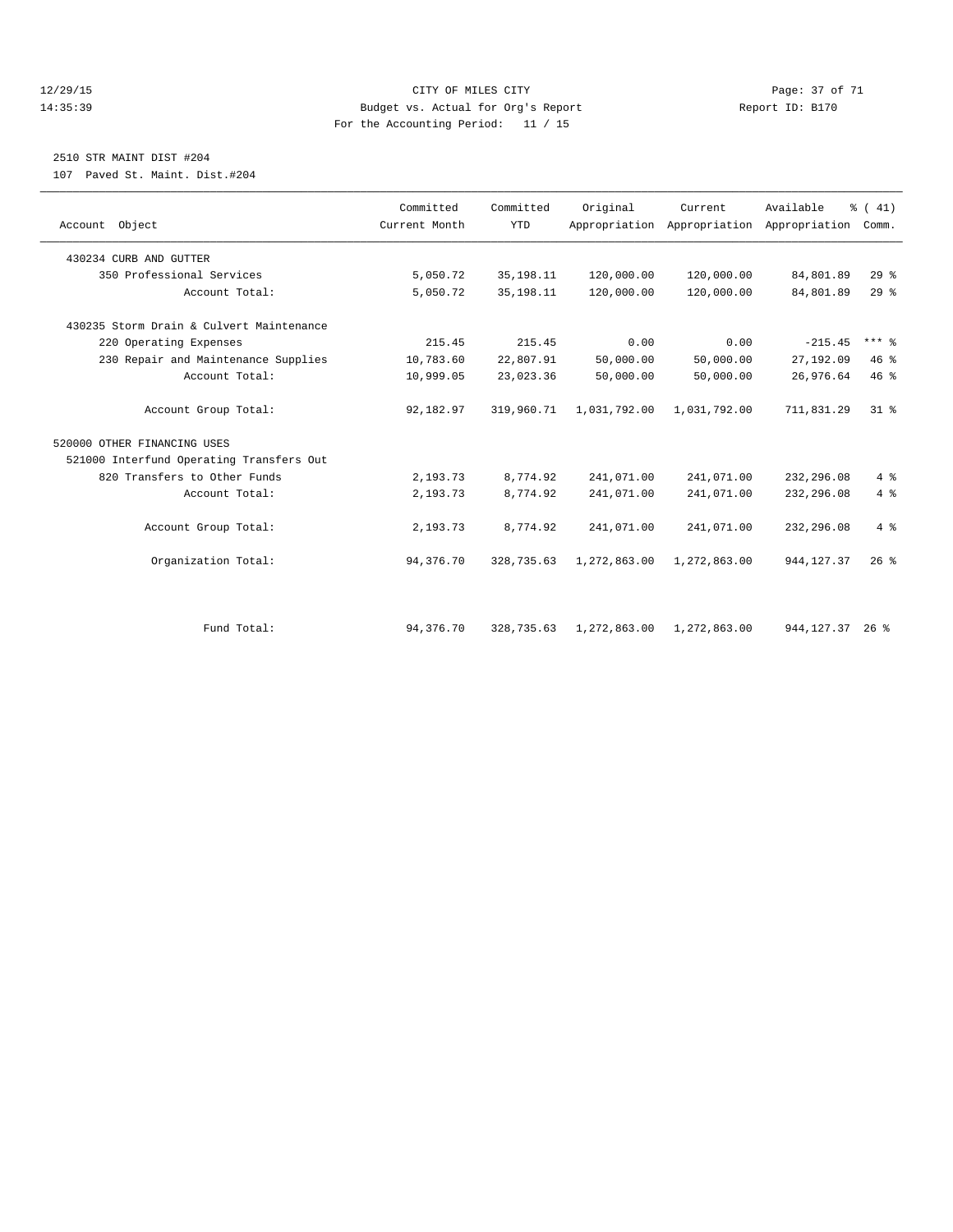12/29/15 CITY OF MILES CITY
14:35:39 Budget vs. Actual for Org's Report Report ID: B170
For the Accounting Period: 11 / 15

2510 STR MAINT DIST #204
107 Paved St. Maint. Dist.#204

| Account Object | Committed Current Month | Committed YTD | Original Appropriation | Current Appropriation | Available Appropriation | % ( 41) Comm. |
|---|---|---|---|---|---|---|
| 430234 CURB AND GUTTER | | | | | | |
| 350 Professional Services | 5,050.72 | 35,198.11 | 120,000.00 | 120,000.00 | 84,801.89 | 29 % |
| Account Total: | 5,050.72 | 35,198.11 | 120,000.00 | 120,000.00 | 84,801.89 | 29 % |
| 430235 Storm Drain & Culvert Maintenance | | | | | | |
| 220 Operating Expenses | 215.45 | 215.45 | 0.00 | 0.00 | -215.45 | *** % |
| 230 Repair and Maintenance Supplies | 10,783.60 | 22,807.91 | 50,000.00 | 50,000.00 | 27,192.09 | 46 % |
| Account Total: | 10,999.05 | 23,023.36 | 50,000.00 | 50,000.00 | 26,976.64 | 46 % |
| Account Group Total: | 92,182.97 | 319,960.71 | 1,031,792.00 | 1,031,792.00 | 711,831.29 | 31 % |
| 520000 OTHER FINANCING USES | | | | | | |
| 521000 Interfund Operating Transfers Out | | | | | | |
| 820 Transfers to Other Funds | 2,193.73 | 8,774.92 | 241,071.00 | 241,071.00 | 232,296.08 | 4 % |
| Account Total: | 2,193.73 | 8,774.92 | 241,071.00 | 241,071.00 | 232,296.08 | 4 % |
| Account Group Total: | 2,193.73 | 8,774.92 | 241,071.00 | 241,071.00 | 232,296.08 | 4 % |
| Organization Total: | 94,376.70 | 328,735.63 | 1,272,863.00 | 1,272,863.00 | 944,127.37 | 26 % |
| Fund Total: | 94,376.70 | 328,735.63 | 1,272,863.00 | 1,272,863.00 | 944,127.37 | 26 % |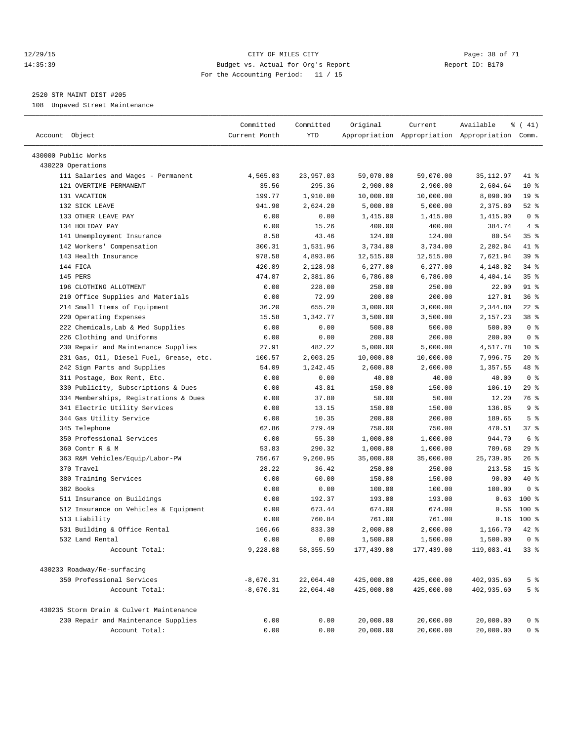CITY OF MILES CITY
Budget vs. Actual for Org's Report
For the Accounting Period: 11 / 15

12/29/15
14:35:39

Report ID: B170

2520 STR MAINT DIST #205

108 Unpaved Street Maintenance

| Account Object | Committed Current Month | Committed YTD | Original Appropriation | Current Appropriation | Available Appropriation | % ( 41) Comm. |
|---|---|---|---|---|---|---|
| 430000 Public Works | | | | | | |
| 430220 Operations | | | | | | |
| 111 Salaries and Wages - Permanent | 4,565.03 | 23,957.03 | 59,070.00 | 59,070.00 | 35,112.97 | 41 % |
| 121 OVERTIME-PERMANENT | 35.56 | 295.36 | 2,900.00 | 2,900.00 | 2,604.64 | 10 % |
| 131 VACATION | 199.77 | 1,910.00 | 10,000.00 | 10,000.00 | 8,090.00 | 19 % |
| 132 SICK LEAVE | 941.90 | 2,624.20 | 5,000.00 | 5,000.00 | 2,375.80 | 52 % |
| 133 OTHER LEAVE PAY | 0.00 | 0.00 | 1,415.00 | 1,415.00 | 1,415.00 | 0 % |
| 134 HOLIDAY PAY | 0.00 | 15.26 | 400.00 | 400.00 | 384.74 | 4 % |
| 141 Unemployment Insurance | 8.58 | 43.46 | 124.00 | 124.00 | 80.54 | 35 % |
| 142 Workers' Compensation | 300.31 | 1,531.96 | 3,734.00 | 3,734.00 | 2,202.04 | 41 % |
| 143 Health Insurance | 978.58 | 4,893.06 | 12,515.00 | 12,515.00 | 7,621.94 | 39 % |
| 144 FICA | 420.89 | 2,128.98 | 6,277.00 | 6,277.00 | 4,148.02 | 34 % |
| 145 PERS | 474.87 | 2,381.86 | 6,786.00 | 6,786.00 | 4,404.14 | 35 % |
| 196 CLOTHING ALLOTMENT | 0.00 | 228.00 | 250.00 | 250.00 | 22.00 | 91 % |
| 210 Office Supplies and Materials | 0.00 | 72.99 | 200.00 | 200.00 | 127.01 | 36 % |
| 214 Small Items of Equipment | 36.20 | 655.20 | 3,000.00 | 3,000.00 | 2,344.80 | 22 % |
| 220 Operating Expenses | 15.58 | 1,342.77 | 3,500.00 | 3,500.00 | 2,157.23 | 38 % |
| 222 Chemicals,Lab & Med Supplies | 0.00 | 0.00 | 500.00 | 500.00 | 500.00 | 0 % |
| 226 Clothing and Uniforms | 0.00 | 0.00 | 200.00 | 200.00 | 200.00 | 0 % |
| 230 Repair and Maintenance Supplies | 27.91 | 482.22 | 5,000.00 | 5,000.00 | 4,517.78 | 10 % |
| 231 Gas, Oil, Diesel Fuel, Grease, etc. | 100.57 | 2,003.25 | 10,000.00 | 10,000.00 | 7,996.75 | 20 % |
| 242 Sign Parts and Supplies | 54.09 | 1,242.45 | 2,600.00 | 2,600.00 | 1,357.55 | 48 % |
| 311 Postage, Box Rent, Etc. | 0.00 | 0.00 | 40.00 | 40.00 | 40.00 | 0 % |
| 330 Publicity, Subscriptions & Dues | 0.00 | 43.81 | 150.00 | 150.00 | 106.19 | 29 % |
| 334 Memberships, Registrations & Dues | 0.00 | 37.80 | 50.00 | 50.00 | 12.20 | 76 % |
| 341 Electric Utility Services | 0.00 | 13.15 | 150.00 | 150.00 | 136.85 | 9 % |
| 344 Gas Utility Service | 0.00 | 10.35 | 200.00 | 200.00 | 189.65 | 5 % |
| 345 Telephone | 62.86 | 279.49 | 750.00 | 750.00 | 470.51 | 37 % |
| 350 Professional Services | 0.00 | 55.30 | 1,000.00 | 1,000.00 | 944.70 | 6 % |
| 360 Contr R & M | 53.83 | 290.32 | 1,000.00 | 1,000.00 | 709.68 | 29 % |
| 363 R&M Vehicles/Equip/Labor-PW | 756.67 | 9,260.95 | 35,000.00 | 35,000.00 | 25,739.05 | 26 % |
| 370 Travel | 28.22 | 36.42 | 250.00 | 250.00 | 213.58 | 15 % |
| 380 Training Services | 0.00 | 60.00 | 150.00 | 150.00 | 90.00 | 40 % |
| 382 Books | 0.00 | 0.00 | 100.00 | 100.00 | 100.00 | 0 % |
| 511 Insurance on Buildings | 0.00 | 192.37 | 193.00 | 193.00 | 0.63 | 100 % |
| 512 Insurance on Vehicles & Equipment | 0.00 | 673.44 | 674.00 | 674.00 | 0.56 | 100 % |
| 513 Liability | 0.00 | 760.84 | 761.00 | 761.00 | 0.16 | 100 % |
| 531 Building & Office Rental | 166.66 | 833.30 | 2,000.00 | 2,000.00 | 1,166.70 | 42 % |
| 532 Land Rental | 0.00 | 0.00 | 1,500.00 | 1,500.00 | 1,500.00 | 0 % |
| Account Total: | 9,228.08 | 58,355.59 | 177,439.00 | 177,439.00 | 119,083.41 | 33 % |
| 430233 Roadway/Re-surfacing | | | | | | |
| 350 Professional Services | -8,670.31 | 22,064.40 | 425,000.00 | 425,000.00 | 402,935.60 | 5 % |
| Account Total: | -8,670.31 | 22,064.40 | 425,000.00 | 425,000.00 | 402,935.60 | 5 % |
| 430235 Storm Drain & Culvert Maintenance | | | | | | |
| 230 Repair and Maintenance Supplies | 0.00 | 0.00 | 20,000.00 | 20,000.00 | 20,000.00 | 0 % |
| Account Total: | 0.00 | 0.00 | 20,000.00 | 20,000.00 | 20,000.00 | 0 % |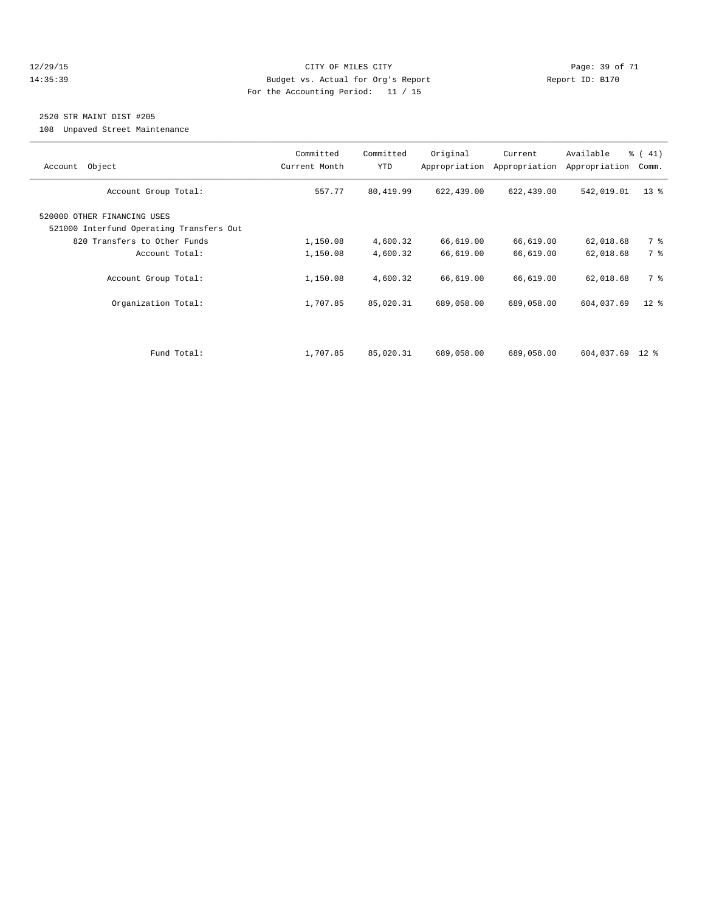CITY OF MILES CITY
Budget vs. Actual for Org's Report
For the Accounting Period: 11 / 15

12/29/15
14:35:39

Report ID: B170

## 2520 STR MAINT DIST #205

108 Unpaved Street Maintenance

| Account Object | Committed Current Month | Committed YTD | Original Appropriation | Current Appropriation | Available Appropriation | % ( 41) Comm. |
|---|---|---|---|---|---|---|
| Account Group Total: | 557.77 | 80,419.99 | 622,439.00 | 622,439.00 | 542,019.01 | 13 % |
| 520000 OTHER FINANCING USES | | | | | | |
| 521000 Interfund Operating Transfers Out | | | | | | |
| 820 Transfers to Other Funds | 1,150.08 | 4,600.32 | 66,619.00 | 66,619.00 | 62,018.68 | 7 % |
| Account Total: | 1,150.08 | 4,600.32 | 66,619.00 | 66,619.00 | 62,018.68 | 7 % |
| Account Group Total: | 1,150.08 | 4,600.32 | 66,619.00 | 66,619.00 | 62,018.68 | 7 % |
| Organization Total: | 1,707.85 | 85,020.31 | 689,058.00 | 689,058.00 | 604,037.69 | 12 % |
| Fund Total: | 1,707.85 | 85,020.31 | 689,058.00 | 689,058.00 | 604,037.69 | 12 % |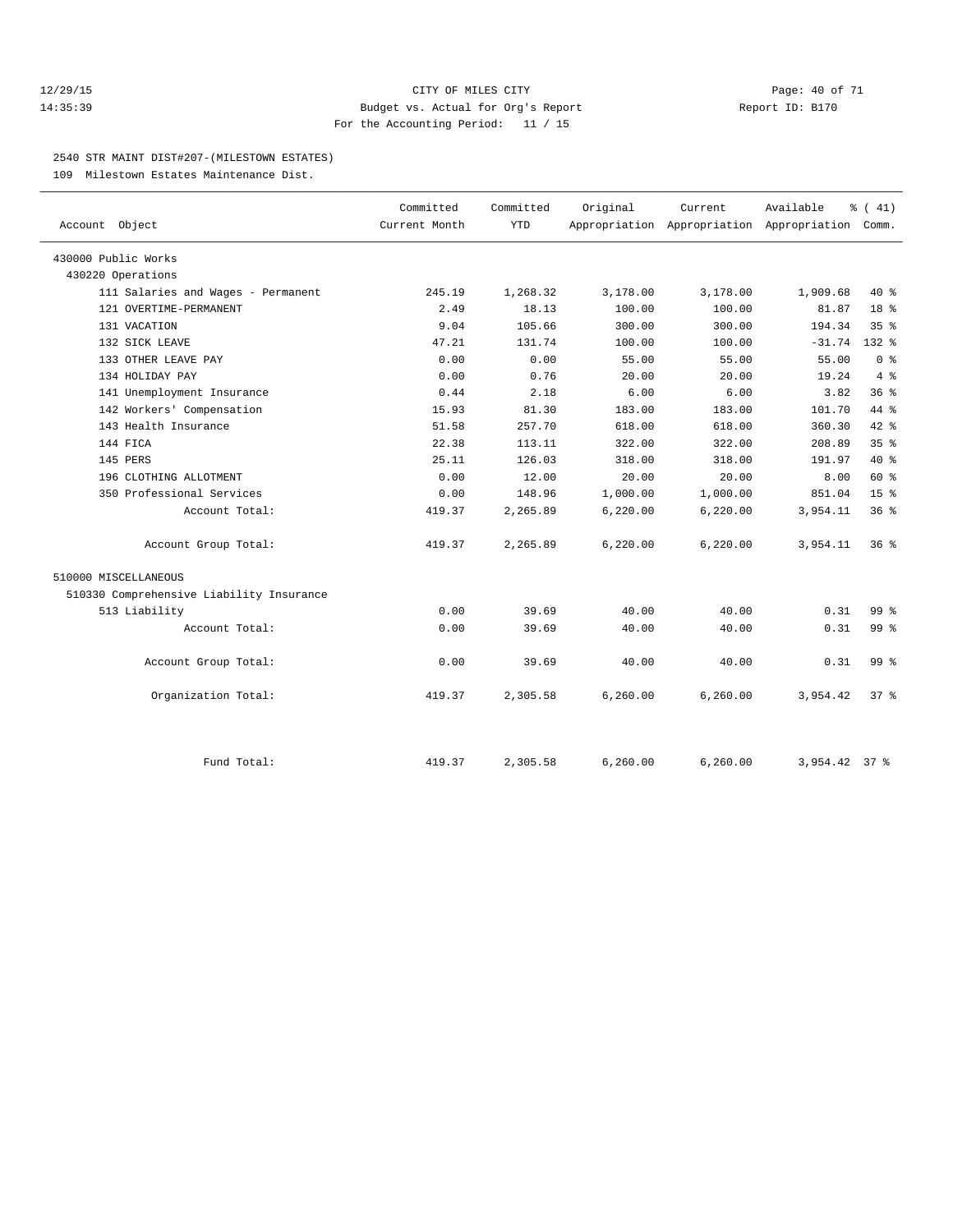CITY OF MILES CITY
Budget vs. Actual for Org's Report
For the Accounting Period: 11 / 15

12/29/15
14:35:39

Report ID: B170

## 2540 STR MAINT DIST#207-(MILESTOWN ESTATES)

109 Milestown Estates Maintenance Dist.

| Account Object | Committed Current Month | Committed YTD | Original Appropriation | Current Appropriation | Available Appropriation | % ( 41) Comm. |
|---|---|---|---|---|---|---|
| 430000 Public Works | | | | | | |
| 430220 Operations | | | | | | |
| 111 Salaries and Wages - Permanent | 245.19 | 1,268.32 | 3,178.00 | 3,178.00 | 1,909.68 | 40 % |
| 121 OVERTIME-PERMANENT | 2.49 | 18.13 | 100.00 | 100.00 | 81.87 | 18 % |
| 131 VACATION | 9.04 | 105.66 | 300.00 | 300.00 | 194.34 | 35 % |
| 132 SICK LEAVE | 47.21 | 131.74 | 100.00 | 100.00 | -31.74 | 132 % |
| 133 OTHER LEAVE PAY | 0.00 | 0.00 | 55.00 | 55.00 | 55.00 | 0 % |
| 134 HOLIDAY PAY | 0.00 | 0.76 | 20.00 | 20.00 | 19.24 | 4 % |
| 141 Unemployment Insurance | 0.44 | 2.18 | 6.00 | 6.00 | 3.82 | 36 % |
| 142 Workers' Compensation | 15.93 | 81.30 | 183.00 | 183.00 | 101.70 | 44 % |
| 143 Health Insurance | 51.58 | 257.70 | 618.00 | 618.00 | 360.30 | 42 % |
| 144 FICA | 22.38 | 113.11 | 322.00 | 322.00 | 208.89 | 35 % |
| 145 PERS | 25.11 | 126.03 | 318.00 | 318.00 | 191.97 | 40 % |
| 196 CLOTHING ALLOTMENT | 0.00 | 12.00 | 20.00 | 20.00 | 8.00 | 60 % |
| 350 Professional Services | 0.00 | 148.96 | 1,000.00 | 1,000.00 | 851.04 | 15 % |
| Account Total: | 419.37 | 2,265.89 | 6,220.00 | 6,220.00 | 3,954.11 | 36 % |
| Account Group Total: | 419.37 | 2,265.89 | 6,220.00 | 6,220.00 | 3,954.11 | 36 % |
| 510000 MISCELLANEOUS | | | | | | |
| 510330 Comprehensive Liability Insurance | | | | | | |
| 513 Liability | 0.00 | 39.69 | 40.00 | 40.00 | 0.31 | 99 % |
| Account Total: | 0.00 | 39.69 | 40.00 | 40.00 | 0.31 | 99 % |
| Account Group Total: | 0.00 | 39.69 | 40.00 | 40.00 | 0.31 | 99 % |
| Organization Total: | 419.37 | 2,305.58 | 6,260.00 | 6,260.00 | 3,954.42 | 37 % |
| Fund Total: | 419.37 | 2,305.58 | 6,260.00 | 6,260.00 | 3,954.42 | 37 % |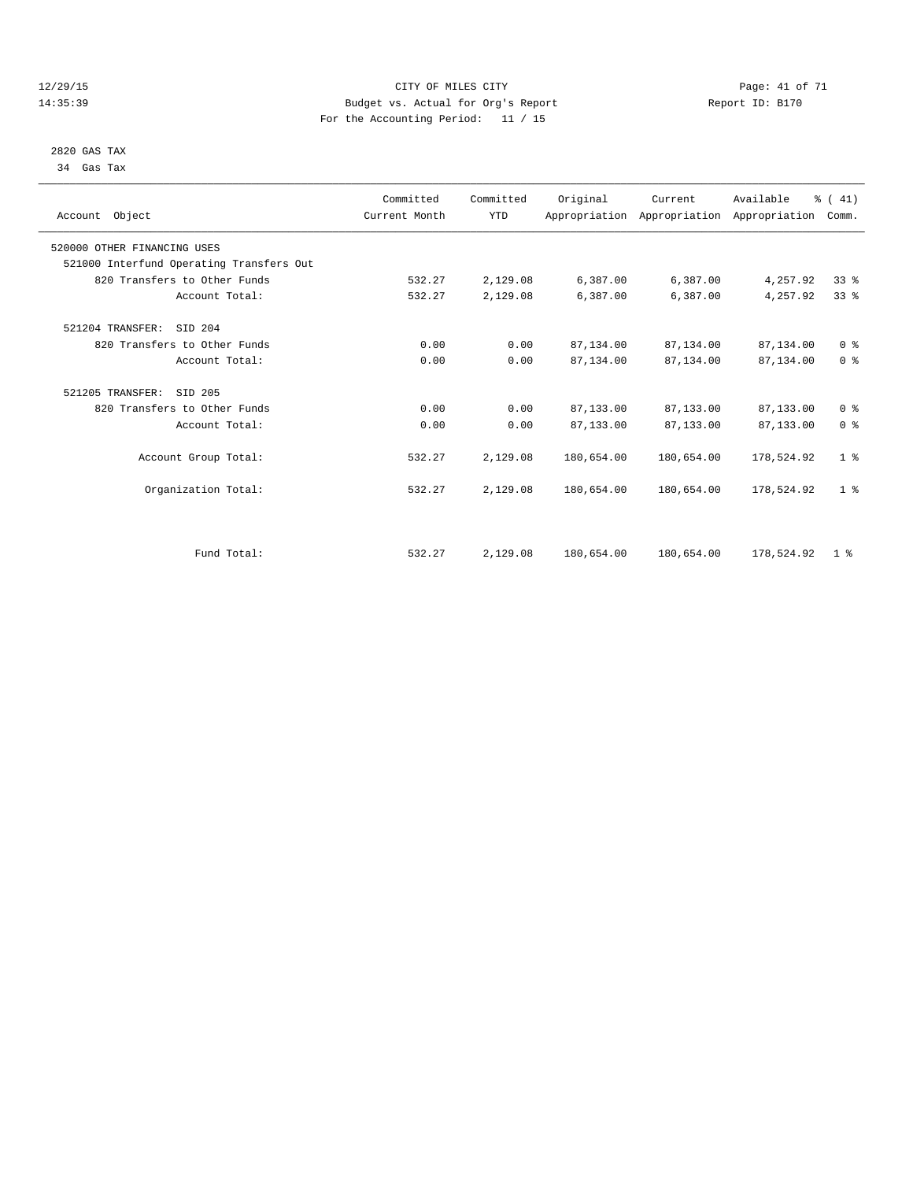CITY OF MILES CITY
Budget vs. Actual for Org's Report
For the Accounting Period: 11 / 15

12/29/15
14:35:39

Report ID: B170

2820 GAS TAX
34 Gas Tax

| Account Object | Committed Current Month | Committed YTD | Original Appropriation | Current Appropriation | Available Appropriation | % ( 41) Comm. |
|---|---|---|---|---|---|---|
| 520000 OTHER FINANCING USES | | | | | | |
| 521000 Interfund Operating Transfers Out | | | | | | |
| 820 Transfers to Other Funds | 532.27 | 2,129.08 | 6,387.00 | 6,387.00 | 4,257.92 | 33 % |
| Account Total: | 532.27 | 2,129.08 | 6,387.00 | 6,387.00 | 4,257.92 | 33 % |
| 521204 TRANSFER: SID 204 | | | | | | |
| 820 Transfers to Other Funds | 0.00 | 0.00 | 87,134.00 | 87,134.00 | 87,134.00 | 0 % |
| Account Total: | 0.00 | 0.00 | 87,134.00 | 87,134.00 | 87,134.00 | 0 % |
| 521205 TRANSFER: SID 205 | | | | | | |
| 820 Transfers to Other Funds | 0.00 | 0.00 | 87,133.00 | 87,133.00 | 87,133.00 | 0 % |
| Account Total: | 0.00 | 0.00 | 87,133.00 | 87,133.00 | 87,133.00 | 0 % |
| Account Group Total: | 532.27 | 2,129.08 | 180,654.00 | 180,654.00 | 178,524.92 | 1 % |
| Organization Total: | 532.27 | 2,129.08 | 180,654.00 | 180,654.00 | 178,524.92 | 1 % |
| Fund Total: | 532.27 | 2,129.08 | 180,654.00 | 180,654.00 | 178,524.92 | 1 % |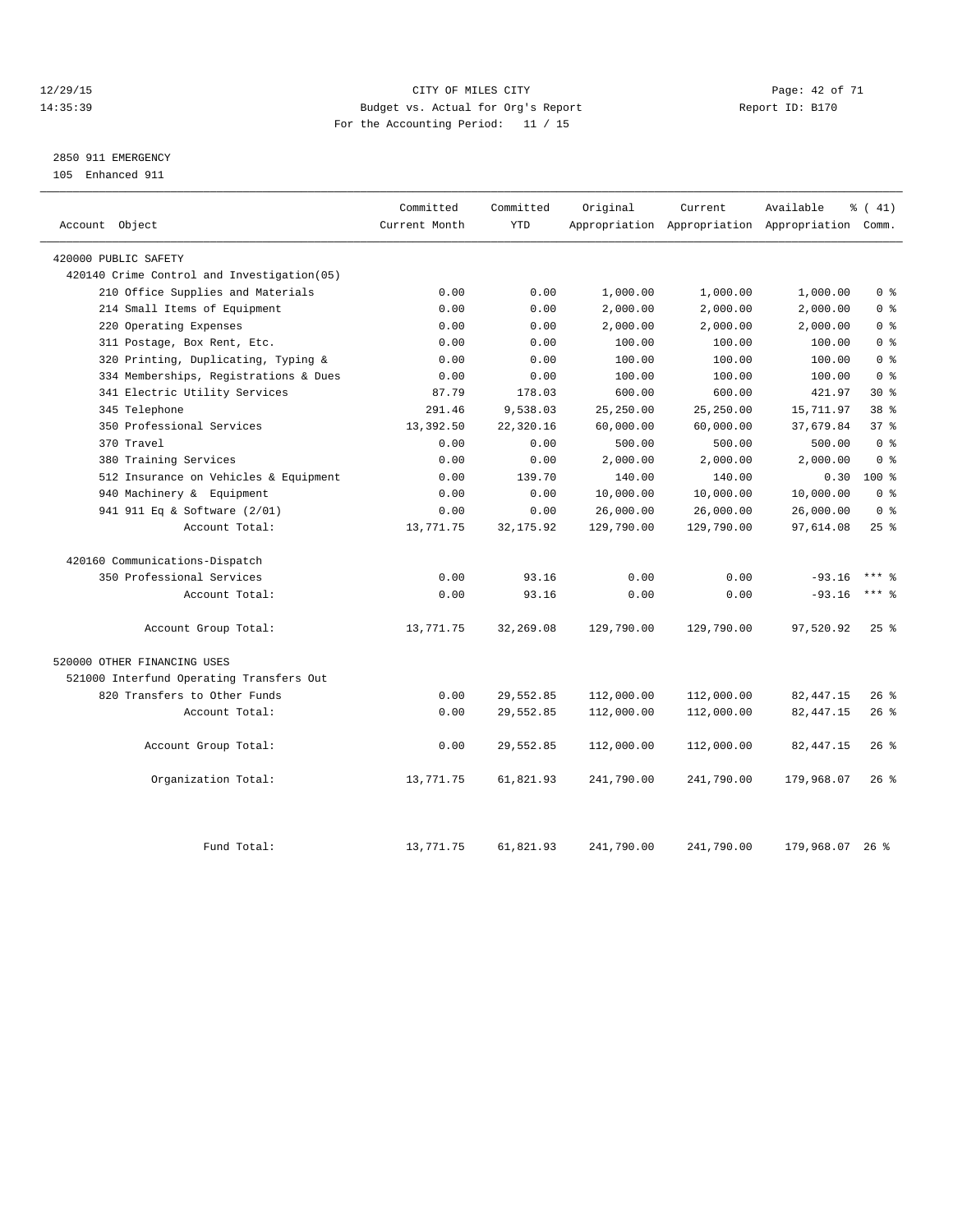CITY OF MILES CITY

Budget vs. Actual for Org's Report

For the Accounting Period: 11 / 15

12/29/15
14:35:39

Report ID: B170

2850 911 EMERGENCY

105 Enhanced 911

| Account Object | Committed Current Month | Committed YTD | Original Appropriation | Current Appropriation | Available Appropriation | % ( 41) Comm. |
|---|---|---|---|---|---|---|
| 420000 PUBLIC SAFETY | | | | | | |
| 420140 Crime Control and Investigation(05) | | | | | | |
| 210 Office Supplies and Materials | 0.00 | 0.00 | 1,000.00 | 1,000.00 | 1,000.00 | 0 % |
| 214 Small Items of Equipment | 0.00 | 0.00 | 2,000.00 | 2,000.00 | 2,000.00 | 0 % |
| 220 Operating Expenses | 0.00 | 0.00 | 2,000.00 | 2,000.00 | 2,000.00 | 0 % |
| 311 Postage, Box Rent, Etc. | 0.00 | 0.00 | 100.00 | 100.00 | 100.00 | 0 % |
| 320 Printing, Duplicating, Typing & | 0.00 | 0.00 | 100.00 | 100.00 | 100.00 | 0 % |
| 334 Memberships, Registrations & Dues | 0.00 | 0.00 | 100.00 | 100.00 | 100.00 | 0 % |
| 341 Electric Utility Services | 87.79 | 178.03 | 600.00 | 600.00 | 421.97 | 30 % |
| 345 Telephone | 291.46 | 9,538.03 | 25,250.00 | 25,250.00 | 15,711.97 | 38 % |
| 350 Professional Services | 13,392.50 | 22,320.16 | 60,000.00 | 60,000.00 | 37,679.84 | 37 % |
| 370 Travel | 0.00 | 0.00 | 500.00 | 500.00 | 500.00 | 0 % |
| 380 Training Services | 0.00 | 0.00 | 2,000.00 | 2,000.00 | 2,000.00 | 0 % |
| 512 Insurance on Vehicles & Equipment | 0.00 | 139.70 | 140.00 | 140.00 | 0.30 | 100 % |
| 940 Machinery & Equipment | 0.00 | 0.00 | 10,000.00 | 10,000.00 | 10,000.00 | 0 % |
| 941 911 Eq & Software (2/01) | 0.00 | 0.00 | 26,000.00 | 26,000.00 | 26,000.00 | 0 % |
| Account Total: | 13,771.75 | 32,175.92 | 129,790.00 | 129,790.00 | 97,614.08 | 25 % |
| 420160 Communications-Dispatch | | | | | | |
| 350 Professional Services | 0.00 | 93.16 | 0.00 | 0.00 | -93.16 | *** % |
| Account Total: | 0.00 | 93.16 | 0.00 | 0.00 | -93.16 | *** % |
| Account Group Total: | 13,771.75 | 32,269.08 | 129,790.00 | 129,790.00 | 97,520.92 | 25 % |
| 520000 OTHER FINANCING USES | | | | | | |
| 521000 Interfund Operating Transfers Out | | | | | | |
| 820 Transfers to Other Funds | 0.00 | 29,552.85 | 112,000.00 | 112,000.00 | 82,447.15 | 26 % |
| Account Total: | 0.00 | 29,552.85 | 112,000.00 | 112,000.00 | 82,447.15 | 26 % |
| Account Group Total: | 0.00 | 29,552.85 | 112,000.00 | 112,000.00 | 82,447.15 | 26 % |
| Organization Total: | 13,771.75 | 61,821.93 | 241,790.00 | 241,790.00 | 179,968.07 | 26 % |
| Fund Total: | 13,771.75 | 61,821.93 | 241,790.00 | 241,790.00 | 179,968.07 | 26 % |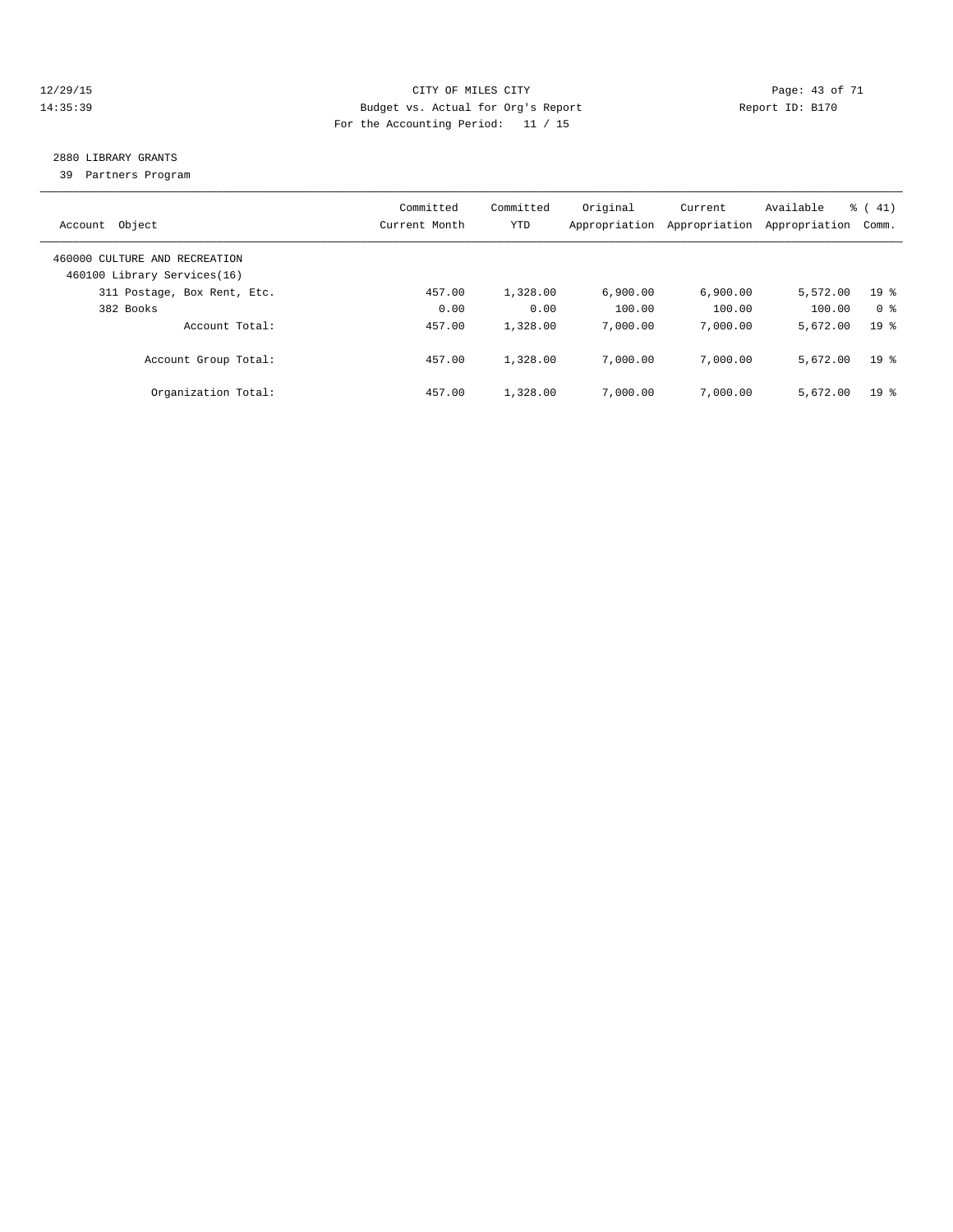## 2880 LIBRARY GRANTS

39 Partners Program

| Account Object | Committed Current Month | Committed YTD | Original Appropriation | Current Appropriation | Available Appropriation | % ( 41) Comm. |
|---|---|---|---|---|---|---|
| 460000 CULTURE AND RECREATION | | | | | | |
| 460100 Library Services(16) | | | | | | |
| 311 Postage, Box Rent, Etc. | 457.00 | 1,328.00 | 6,900.00 | 6,900.00 | 5,572.00 | 19 % |
| 382 Books | 0.00 | 0.00 | 100.00 | 100.00 | 100.00 | 0 % |
| Account Total: | 457.00 | 1,328.00 | 7,000.00 | 7,000.00 | 5,672.00 | 19 % |
| Account Group Total: | 457.00 | 1,328.00 | 7,000.00 | 7,000.00 | 5,672.00 | 19 % |
| Organization Total: | 457.00 | 1,328.00 | 7,000.00 | 7,000.00 | 5,672.00 | 19 % |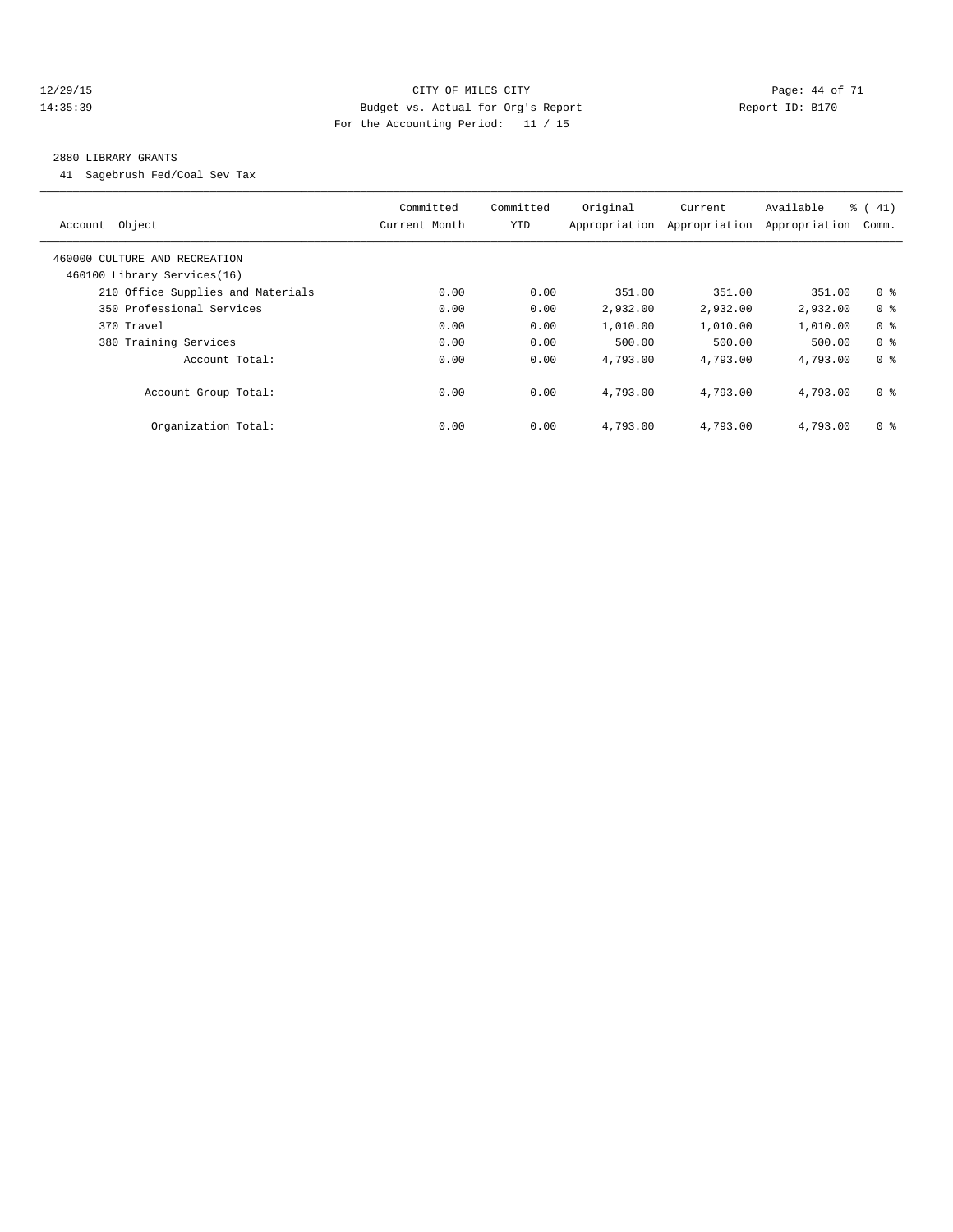CITY OF MILES CITY

Budget vs. Actual for Org's Report

For the Accounting Period: 11 / 15

12/29/15 14:35:39 — Report ID: B170

## 2880 LIBRARY GRANTS

41 Sagebrush Fed/Coal Sev Tax

| Account Object | Committed Current Month | Committed YTD | Original Appropriation | Current Appropriation | Available Appropriation | % ( 41) Comm. |
|---|---|---|---|---|---|---|
| 460000 CULTURE AND RECREATION | | | | | | |
| 460100 Library Services(16) | | | | | | |
| 210 Office Supplies and Materials | 0.00 | 0.00 | 351.00 | 351.00 | 351.00 | 0 % |
| 350 Professional Services | 0.00 | 0.00 | 2,932.00 | 2,932.00 | 2,932.00 | 0 % |
| 370 Travel | 0.00 | 0.00 | 1,010.00 | 1,010.00 | 1,010.00 | 0 % |
| 380 Training Services | 0.00 | 0.00 | 500.00 | 500.00 | 500.00 | 0 % |
| Account Total: | 0.00 | 0.00 | 4,793.00 | 4,793.00 | 4,793.00 | 0 % |
| Account Group Total: | 0.00 | 0.00 | 4,793.00 | 4,793.00 | 4,793.00 | 0 % |
| Organization Total: | 0.00 | 0.00 | 4,793.00 | 4,793.00 | 4,793.00 | 0 % |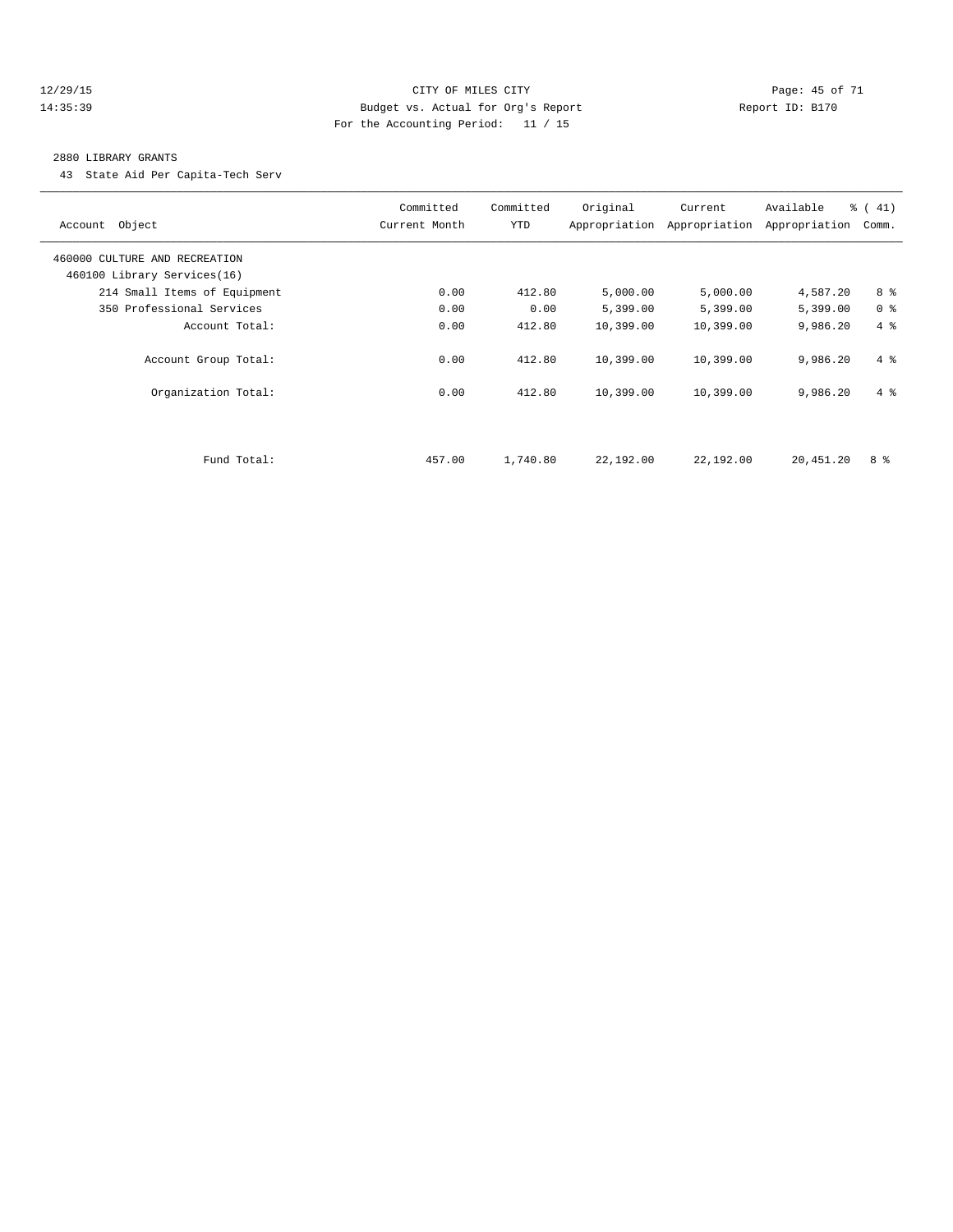CITY OF MILES CITY
Budget vs. Actual for Org's Report
For the Accounting Period: 11 / 15

12/29/15
14:35:39

Report ID: B170

## 2880 LIBRARY GRANTS

43 State Aid Per Capita-Tech Serv

| Account Object | Committed Current Month | Committed YTD | Original Appropriation | Current Appropriation | Available Appropriation | % ( 41) Comm. |
|---|---|---|---|---|---|---|
| 460000 CULTURE AND RECREATION | | | | | | |
| 460100 Library Services(16) | | | | | | |
| 214 Small Items of Equipment | 0.00 | 412.80 | 5,000.00 | 5,000.00 | 4,587.20 | 8 % |
| 350 Professional Services | 0.00 | 0.00 | 5,399.00 | 5,399.00 | 5,399.00 | 0 % |
| Account Total: | 0.00 | 412.80 | 10,399.00 | 10,399.00 | 9,986.20 | 4 % |
| Account Group Total: | 0.00 | 412.80 | 10,399.00 | 10,399.00 | 9,986.20 | 4 % |
| Organization Total: | 0.00 | 412.80 | 10,399.00 | 10,399.00 | 9,986.20 | 4 % |
| Fund Total: | 457.00 | 1,740.80 | 22,192.00 | 22,192.00 | 20,451.20 | 8 % |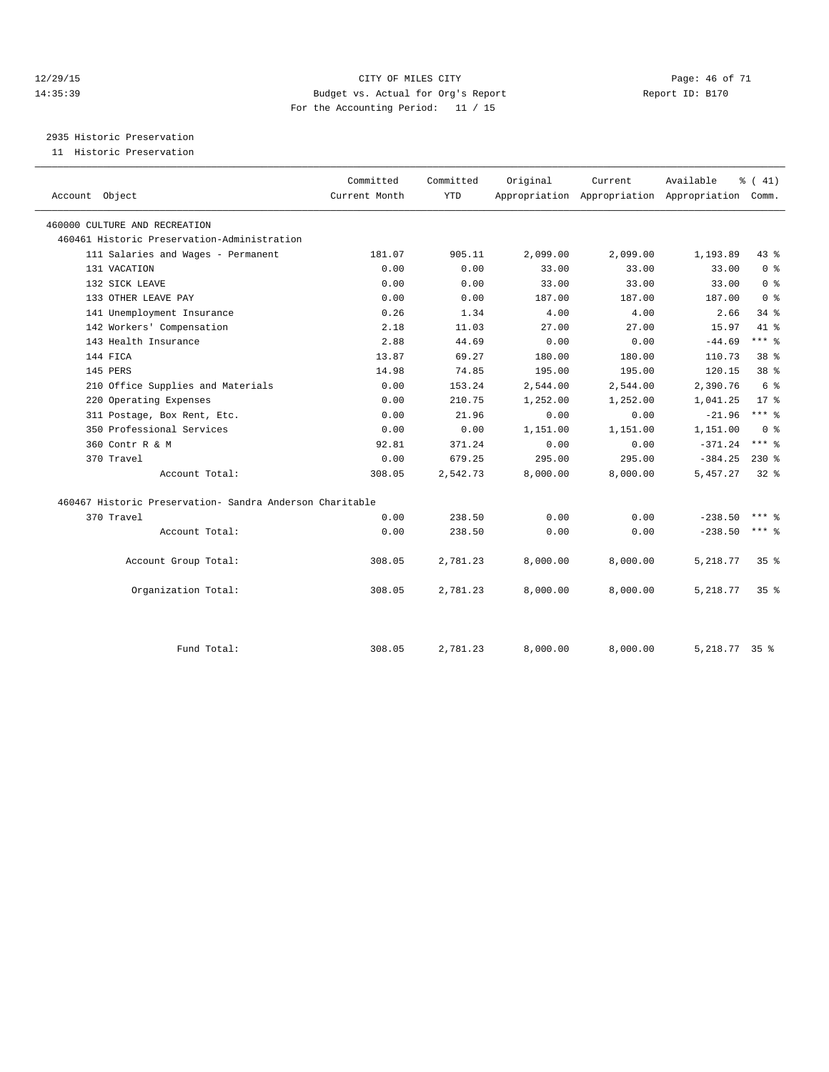CITY OF MILES CITY
Budget vs. Actual for Org's Report
For the Accounting Period: 11 / 15

12/29/15
14:35:39

Report ID: B170

2935 Historic Preservation
11 Historic Preservation

| Account Object | Committed Current Month | Committed YTD | Original Appropriation | Current Appropriation | Available Appropriation | % ( 41) Comm. |
|---|---|---|---|---|---|---|
| 460000 CULTURE AND RECREATION | | | | | | |
| 460461 Historic Preservation-Administration | | | | | | |
| 111 Salaries and Wages - Permanent | 181.07 | 905.11 | 2,099.00 | 2,099.00 | 1,193.89 | 43 % |
| 131 VACATION | 0.00 | 0.00 | 33.00 | 33.00 | 33.00 | 0 % |
| 132 SICK LEAVE | 0.00 | 0.00 | 33.00 | 33.00 | 33.00 | 0 % |
| 133 OTHER LEAVE PAY | 0.00 | 0.00 | 187.00 | 187.00 | 187.00 | 0 % |
| 141 Unemployment Insurance | 0.26 | 1.34 | 4.00 | 4.00 | 2.66 | 34 % |
| 142 Workers' Compensation | 2.18 | 11.03 | 27.00 | 27.00 | 15.97 | 41 % |
| 143 Health Insurance | 2.88 | 44.69 | 0.00 | 0.00 | -44.69 | *** % |
| 144 FICA | 13.87 | 69.27 | 180.00 | 180.00 | 110.73 | 38 % |
| 145 PERS | 14.98 | 74.85 | 195.00 | 195.00 | 120.15 | 38 % |
| 210 Office Supplies and Materials | 0.00 | 153.24 | 2,544.00 | 2,544.00 | 2,390.76 | 6 % |
| 220 Operating Expenses | 0.00 | 210.75 | 1,252.00 | 1,252.00 | 1,041.25 | 17 % |
| 311 Postage, Box Rent, Etc. | 0.00 | 21.96 | 0.00 | 0.00 | -21.96 | *** % |
| 350 Professional Services | 0.00 | 0.00 | 1,151.00 | 1,151.00 | 1,151.00 | 0 % |
| 360 Contr R & M | 92.81 | 371.24 | 0.00 | 0.00 | -371.24 | *** % |
| 370 Travel | 0.00 | 679.25 | 295.00 | 295.00 | -384.25 | 230 % |
| Account Total: | 308.05 | 2,542.73 | 8,000.00 | 8,000.00 | 5,457.27 | 32 % |
| 460467 Historic Preservation- Sandra Anderson Charitable | | | | | | |
| 370 Travel | 0.00 | 238.50 | 0.00 | 0.00 | -238.50 | *** % |
| Account Total: | 0.00 | 238.50 | 0.00 | 0.00 | -238.50 | *** % |
| Account Group Total: | 308.05 | 2,781.23 | 8,000.00 | 8,000.00 | 5,218.77 | 35 % |
| Organization Total: | 308.05 | 2,781.23 | 8,000.00 | 8,000.00 | 5,218.77 | 35 % |
| Fund Total: | 308.05 | 2,781.23 | 8,000.00 | 8,000.00 | 5,218.77 | 35 % |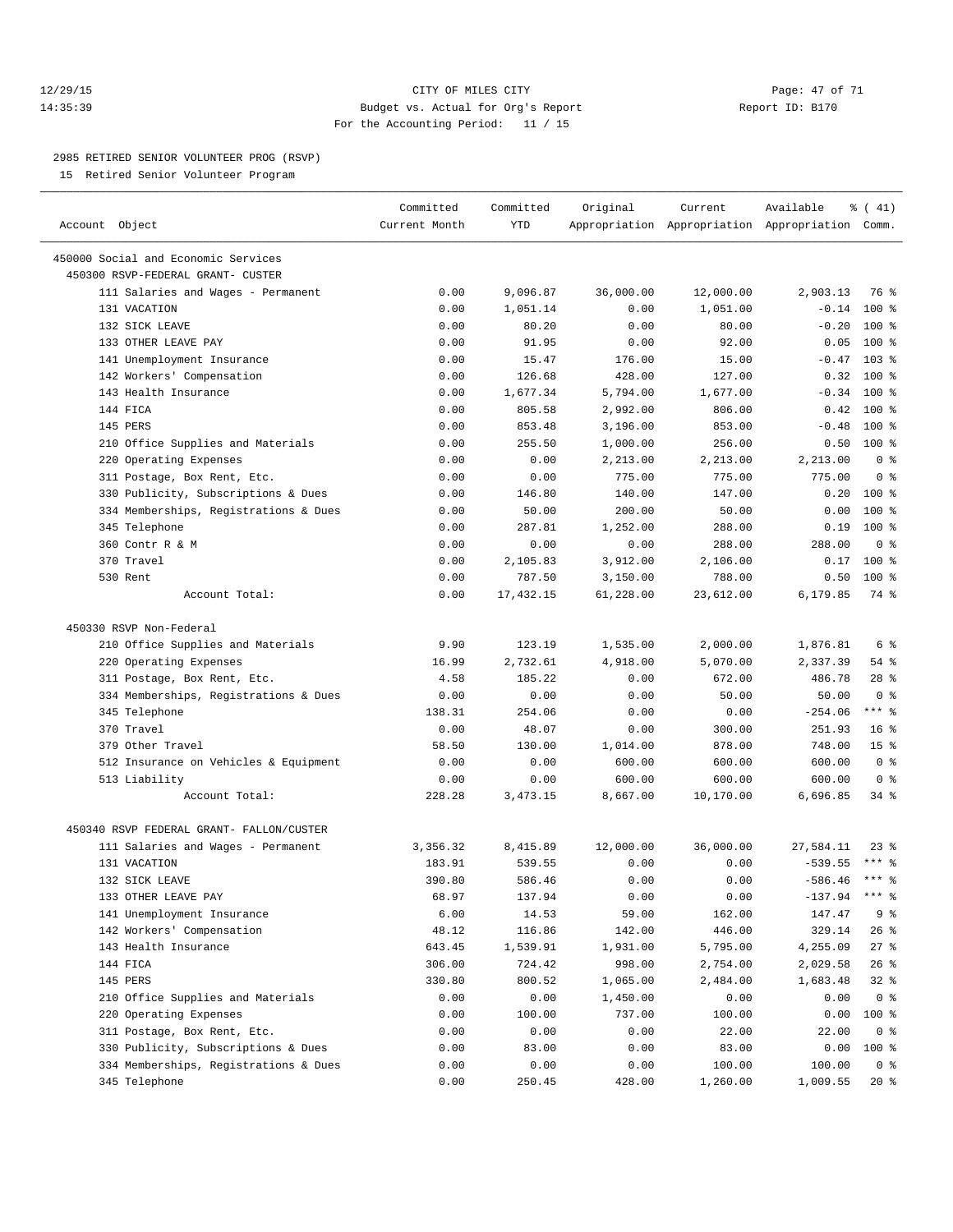# CITY OF MILES CITY

Budget vs. Actual for Org's Report

For the Accounting Period: 11 / 15

12/29/15
14:35:39

Report ID: B170

## 2985 RETIRED SENIOR VOLUNTEER PROG (RSVP)

15 Retired Senior Volunteer Program

| Account Object | Committed Current Month | Committed YTD | Original Appropriation | Current Appropriation | Available Appropriation | % ( 41) Comm. |
|---|---|---|---|---|---|---|
| 450000 Social and Economic Services | | | | | | |
| 450300 RSVP-FEDERAL GRANT- CUSTER | | | | | | |
| 111 Salaries and Wages - Permanent | 0.00 | 9,096.87 | 36,000.00 | 12,000.00 | 2,903.13 | 76 % |
| 131 VACATION | 0.00 | 1,051.14 | 0.00 | 1,051.00 | -0.14 | 100 % |
| 132 SICK LEAVE | 0.00 | 80.20 | 0.00 | 80.00 | -0.20 | 100 % |
| 133 OTHER LEAVE PAY | 0.00 | 91.95 | 0.00 | 92.00 | 0.05 | 100 % |
| 141 Unemployment Insurance | 0.00 | 15.47 | 176.00 | 15.00 | -0.47 | 103 % |
| 142 Workers' Compensation | 0.00 | 126.68 | 428.00 | 127.00 | 0.32 | 100 % |
| 143 Health Insurance | 0.00 | 1,677.34 | 5,794.00 | 1,677.00 | -0.34 | 100 % |
| 144 FICA | 0.00 | 805.58 | 2,992.00 | 806.00 | 0.42 | 100 % |
| 145 PERS | 0.00 | 853.48 | 3,196.00 | 853.00 | -0.48 | 100 % |
| 210 Office Supplies and Materials | 0.00 | 255.50 | 1,000.00 | 256.00 | 0.50 | 100 % |
| 220 Operating Expenses | 0.00 | 0.00 | 2,213.00 | 2,213.00 | 2,213.00 | 0 % |
| 311 Postage, Box Rent, Etc. | 0.00 | 0.00 | 775.00 | 775.00 | 775.00 | 0 % |
| 330 Publicity, Subscriptions & Dues | 0.00 | 146.80 | 140.00 | 147.00 | 0.20 | 100 % |
| 334 Memberships, Registrations & Dues | 0.00 | 50.00 | 200.00 | 50.00 | 0.00 | 100 % |
| 345 Telephone | 0.00 | 287.81 | 1,252.00 | 288.00 | 0.19 | 100 % |
| 360 Contr R & M | 0.00 | 0.00 | 0.00 | 288.00 | 288.00 | 0 % |
| 370 Travel | 0.00 | 2,105.83 | 3,912.00 | 2,106.00 | 0.17 | 100 % |
| 530 Rent | 0.00 | 787.50 | 3,150.00 | 788.00 | 0.50 | 100 % |
| Account Total: | 0.00 | 17,432.15 | 61,228.00 | 23,612.00 | 6,179.85 | 74 % |
| 450330 RSVP Non-Federal | | | | | | |
| 210 Office Supplies and Materials | 9.90 | 123.19 | 1,535.00 | 2,000.00 | 1,876.81 | 6 % |
| 220 Operating Expenses | 16.99 | 2,732.61 | 4,918.00 | 5,070.00 | 2,337.39 | 54 % |
| 311 Postage, Box Rent, Etc. | 4.58 | 185.22 | 0.00 | 672.00 | 486.78 | 28 % |
| 334 Memberships, Registrations & Dues | 0.00 | 0.00 | 0.00 | 50.00 | 50.00 | 0 % |
| 345 Telephone | 138.31 | 254.06 | 0.00 | 0.00 | -254.06 | *** % |
| 370 Travel | 0.00 | 48.07 | 0.00 | 300.00 | 251.93 | 16 % |
| 379 Other Travel | 58.50 | 130.00 | 1,014.00 | 878.00 | 748.00 | 15 % |
| 512 Insurance on Vehicles & Equipment | 0.00 | 0.00 | 600.00 | 600.00 | 600.00 | 0 % |
| 513 Liability | 0.00 | 0.00 | 600.00 | 600.00 | 600.00 | 0 % |
| Account Total: | 228.28 | 3,473.15 | 8,667.00 | 10,170.00 | 6,696.85 | 34 % |
| 450340 RSVP FEDERAL GRANT- FALLON/CUSTER | | | | | | |
| 111 Salaries and Wages - Permanent | 3,356.32 | 8,415.89 | 12,000.00 | 36,000.00 | 27,584.11 | 23 % |
| 131 VACATION | 183.91 | 539.55 | 0.00 | 0.00 | -539.55 | *** % |
| 132 SICK LEAVE | 390.80 | 586.46 | 0.00 | 0.00 | -586.46 | *** % |
| 133 OTHER LEAVE PAY | 68.97 | 137.94 | 0.00 | 0.00 | -137.94 | *** % |
| 141 Unemployment Insurance | 6.00 | 14.53 | 59.00 | 162.00 | 147.47 | 9 % |
| 142 Workers' Compensation | 48.12 | 116.86 | 142.00 | 446.00 | 329.14 | 26 % |
| 143 Health Insurance | 643.45 | 1,539.91 | 1,931.00 | 5,795.00 | 4,255.09 | 27 % |
| 144 FICA | 306.00 | 724.42 | 998.00 | 2,754.00 | 2,029.58 | 26 % |
| 145 PERS | 330.80 | 800.52 | 1,065.00 | 2,484.00 | 1,683.48 | 32 % |
| 210 Office Supplies and Materials | 0.00 | 0.00 | 1,450.00 | 0.00 | 0.00 | 0 % |
| 220 Operating Expenses | 0.00 | 100.00 | 737.00 | 100.00 | 0.00 | 100 % |
| 311 Postage, Box Rent, Etc. | 0.00 | 0.00 | 0.00 | 22.00 | 22.00 | 0 % |
| 330 Publicity, Subscriptions & Dues | 0.00 | 83.00 | 0.00 | 83.00 | 0.00 | 100 % |
| 334 Memberships, Registrations & Dues | 0.00 | 0.00 | 0.00 | 100.00 | 100.00 | 0 % |
| 345 Telephone | 0.00 | 250.45 | 428.00 | 1,260.00 | 1,009.55 | 20 % |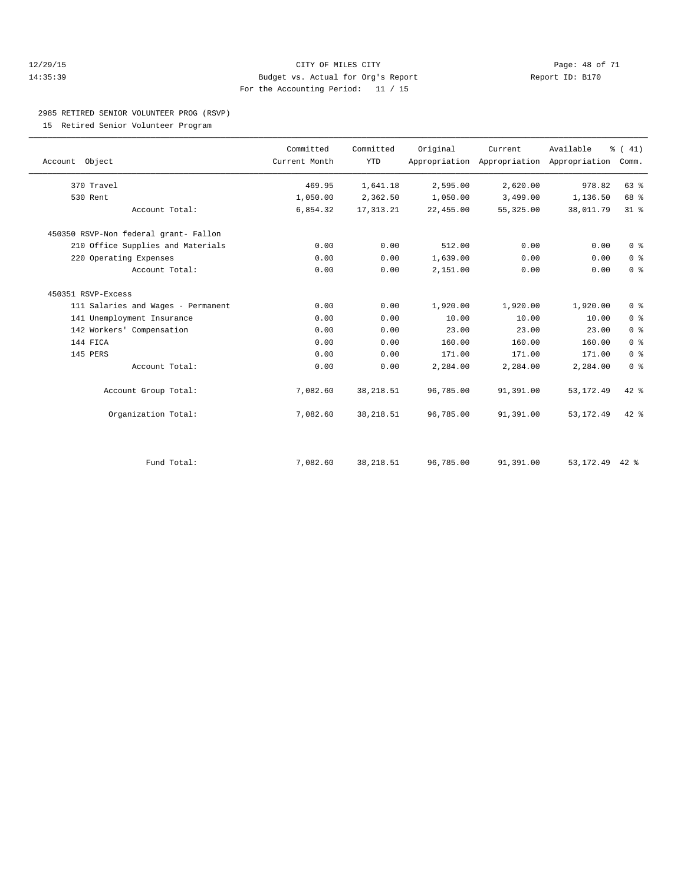CITY OF MILES CITY
Budget vs. Actual for Org's Report
For the Accounting Period: 11 / 15

12/29/15
14:35:39
Report ID: B170

## 2985 RETIRED SENIOR VOLUNTEER PROG (RSVP)

15 Retired Senior Volunteer Program

| Account Object | Committed Current Month | Committed YTD | Original Appropriation | Current Appropriation | Available Appropriation | % ( 41) Comm. |
|---|---|---|---|---|---|---|
| 370 Travel | 469.95 | 1,641.18 | 2,595.00 | 2,620.00 | 978.82 | 63 % |
| 530 Rent | 1,050.00 | 2,362.50 | 1,050.00 | 3,499.00 | 1,136.50 | 68 % |
| Account Total: | 6,854.32 | 17,313.21 | 22,455.00 | 55,325.00 | 38,011.79 | 31 % |
| 450350 RSVP-Non federal grant- Fallon | | | | | | |
| 210 Office Supplies and Materials | 0.00 | 0.00 | 512.00 | 0.00 | 0.00 | 0 % |
| 220 Operating Expenses | 0.00 | 0.00 | 1,639.00 | 0.00 | 0.00 | 0 % |
| Account Total: | 0.00 | 0.00 | 2,151.00 | 0.00 | 0.00 | 0 % |
| 450351 RSVP-Excess | | | | | | |
| 111 Salaries and Wages - Permanent | 0.00 | 0.00 | 1,920.00 | 1,920.00 | 1,920.00 | 0 % |
| 141 Unemployment Insurance | 0.00 | 0.00 | 10.00 | 10.00 | 10.00 | 0 % |
| 142 Workers' Compensation | 0.00 | 0.00 | 23.00 | 23.00 | 23.00 | 0 % |
| 144 FICA | 0.00 | 0.00 | 160.00 | 160.00 | 160.00 | 0 % |
| 145 PERS | 0.00 | 0.00 | 171.00 | 171.00 | 171.00 | 0 % |
| Account Total: | 0.00 | 0.00 | 2,284.00 | 2,284.00 | 2,284.00 | 0 % |
| Account Group Total: | 7,082.60 | 38,218.51 | 96,785.00 | 91,391.00 | 53,172.49 | 42 % |
| Organization Total: | 7,082.60 | 38,218.51 | 96,785.00 | 91,391.00 | 53,172.49 | 42 % |
| Fund Total: | 7,082.60 | 38,218.51 | 96,785.00 | 91,391.00 | 53,172.49 | 42 % |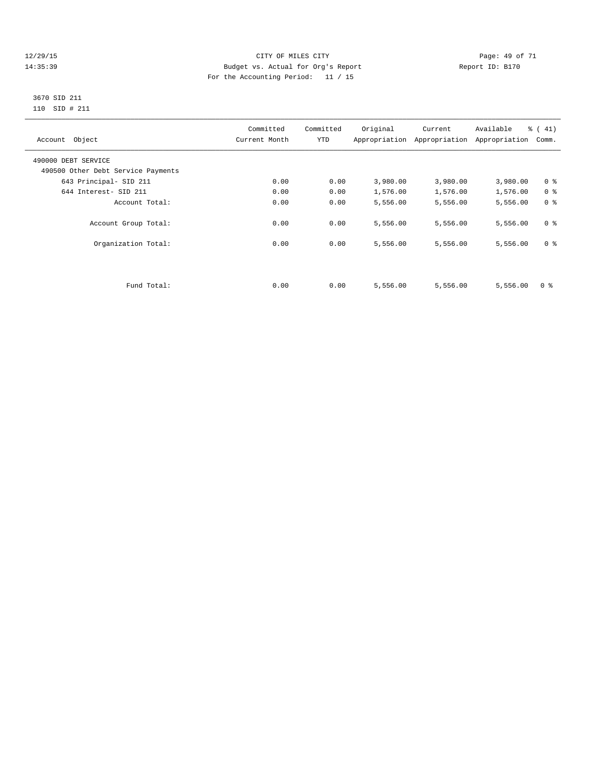CITY OF MILES CITY
Budget vs. Actual for Org's Report
For the Accounting Period: 11 / 15

12/29/15
14:35:39

Report ID: B170

3670 SID 211
110 SID # 211

| Account Object | Committed Current Month | Committed YTD | Original Appropriation | Current Appropriation | Available Appropriation | % ( 41) Comm. |
|---|---|---|---|---|---|---|
| 490000 DEBT SERVICE | | | | | | |
| 490500 Other Debt Service Payments | | | | | | |
| 643 Principal- SID 211 | 0.00 | 0.00 | 3,980.00 | 3,980.00 | 3,980.00 | 0 % |
| 644 Interest- SID 211 | 0.00 | 0.00 | 1,576.00 | 1,576.00 | 1,576.00 | 0 % |
| Account Total: | 0.00 | 0.00 | 5,556.00 | 5,556.00 | 5,556.00 | 0 % |
| Account Group Total: | 0.00 | 0.00 | 5,556.00 | 5,556.00 | 5,556.00 | 0 % |
| Organization Total: | 0.00 | 0.00 | 5,556.00 | 5,556.00 | 5,556.00 | 0 % |
| Fund Total: | 0.00 | 0.00 | 5,556.00 | 5,556.00 | 5,556.00 | 0 % |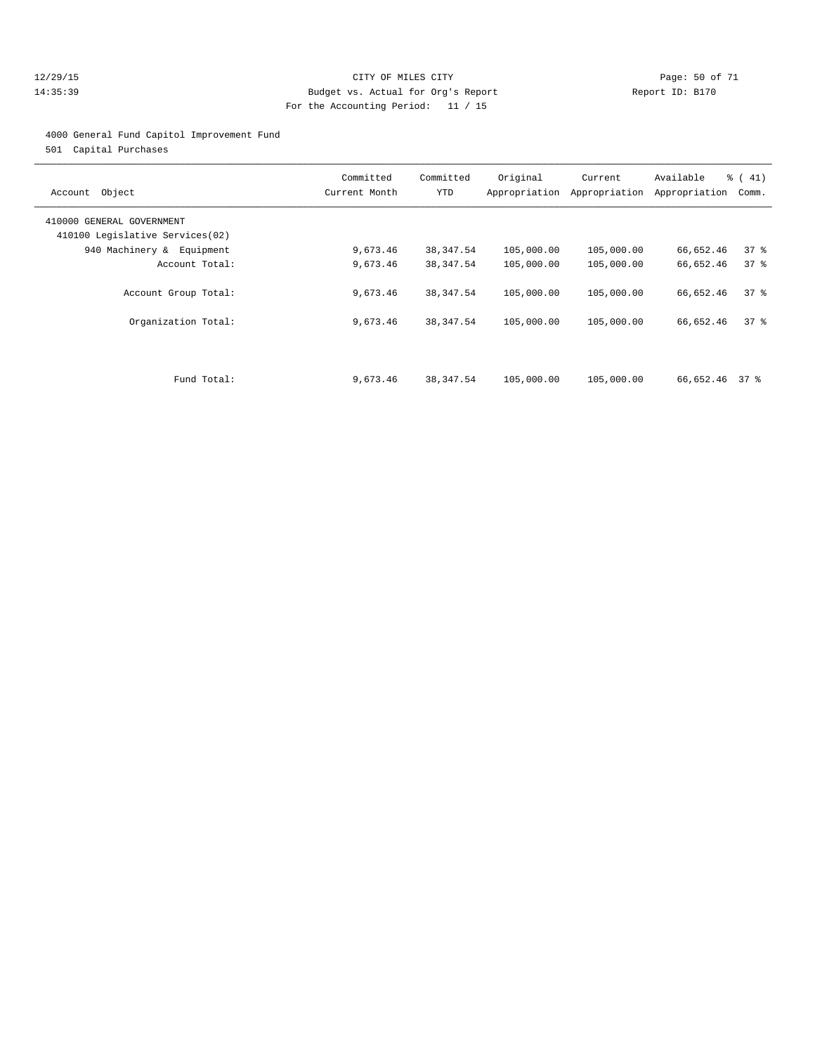CITY OF MILES CITY
Budget vs. Actual for Org's Report
For the Accounting Period: 11 / 15

12/29/15
14:35:39

Report ID: B170

4000 General Fund Capitol Improvement Fund
501 Capital Purchases

| Account Object | Committed Current Month | Committed YTD | Original Appropriation | Current Appropriation | Available Appropriation | % ( 41) Comm. |
|---|---|---|---|---|---|---|
| 410000 GENERAL GOVERNMENT | | | | | | |
| 410100 Legislative Services(02) | | | | | | |
| 940 Machinery & Equipment | 9,673.46 | 38,347.54 | 105,000.00 | 105,000.00 | 66,652.46 | 37 % |
| Account Total: | 9,673.46 | 38,347.54 | 105,000.00 | 105,000.00 | 66,652.46 | 37 % |
| Account Group Total: | 9,673.46 | 38,347.54 | 105,000.00 | 105,000.00 | 66,652.46 | 37 % |
| Organization Total: | 9,673.46 | 38,347.54 | 105,000.00 | 105,000.00 | 66,652.46 | 37 % |
| Fund Total: | 9,673.46 | 38,347.54 | 105,000.00 | 105,000.00 | 66,652.46 | 37 % |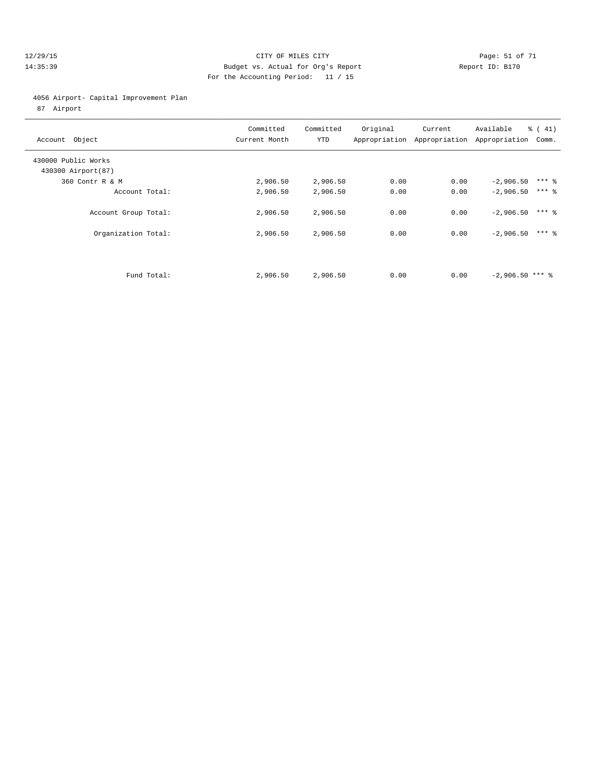CITY OF MILES CITY
Budget vs. Actual for Org's Report
For the Accounting Period: 11 / 15

12/29/15
14:35:39

Report ID: B170

4056 Airport- Capital Improvement Plan
87 Airport

| Account Object | Committed Current Month | Committed YTD | Original Appropriation | Current Appropriation | Available Appropriation | % ( 41) Comm. |
|---|---|---|---|---|---|---|
| 430000 Public Works | | | | | | |
| 430300 Airport(87) | | | | | | |
| 360 Contr R & M | 2,906.50 | 2,906.50 | 0.00 | 0.00 | -2,906.50 | *** % |
| Account Total: | 2,906.50 | 2,906.50 | 0.00 | 0.00 | -2,906.50 | *** % |
| Account Group Total: | 2,906.50 | 2,906.50 | 0.00 | 0.00 | -2,906.50 | *** % |
| Organization Total: | 2,906.50 | 2,906.50 | 0.00 | 0.00 | -2,906.50 | *** % |
| Fund Total: | 2,906.50 | 2,906.50 | 0.00 | 0.00 | -2,906.50 | *** % |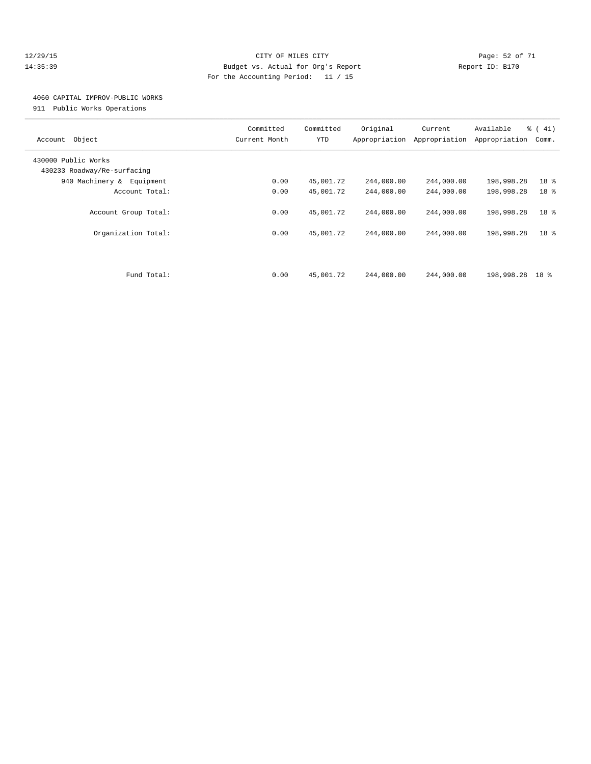CITY OF MILES CITY
Budget vs. Actual for Org's Report
For the Accounting Period: 11 / 15

12/29/15
14:35:39

Report ID: B170

4060 CAPITAL IMPROV-PUBLIC WORKS
911 Public Works Operations

| Account Object | Committed Current Month | Committed YTD | Original Appropriation | Current Appropriation | Available Appropriation | % ( 41) Comm. |
|---|---|---|---|---|---|---|
| 430000 Public Works | | | | | | |
| 430233 Roadway/Re-surfacing | | | | | | |
| 940 Machinery & Equipment | 0.00 | 45,001.72 | 244,000.00 | 244,000.00 | 198,998.28 | 18 % |
| Account Total: | 0.00 | 45,001.72 | 244,000.00 | 244,000.00 | 198,998.28 | 18 % |
| Account Group Total: | 0.00 | 45,001.72 | 244,000.00 | 244,000.00 | 198,998.28 | 18 % |
| Organization Total: | 0.00 | 45,001.72 | 244,000.00 | 244,000.00 | 198,998.28 | 18 % |
| Fund Total: | 0.00 | 45,001.72 | 244,000.00 | 244,000.00 | 198,998.28 | 18 % |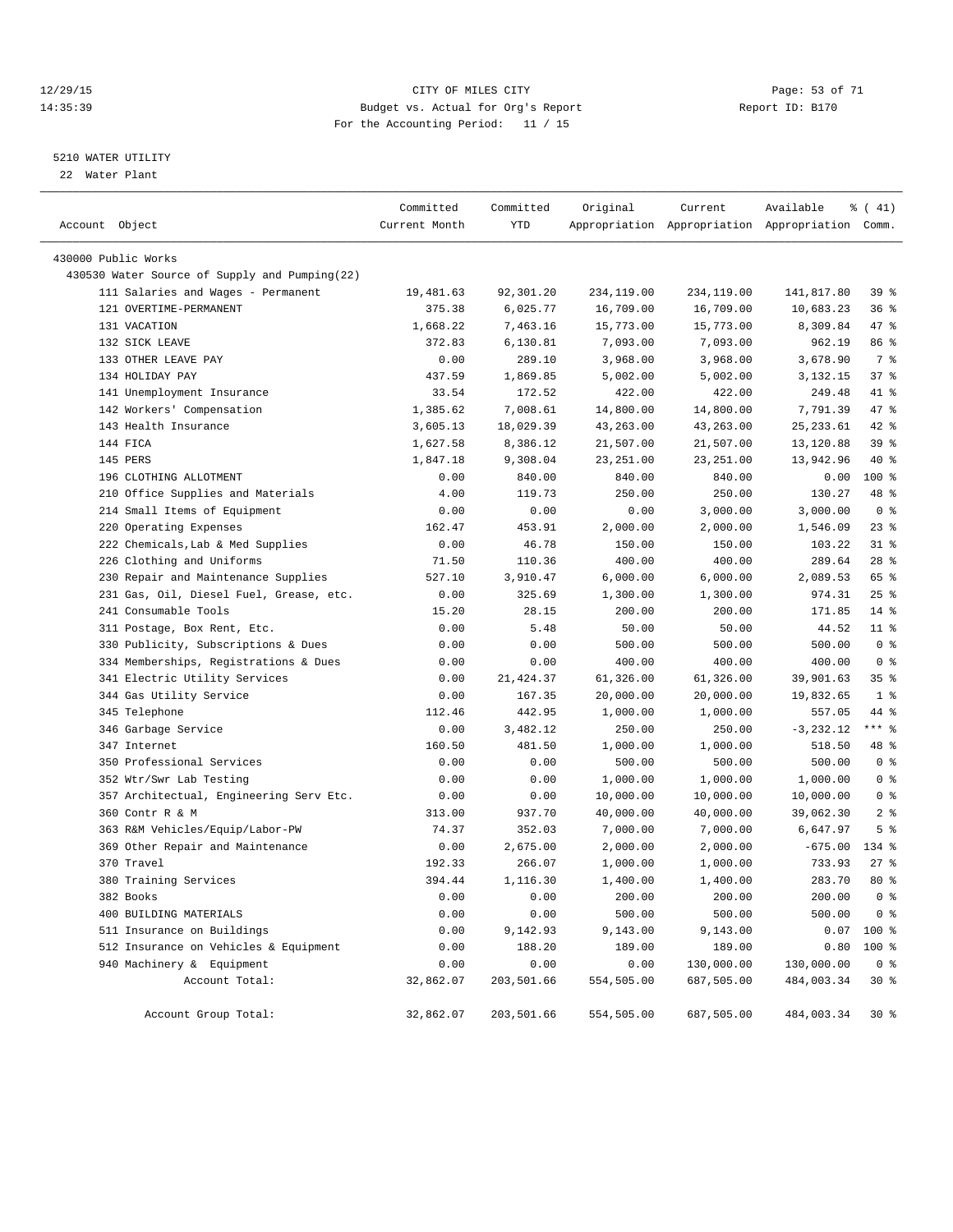12/29/15 CITY OF MILES CITY
14:35:39 Budget vs. Actual for Org's Report Report ID: B170
For the Accounting Period: 11 / 15

5210 WATER UTILITY
22 Water Plant

| Account Object | Committed Current Month | Committed YTD | Original Appropriation | Current Appropriation | Available Appropriation | % ( 41) Comm. |
|---|---|---|---|---|---|---|
| 430000 Public Works | | | | | | |
| 430530 Water Source of Supply and Pumping(22) | | | | | | |
| 111 Salaries and Wages - Permanent | 19,481.63 | 92,301.20 | 234,119.00 | 234,119.00 | 141,817.80 | 39 % |
| 121 OVERTIME-PERMANENT | 375.38 | 6,025.77 | 16,709.00 | 16,709.00 | 10,683.23 | 36 % |
| 131 VACATION | 1,668.22 | 7,463.16 | 15,773.00 | 15,773.00 | 8,309.84 | 47 % |
| 132 SICK LEAVE | 372.83 | 6,130.81 | 7,093.00 | 7,093.00 | 962.19 | 86 % |
| 133 OTHER LEAVE PAY | 0.00 | 289.10 | 3,968.00 | 3,968.00 | 3,678.90 | 7 % |
| 134 HOLIDAY PAY | 437.59 | 1,869.85 | 5,002.00 | 5,002.00 | 3,132.15 | 37 % |
| 141 Unemployment Insurance | 33.54 | 172.52 | 422.00 | 422.00 | 249.48 | 41 % |
| 142 Workers' Compensation | 1,385.62 | 7,008.61 | 14,800.00 | 14,800.00 | 7,791.39 | 47 % |
| 143 Health Insurance | 3,605.13 | 18,029.39 | 43,263.00 | 43,263.00 | 25,233.61 | 42 % |
| 144 FICA | 1,627.58 | 8,386.12 | 21,507.00 | 21,507.00 | 13,120.88 | 39 % |
| 145 PERS | 1,847.18 | 9,308.04 | 23,251.00 | 23,251.00 | 13,942.96 | 40 % |
| 196 CLOTHING ALLOTMENT | 0.00 | 840.00 | 840.00 | 840.00 | 0.00 | 100 % |
| 210 Office Supplies and Materials | 4.00 | 119.73 | 250.00 | 250.00 | 130.27 | 48 % |
| 214 Small Items of Equipment | 0.00 | 0.00 | 0.00 | 3,000.00 | 3,000.00 | 0 % |
| 220 Operating Expenses | 162.47 | 453.91 | 2,000.00 | 2,000.00 | 1,546.09 | 23 % |
| 222 Chemicals,Lab & Med Supplies | 0.00 | 46.78 | 150.00 | 150.00 | 103.22 | 31 % |
| 226 Clothing and Uniforms | 71.50 | 110.36 | 400.00 | 400.00 | 289.64 | 28 % |
| 230 Repair and Maintenance Supplies | 527.10 | 3,910.47 | 6,000.00 | 6,000.00 | 2,089.53 | 65 % |
| 231 Gas, Oil, Diesel Fuel, Grease, etc. | 0.00 | 325.69 | 1,300.00 | 1,300.00 | 974.31 | 25 % |
| 241 Consumable Tools | 15.20 | 28.15 | 200.00 | 200.00 | 171.85 | 14 % |
| 311 Postage, Box Rent, Etc. | 0.00 | 5.48 | 50.00 | 50.00 | 44.52 | 11 % |
| 330 Publicity, Subscriptions & Dues | 0.00 | 0.00 | 500.00 | 500.00 | 500.00 | 0 % |
| 334 Memberships, Registrations & Dues | 0.00 | 0.00 | 400.00 | 400.00 | 400.00 | 0 % |
| 341 Electric Utility Services | 0.00 | 21,424.37 | 61,326.00 | 61,326.00 | 39,901.63 | 35 % |
| 344 Gas Utility Service | 0.00 | 167.35 | 20,000.00 | 20,000.00 | 19,832.65 | 1 % |
| 345 Telephone | 112.46 | 442.95 | 1,000.00 | 1,000.00 | 557.05 | 44 % |
| 346 Garbage Service | 0.00 | 3,482.12 | 250.00 | 250.00 | -3,232.12 | *** % |
| 347 Internet | 160.50 | 481.50 | 1,000.00 | 1,000.00 | 518.50 | 48 % |
| 350 Professional Services | 0.00 | 0.00 | 500.00 | 500.00 | 500.00 | 0 % |
| 352 Wtr/Swr Lab Testing | 0.00 | 0.00 | 1,000.00 | 1,000.00 | 1,000.00 | 0 % |
| 357 Architectual, Engineering Serv Etc. | 0.00 | 0.00 | 10,000.00 | 10,000.00 | 10,000.00 | 0 % |
| 360 Contr R & M | 313.00 | 937.70 | 40,000.00 | 40,000.00 | 39,062.30 | 2 % |
| 363 R&M Vehicles/Equip/Labor-PW | 74.37 | 352.03 | 7,000.00 | 7,000.00 | 6,647.97 | 5 % |
| 369 Other Repair and Maintenance | 0.00 | 2,675.00 | 2,000.00 | 2,000.00 | -675.00 | 134 % |
| 370 Travel | 192.33 | 266.07 | 1,000.00 | 1,000.00 | 733.93 | 27 % |
| 380 Training Services | 394.44 | 1,116.30 | 1,400.00 | 1,400.00 | 283.70 | 80 % |
| 382 Books | 0.00 | 0.00 | 200.00 | 200.00 | 200.00 | 0 % |
| 400 BUILDING MATERIALS | 0.00 | 0.00 | 500.00 | 500.00 | 500.00 | 0 % |
| 511 Insurance on Buildings | 0.00 | 9,142.93 | 9,143.00 | 9,143.00 | 0.07 | 100 % |
| 512 Insurance on Vehicles & Equipment | 0.00 | 188.20 | 189.00 | 189.00 | 0.80 | 100 % |
| 940 Machinery & Equipment | 0.00 | 0.00 | 0.00 | 130,000.00 | 130,000.00 | 0 % |
| Account Total: | 32,862.07 | 203,501.66 | 554,505.00 | 687,505.00 | 484,003.34 | 30 % |
| Account Group Total: | 32,862.07 | 203,501.66 | 554,505.00 | 687,505.00 | 484,003.34 | 30 % |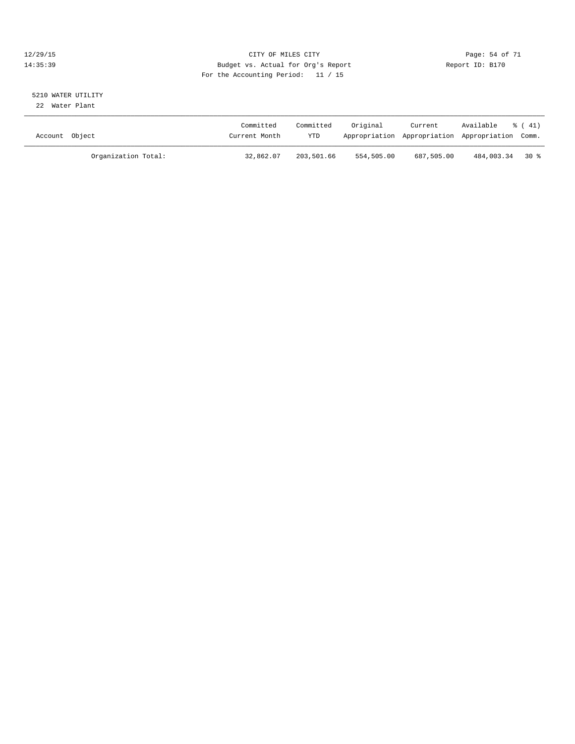CITY OF MILES CITY
Budget vs. Actual for Org's Report
For the Accounting Period: 11 / 15

12/29/15
14:35:39

Report ID: B170

5210 WATER UTILITY
22 Water Plant

| Account Object | Committed Current Month | Committed YTD | Original Appropriation | Current Appropriation | Available Appropriation | % ( 41) Comm. |
|---|---|---|---|---|---|---|
| Organization Total: | 32,862.07 | 203,501.66 | 554,505.00 | 687,505.00 | 484,003.34 | 30 % |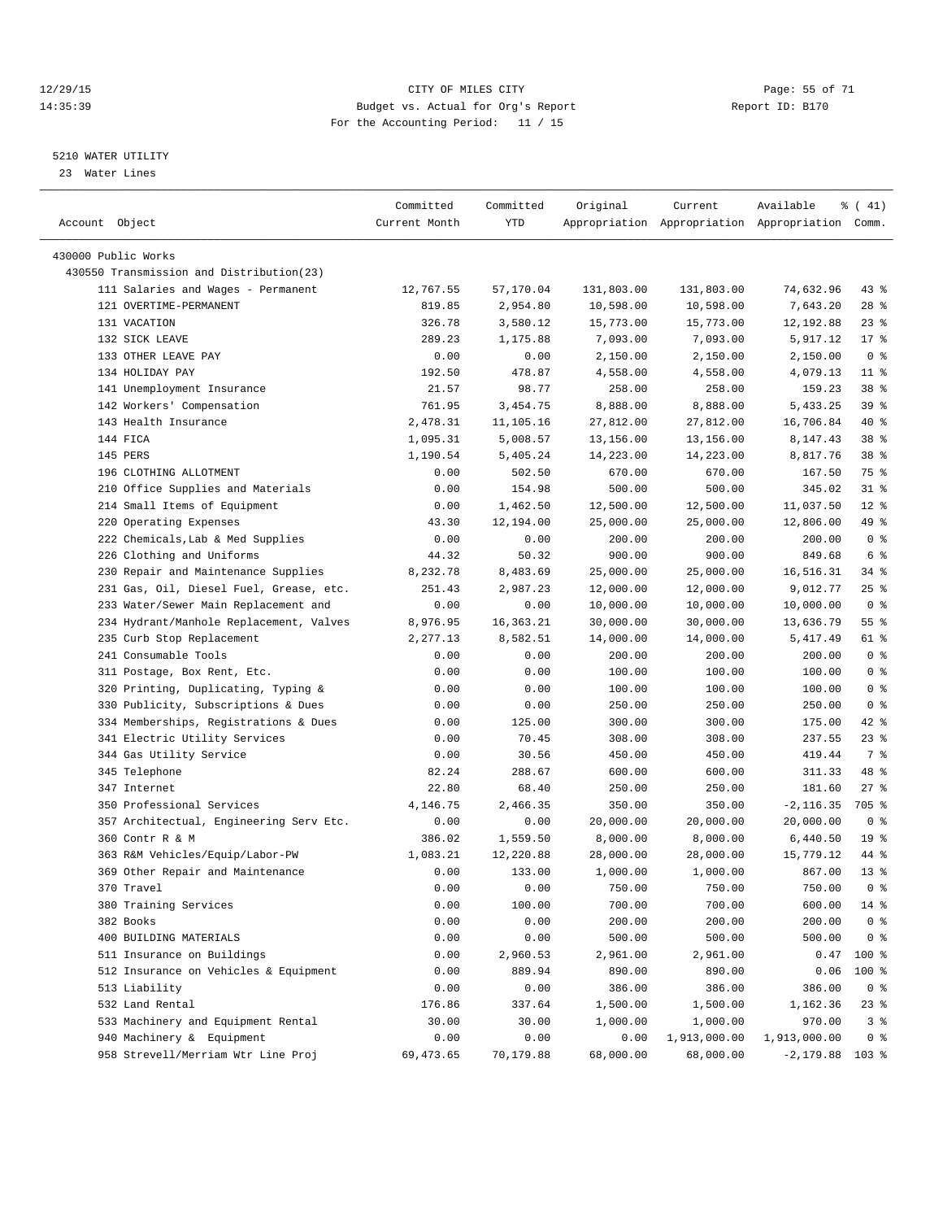12/29/15 CITY OF MILES CITY
14:35:39 Budget vs. Actual for Org's Report Report ID: B170
For the Accounting Period: 11 / 15

5210 WATER UTILITY
23 Water Lines

| Account Object | Committed Current Month | Committed YTD | Original Appropriation | Current Appropriation | Available Appropriation | % ( 41) Comm. |
|---|---|---|---|---|---|---|
| 430000 Public Works | | | | | | |
| 430550 Transmission and Distribution(23) | | | | | | |
| 111 Salaries and Wages - Permanent | 12,767.55 | 57,170.04 | 131,803.00 | 131,803.00 | 74,632.96 | 43 % |
| 121 OVERTIME-PERMANENT | 819.85 | 2,954.80 | 10,598.00 | 10,598.00 | 7,643.20 | 28 % |
| 131 VACATION | 326.78 | 3,580.12 | 15,773.00 | 15,773.00 | 12,192.88 | 23 % |
| 132 SICK LEAVE | 289.23 | 1,175.88 | 7,093.00 | 7,093.00 | 5,917.12 | 17 % |
| 133 OTHER LEAVE PAY | 0.00 | 0.00 | 2,150.00 | 2,150.00 | 2,150.00 | 0 % |
| 134 HOLIDAY PAY | 192.50 | 478.87 | 4,558.00 | 4,558.00 | 4,079.13 | 11 % |
| 141 Unemployment Insurance | 21.57 | 98.77 | 258.00 | 258.00 | 159.23 | 38 % |
| 142 Workers' Compensation | 761.95 | 3,454.75 | 8,888.00 | 8,888.00 | 5,433.25 | 39 % |
| 143 Health Insurance | 2,478.31 | 11,105.16 | 27,812.00 | 27,812.00 | 16,706.84 | 40 % |
| 144 FICA | 1,095.31 | 5,008.57 | 13,156.00 | 13,156.00 | 8,147.43 | 38 % |
| 145 PERS | 1,190.54 | 5,405.24 | 14,223.00 | 14,223.00 | 8,817.76 | 38 % |
| 196 CLOTHING ALLOTMENT | 0.00 | 502.50 | 670.00 | 670.00 | 167.50 | 75 % |
| 210 Office Supplies and Materials | 0.00 | 154.98 | 500.00 | 500.00 | 345.02 | 31 % |
| 214 Small Items of Equipment | 0.00 | 1,462.50 | 12,500.00 | 12,500.00 | 11,037.50 | 12 % |
| 220 Operating Expenses | 43.30 | 12,194.00 | 25,000.00 | 25,000.00 | 12,806.00 | 49 % |
| 222 Chemicals,Lab & Med Supplies | 0.00 | 0.00 | 200.00 | 200.00 | 200.00 | 0 % |
| 226 Clothing and Uniforms | 44.32 | 50.32 | 900.00 | 900.00 | 849.68 | 6 % |
| 230 Repair and Maintenance Supplies | 8,232.78 | 8,483.69 | 25,000.00 | 25,000.00 | 16,516.31 | 34 % |
| 231 Gas, Oil, Diesel Fuel, Grease, etc. | 251.43 | 2,987.23 | 12,000.00 | 12,000.00 | 9,012.77 | 25 % |
| 233 Water/Sewer Main Replacement and | 0.00 | 0.00 | 10,000.00 | 10,000.00 | 10,000.00 | 0 % |
| 234 Hydrant/Manhole Replacement, Valves | 8,976.95 | 16,363.21 | 30,000.00 | 30,000.00 | 13,636.79 | 55 % |
| 235 Curb Stop Replacement | 2,277.13 | 8,582.51 | 14,000.00 | 14,000.00 | 5,417.49 | 61 % |
| 241 Consumable Tools | 0.00 | 0.00 | 200.00 | 200.00 | 200.00 | 0 % |
| 311 Postage, Box Rent, Etc. | 0.00 | 0.00 | 100.00 | 100.00 | 100.00 | 0 % |
| 320 Printing, Duplicating, Typing & | 0.00 | 0.00 | 100.00 | 100.00 | 100.00 | 0 % |
| 330 Publicity, Subscriptions & Dues | 0.00 | 0.00 | 250.00 | 250.00 | 250.00 | 0 % |
| 334 Memberships, Registrations & Dues | 0.00 | 125.00 | 300.00 | 300.00 | 175.00 | 42 % |
| 341 Electric Utility Services | 0.00 | 70.45 | 308.00 | 308.00 | 237.55 | 23 % |
| 344 Gas Utility Service | 0.00 | 30.56 | 450.00 | 450.00 | 419.44 | 7 % |
| 345 Telephone | 82.24 | 288.67 | 600.00 | 600.00 | 311.33 | 48 % |
| 347 Internet | 22.80 | 68.40 | 250.00 | 250.00 | 181.60 | 27 % |
| 350 Professional Services | 4,146.75 | 2,466.35 | 350.00 | 350.00 | -2,116.35 | 705 % |
| 357 Architectual, Engineering Serv Etc. | 0.00 | 0.00 | 20,000.00 | 20,000.00 | 20,000.00 | 0 % |
| 360 Contr R & M | 386.02 | 1,559.50 | 8,000.00 | 8,000.00 | 6,440.50 | 19 % |
| 363 R&M Vehicles/Equip/Labor-PW | 1,083.21 | 12,220.88 | 28,000.00 | 28,000.00 | 15,779.12 | 44 % |
| 369 Other Repair and Maintenance | 0.00 | 133.00 | 1,000.00 | 1,000.00 | 867.00 | 13 % |
| 370 Travel | 0.00 | 0.00 | 750.00 | 750.00 | 750.00 | 0 % |
| 380 Training Services | 0.00 | 100.00 | 700.00 | 700.00 | 600.00 | 14 % |
| 382 Books | 0.00 | 0.00 | 200.00 | 200.00 | 200.00 | 0 % |
| 400 BUILDING MATERIALS | 0.00 | 0.00 | 500.00 | 500.00 | 500.00 | 0 % |
| 511 Insurance on Buildings | 0.00 | 2,960.53 | 2,961.00 | 2,961.00 | 0.47 | 100 % |
| 512 Insurance on Vehicles & Equipment | 0.00 | 889.94 | 890.00 | 890.00 | 0.06 | 100 % |
| 513 Liability | 0.00 | 0.00 | 386.00 | 386.00 | 386.00 | 0 % |
| 532 Land Rental | 176.86 | 337.64 | 1,500.00 | 1,500.00 | 1,162.36 | 23 % |
| 533 Machinery and Equipment Rental | 30.00 | 30.00 | 1,000.00 | 1,000.00 | 970.00 | 3 % |
| 940 Machinery & Equipment | 0.00 | 0.00 | 0.00 | 1,913,000.00 | 1,913,000.00 | 0 % |
| 958 Strevell/Merriam Wtr Line Proj | 69,473.65 | 70,179.88 | 68,000.00 | 68,000.00 | -2,179.88 | 103 % |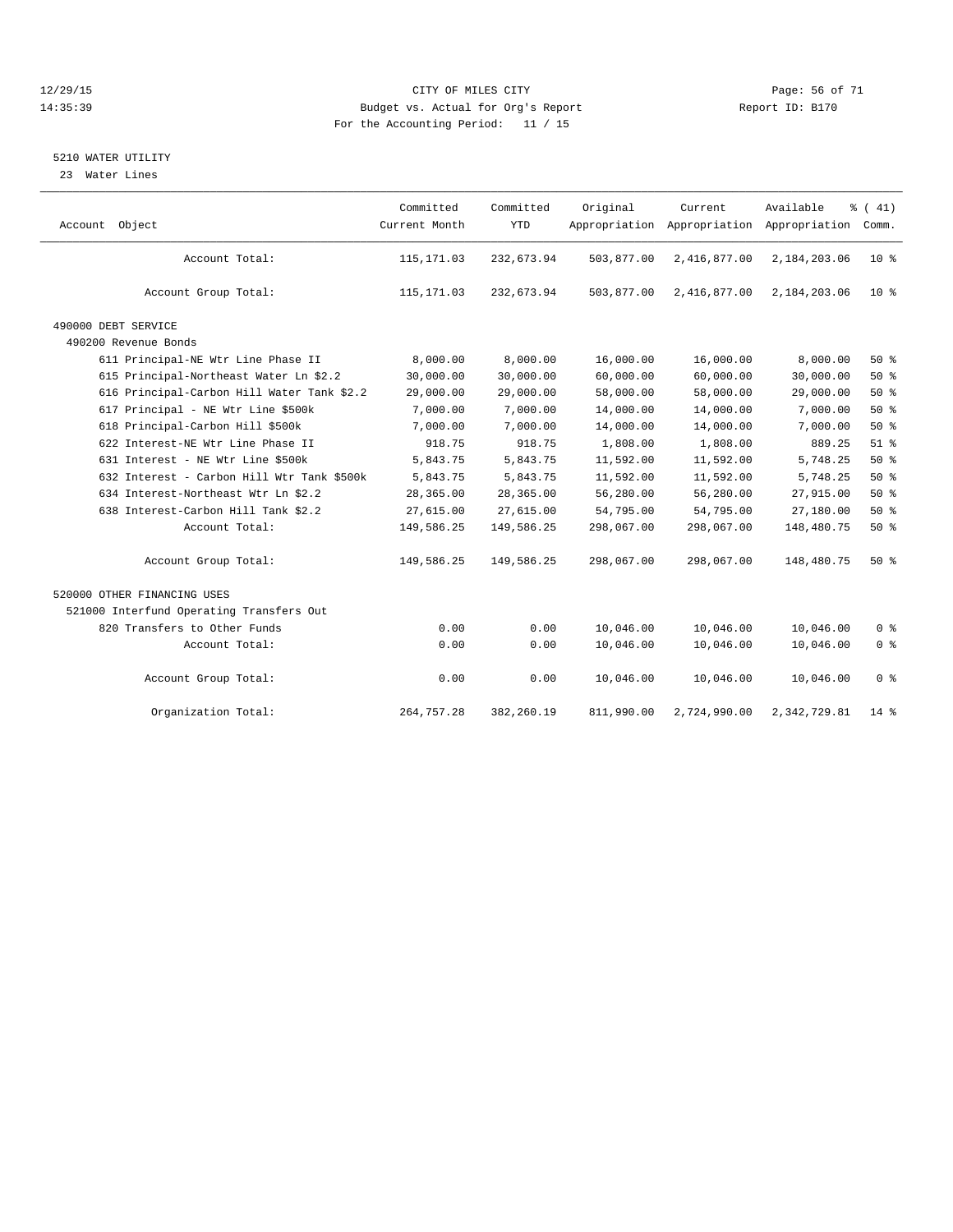CITY OF MILES CITY
Budget vs. Actual for Org's Report
For the Accounting Period: 11 / 15

12/29/15
14:35:39

Report ID: B170

## 5210 WATER UTILITY

23 Water Lines

| Account Object | Committed Current Month | Committed YTD | Original Appropriation | Current Appropriation | Available Appropriation | % ( 41) Comm. |
|---|---|---|---|---|---|---|
| Account Total: | 115,171.03 | 232,673.94 | 503,877.00 | 2,416,877.00 | 2,184,203.06 | 10 % |
| Account Group Total: | 115,171.03 | 232,673.94 | 503,877.00 | 2,416,877.00 | 2,184,203.06 | 10 % |
| 490000 DEBT SERVICE | | | | | | |
| 490200 Revenue Bonds | | | | | | |
| 611 Principal-NE Wtr Line Phase II | 8,000.00 | 8,000.00 | 16,000.00 | 16,000.00 | 8,000.00 | 50 % |
| 615 Principal-Northeast Water Ln $2.2 | 30,000.00 | 30,000.00 | 60,000.00 | 60,000.00 | 30,000.00 | 50 % |
| 616 Principal-Carbon Hill Water Tank $2.2 | 29,000.00 | 29,000.00 | 58,000.00 | 58,000.00 | 29,000.00 | 50 % |
| 617 Principal - NE Wtr Line $500k | 7,000.00 | 7,000.00 | 14,000.00 | 14,000.00 | 7,000.00 | 50 % |
| 618 Principal-Carbon Hill $500k | 7,000.00 | 7,000.00 | 14,000.00 | 14,000.00 | 7,000.00 | 50 % |
| 622 Interest-NE Wtr Line Phase II | 918.75 | 918.75 | 1,808.00 | 1,808.00 | 889.25 | 51 % |
| 631 Interest - NE Wtr Line $500k | 5,843.75 | 5,843.75 | 11,592.00 | 11,592.00 | 5,748.25 | 50 % |
| 632 Interest - Carbon Hill Wtr Tank $500k | 5,843.75 | 5,843.75 | 11,592.00 | 11,592.00 | 5,748.25 | 50 % |
| 634 Interest-Northeast Wtr Ln $2.2 | 28,365.00 | 28,365.00 | 56,280.00 | 56,280.00 | 27,915.00 | 50 % |
| 638 Interest-Carbon Hill Tank $2.2 | 27,615.00 | 27,615.00 | 54,795.00 | 54,795.00 | 27,180.00 | 50 % |
| Account Total: | 149,586.25 | 149,586.25 | 298,067.00 | 298,067.00 | 148,480.75 | 50 % |
| Account Group Total: | 149,586.25 | 149,586.25 | 298,067.00 | 298,067.00 | 148,480.75 | 50 % |
| 520000 OTHER FINANCING USES | | | | | | |
| 521000 Interfund Operating Transfers Out | | | | | | |
| 820 Transfers to Other Funds | 0.00 | 0.00 | 10,046.00 | 10,046.00 | 10,046.00 | 0 % |
| Account Total: | 0.00 | 0.00 | 10,046.00 | 10,046.00 | 10,046.00 | 0 % |
| Account Group Total: | 0.00 | 0.00 | 10,046.00 | 10,046.00 | 10,046.00 | 0 % |
| Organization Total: | 264,757.28 | 382,260.19 | 811,990.00 | 2,724,990.00 | 2,342,729.81 | 14 % |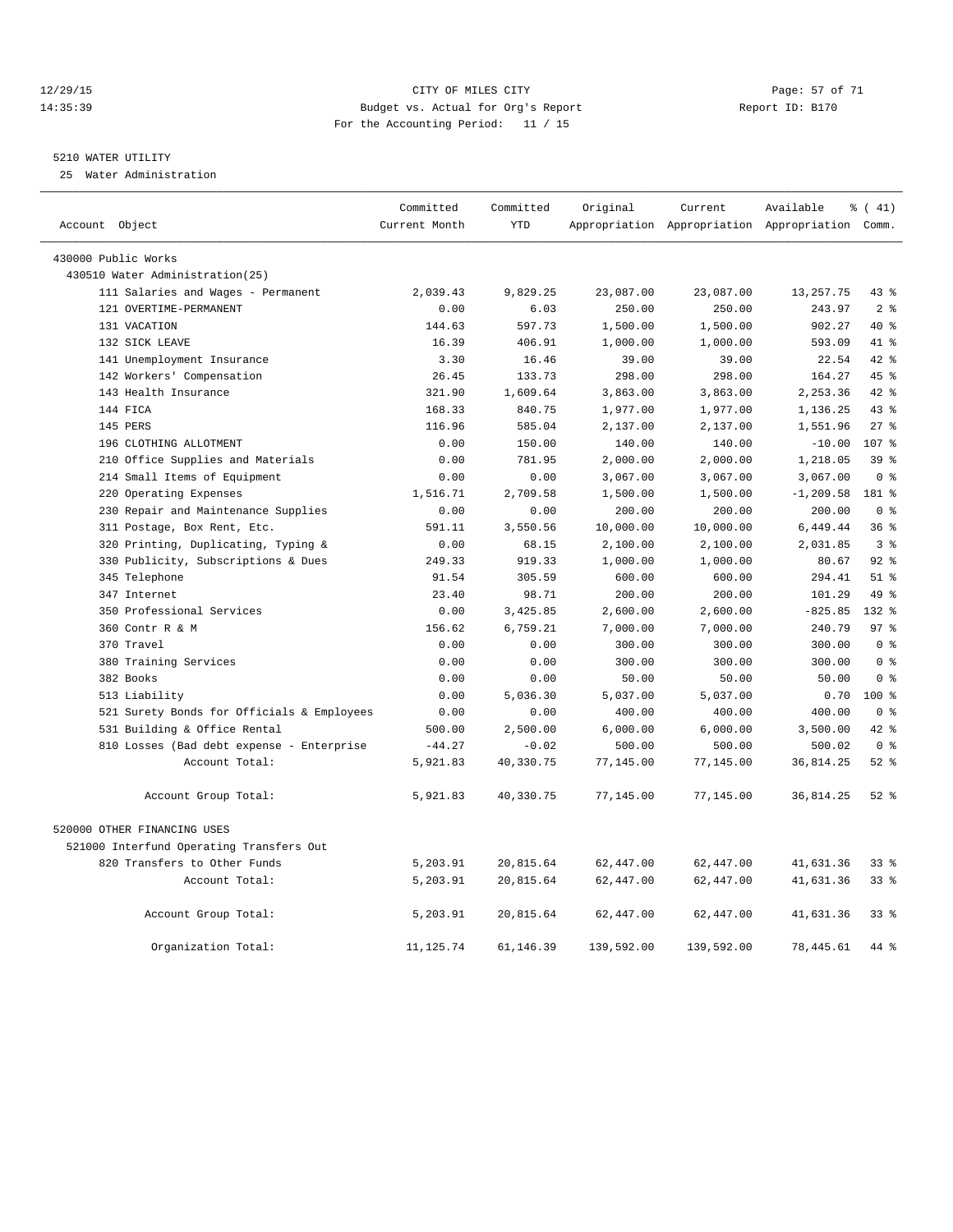CITY OF MILES CITY
Budget vs. Actual for Org's Report
For the Accounting Period: 11 / 15

12/29/15
14:35:39

Report ID: B170

## 5210 WATER UTILITY

25 Water Administration

| Account Object | Committed Current Month | Committed YTD | Original Appropriation | Current Appropriation | Available Appropriation | % ( 41) Comm. |
|---|---|---|---|---|---|---|
| 430000 Public Works | | | | | | |
| 430510 Water Administration(25) | | | | | | |
| 111 Salaries and Wages - Permanent | 2,039.43 | 9,829.25 | 23,087.00 | 23,087.00 | 13,257.75 | 43 % |
| 121 OVERTIME-PERMANENT | 0.00 | 6.03 | 250.00 | 250.00 | 243.97 | 2 % |
| 131 VACATION | 144.63 | 597.73 | 1,500.00 | 1,500.00 | 902.27 | 40 % |
| 132 SICK LEAVE | 16.39 | 406.91 | 1,000.00 | 1,000.00 | 593.09 | 41 % |
| 141 Unemployment Insurance | 3.30 | 16.46 | 39.00 | 39.00 | 22.54 | 42 % |
| 142 Workers' Compensation | 26.45 | 133.73 | 298.00 | 298.00 | 164.27 | 45 % |
| 143 Health Insurance | 321.90 | 1,609.64 | 3,863.00 | 3,863.00 | 2,253.36 | 42 % |
| 144 FICA | 168.33 | 840.75 | 1,977.00 | 1,977.00 | 1,136.25 | 43 % |
| 145 PERS | 116.96 | 585.04 | 2,137.00 | 2,137.00 | 1,551.96 | 27 % |
| 196 CLOTHING ALLOTMENT | 0.00 | 150.00 | 140.00 | 140.00 | -10.00 | 107 % |
| 210 Office Supplies and Materials | 0.00 | 781.95 | 2,000.00 | 2,000.00 | 1,218.05 | 39 % |
| 214 Small Items of Equipment | 0.00 | 0.00 | 3,067.00 | 3,067.00 | 3,067.00 | 0 % |
| 220 Operating Expenses | 1,516.71 | 2,709.58 | 1,500.00 | 1,500.00 | -1,209.58 | 181 % |
| 230 Repair and Maintenance Supplies | 0.00 | 0.00 | 200.00 | 200.00 | 200.00 | 0 % |
| 311 Postage, Box Rent, Etc. | 591.11 | 3,550.56 | 10,000.00 | 10,000.00 | 6,449.44 | 36 % |
| 320 Printing, Duplicating, Typing & | 0.00 | 68.15 | 2,100.00 | 2,100.00 | 2,031.85 | 3 % |
| 330 Publicity, Subscriptions & Dues | 249.33 | 919.33 | 1,000.00 | 1,000.00 | 80.67 | 92 % |
| 345 Telephone | 91.54 | 305.59 | 600.00 | 600.00 | 294.41 | 51 % |
| 347 Internet | 23.40 | 98.71 | 200.00 | 200.00 | 101.29 | 49 % |
| 350 Professional Services | 0.00 | 3,425.85 | 2,600.00 | 2,600.00 | -825.85 | 132 % |
| 360 Contr R & M | 156.62 | 6,759.21 | 7,000.00 | 7,000.00 | 240.79 | 97 % |
| 370 Travel | 0.00 | 0.00 | 300.00 | 300.00 | 300.00 | 0 % |
| 380 Training Services | 0.00 | 0.00 | 300.00 | 300.00 | 300.00 | 0 % |
| 382 Books | 0.00 | 0.00 | 50.00 | 50.00 | 50.00 | 0 % |
| 513 Liability | 0.00 | 5,036.30 | 5,037.00 | 5,037.00 | 0.70 | 100 % |
| 521 Surety Bonds for Officials & Employees | 0.00 | 0.00 | 400.00 | 400.00 | 400.00 | 0 % |
| 531 Building & Office Rental | 500.00 | 2,500.00 | 6,000.00 | 6,000.00 | 3,500.00 | 42 % |
| 810 Losses (Bad debt expense - Enterprise | -44.27 | -0.02 | 500.00 | 500.00 | 500.02 | 0 % |
| Account Total: | 5,921.83 | 40,330.75 | 77,145.00 | 77,145.00 | 36,814.25 | 52 % |
| Account Group Total: | 5,921.83 | 40,330.75 | 77,145.00 | 77,145.00 | 36,814.25 | 52 % |
| 520000 OTHER FINANCING USES | | | | | | |
| 521000 Interfund Operating Transfers Out | | | | | | |
| 820 Transfers to Other Funds | 5,203.91 | 20,815.64 | 62,447.00 | 62,447.00 | 41,631.36 | 33 % |
| Account Total: | 5,203.91 | 20,815.64 | 62,447.00 | 62,447.00 | 41,631.36 | 33 % |
| Account Group Total: | 5,203.91 | 20,815.64 | 62,447.00 | 62,447.00 | 41,631.36 | 33 % |
| Organization Total: | 11,125.74 | 61,146.39 | 139,592.00 | 139,592.00 | 78,445.61 | 44 % |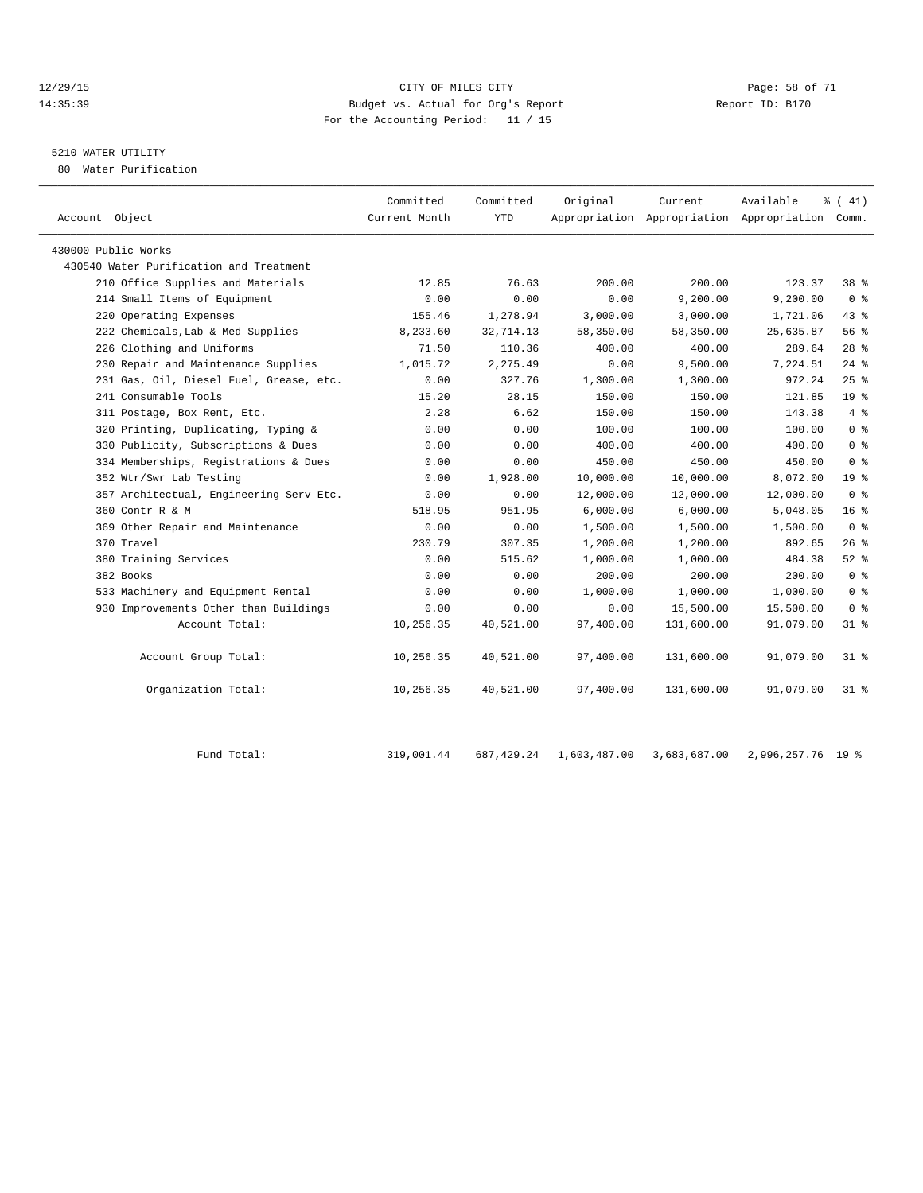CITY OF MILES CITY
Budget vs. Actual for Org's Report
For the Accounting Period: 11 / 15

12/29/15
14:35:39

Report ID: B170

## 5210 WATER UTILITY

80 Water Purification

| Account Object | Committed Current Month | Committed YTD | Original Appropriation | Current Appropriation | Available Appropriation | % ( 41) Comm. |
|---|---|---|---|---|---|---|
| 430000 Public Works | | | | | | |
| 430540 Water Purification and Treatment | | | | | | |
| 210 Office Supplies and Materials | 12.85 | 76.63 | 200.00 | 200.00 | 123.37 | 38 % |
| 214 Small Items of Equipment | 0.00 | 0.00 | 0.00 | 9,200.00 | 9,200.00 | 0 % |
| 220 Operating Expenses | 155.46 | 1,278.94 | 3,000.00 | 3,000.00 | 1,721.06 | 43 % |
| 222 Chemicals,Lab & Med Supplies | 8,233.60 | 32,714.13 | 58,350.00 | 58,350.00 | 25,635.87 | 56 % |
| 226 Clothing and Uniforms | 71.50 | 110.36 | 400.00 | 400.00 | 289.64 | 28 % |
| 230 Repair and Maintenance Supplies | 1,015.72 | 2,275.49 | 0.00 | 9,500.00 | 7,224.51 | 24 % |
| 231 Gas, Oil, Diesel Fuel, Grease, etc. | 0.00 | 327.76 | 1,300.00 | 1,300.00 | 972.24 | 25 % |
| 241 Consumable Tools | 15.20 | 28.15 | 150.00 | 150.00 | 121.85 | 19 % |
| 311 Postage, Box Rent, Etc. | 2.28 | 6.62 | 150.00 | 150.00 | 143.38 | 4 % |
| 320 Printing, Duplicating, Typing & | 0.00 | 0.00 | 100.00 | 100.00 | 100.00 | 0 % |
| 330 Publicity, Subscriptions & Dues | 0.00 | 0.00 | 400.00 | 400.00 | 400.00 | 0 % |
| 334 Memberships, Registrations & Dues | 0.00 | 0.00 | 450.00 | 450.00 | 450.00 | 0 % |
| 352 Wtr/Swr Lab Testing | 0.00 | 1,928.00 | 10,000.00 | 10,000.00 | 8,072.00 | 19 % |
| 357 Architectual, Engineering Serv Etc. | 0.00 | 0.00 | 12,000.00 | 12,000.00 | 12,000.00 | 0 % |
| 360 Contr R & M | 518.95 | 951.95 | 6,000.00 | 6,000.00 | 5,048.05 | 16 % |
| 369 Other Repair and Maintenance | 0.00 | 0.00 | 1,500.00 | 1,500.00 | 1,500.00 | 0 % |
| 370 Travel | 230.79 | 307.35 | 1,200.00 | 1,200.00 | 892.65 | 26 % |
| 380 Training Services | 0.00 | 515.62 | 1,000.00 | 1,000.00 | 484.38 | 52 % |
| 382 Books | 0.00 | 0.00 | 200.00 | 200.00 | 200.00 | 0 % |
| 533 Machinery and Equipment Rental | 0.00 | 0.00 | 1,000.00 | 1,000.00 | 1,000.00 | 0 % |
| 930 Improvements Other than Buildings | 0.00 | 0.00 | 0.00 | 15,500.00 | 15,500.00 | 0 % |
| Account Total: | 10,256.35 | 40,521.00 | 97,400.00 | 131,600.00 | 91,079.00 | 31 % |
| Account Group Total: | 10,256.35 | 40,521.00 | 97,400.00 | 131,600.00 | 91,079.00 | 31 % |
| Organization Total: | 10,256.35 | 40,521.00 | 97,400.00 | 131,600.00 | 91,079.00 | 31 % |
| Fund Total: | 319,001.44 | 687,429.24 | 1,603,487.00 | 3,683,687.00 | 2,996,257.76 | 19 % |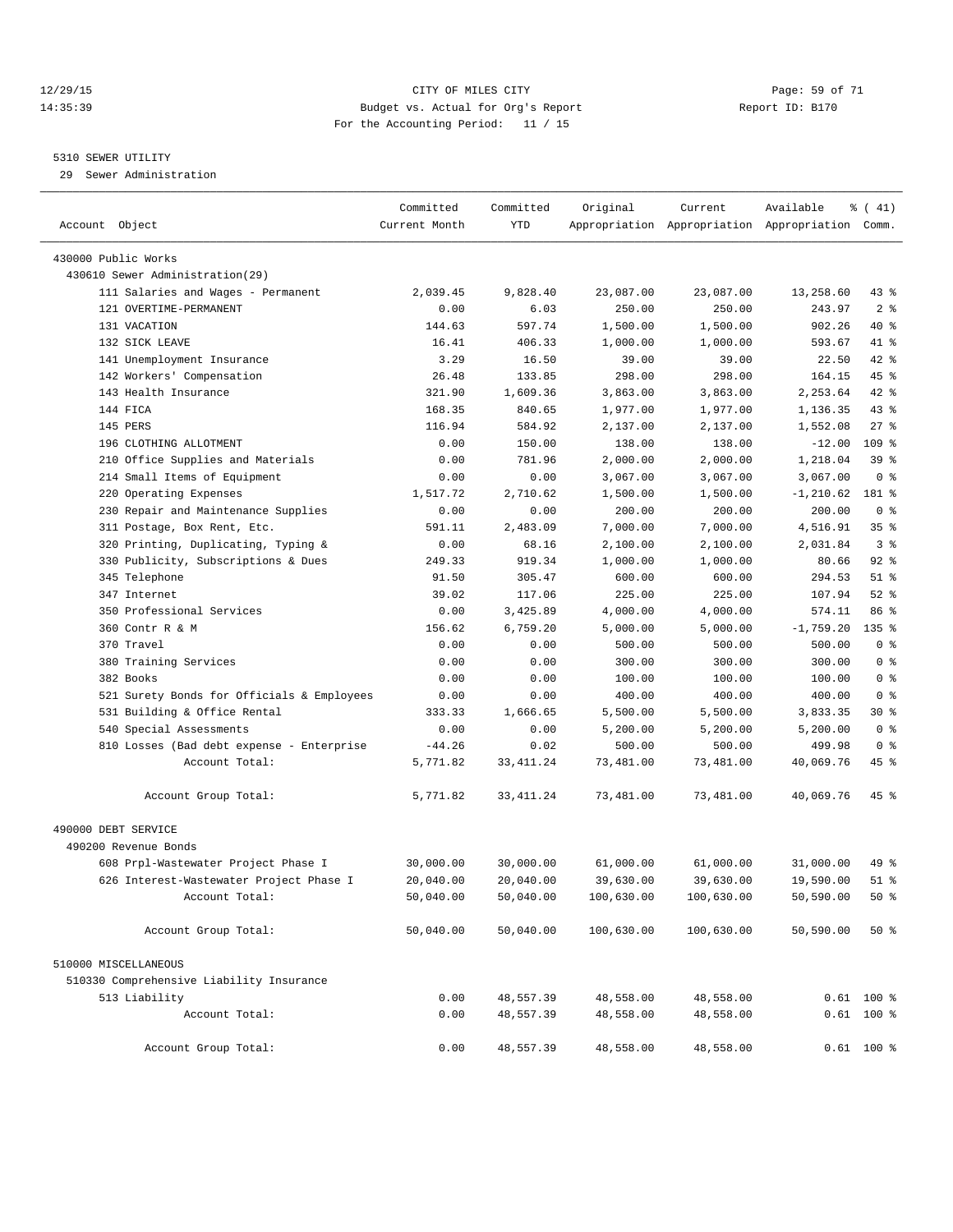CITY OF MILES CITY
Budget vs. Actual for Org's Report
For the Accounting Period: 11 / 15

12/29/15
14:35:39

Report ID: B170

## 5310 SEWER UTILITY

29 Sewer Administration

| Account Object | Committed Current Month | Committed YTD | Original Appropriation | Current Appropriation | Available Appropriation | % ( 41) Comm. |
|---|---|---|---|---|---|---|
| 430000 Public Works | | | | | | |
| 430610 Sewer Administration(29) | | | | | | |
| 111 Salaries and Wages - Permanent | 2,039.45 | 9,828.40 | 23,087.00 | 23,087.00 | 13,258.60 | 43 % |
| 121 OVERTIME-PERMANENT | 0.00 | 6.03 | 250.00 | 250.00 | 243.97 | 2 % |
| 131 VACATION | 144.63 | 597.74 | 1,500.00 | 1,500.00 | 902.26 | 40 % |
| 132 SICK LEAVE | 16.41 | 406.33 | 1,000.00 | 1,000.00 | 593.67 | 41 % |
| 141 Unemployment Insurance | 3.29 | 16.50 | 39.00 | 39.00 | 22.50 | 42 % |
| 142 Workers' Compensation | 26.48 | 133.85 | 298.00 | 298.00 | 164.15 | 45 % |
| 143 Health Insurance | 321.90 | 1,609.36 | 3,863.00 | 3,863.00 | 2,253.64 | 42 % |
| 144 FICA | 168.35 | 840.65 | 1,977.00 | 1,977.00 | 1,136.35 | 43 % |
| 145 PERS | 116.94 | 584.92 | 2,137.00 | 2,137.00 | 1,552.08 | 27 % |
| 196 CLOTHING ALLOTMENT | 0.00 | 150.00 | 138.00 | 138.00 | -12.00 | 109 % |
| 210 Office Supplies and Materials | 0.00 | 781.96 | 2,000.00 | 2,000.00 | 1,218.04 | 39 % |
| 214 Small Items of Equipment | 0.00 | 0.00 | 3,067.00 | 3,067.00 | 3,067.00 | 0 % |
| 220 Operating Expenses | 1,517.72 | 2,710.62 | 1,500.00 | 1,500.00 | -1,210.62 | 181 % |
| 230 Repair and Maintenance Supplies | 0.00 | 0.00 | 200.00 | 200.00 | 200.00 | 0 % |
| 311 Postage, Box Rent, Etc. | 591.11 | 2,483.09 | 7,000.00 | 7,000.00 | 4,516.91 | 35 % |
| 320 Printing, Duplicating, Typing & | 0.00 | 68.16 | 2,100.00 | 2,100.00 | 2,031.84 | 3 % |
| 330 Publicity, Subscriptions & Dues | 249.33 | 919.34 | 1,000.00 | 1,000.00 | 80.66 | 92 % |
| 345 Telephone | 91.50 | 305.47 | 600.00 | 600.00 | 294.53 | 51 % |
| 347 Internet | 39.02 | 117.06 | 225.00 | 225.00 | 107.94 | 52 % |
| 350 Professional Services | 0.00 | 3,425.89 | 4,000.00 | 4,000.00 | 574.11 | 86 % |
| 360 Contr R & M | 156.62 | 6,759.20 | 5,000.00 | 5,000.00 | -1,759.20 | 135 % |
| 370 Travel | 0.00 | 0.00 | 500.00 | 500.00 | 500.00 | 0 % |
| 380 Training Services | 0.00 | 0.00 | 300.00 | 300.00 | 300.00 | 0 % |
| 382 Books | 0.00 | 0.00 | 100.00 | 100.00 | 100.00 | 0 % |
| 521 Surety Bonds for Officials & Employees | 0.00 | 0.00 | 400.00 | 400.00 | 400.00 | 0 % |
| 531 Building & Office Rental | 333.33 | 1,666.65 | 5,500.00 | 5,500.00 | 3,833.35 | 30 % |
| 540 Special Assessments | 0.00 | 0.00 | 5,200.00 | 5,200.00 | 5,200.00 | 0 % |
| 810 Losses (Bad debt expense - Enterprise | -44.26 | 0.02 | 500.00 | 500.00 | 499.98 | 0 % |
| Account Total: | 5,771.82 | 33,411.24 | 73,481.00 | 73,481.00 | 40,069.76 | 45 % |
| Account Group Total: | 5,771.82 | 33,411.24 | 73,481.00 | 73,481.00 | 40,069.76 | 45 % |
| 490000 DEBT SERVICE | | | | | | |
| 490200 Revenue Bonds | | | | | | |
| 608 Prpl-Wastewater Project Phase I | 30,000.00 | 30,000.00 | 61,000.00 | 61,000.00 | 31,000.00 | 49 % |
| 626 Interest-Wastewater Project Phase I | 20,040.00 | 20,040.00 | 39,630.00 | 39,630.00 | 19,590.00 | 51 % |
| Account Total: | 50,040.00 | 50,040.00 | 100,630.00 | 100,630.00 | 50,590.00 | 50 % |
| Account Group Total: | 50,040.00 | 50,040.00 | 100,630.00 | 100,630.00 | 50,590.00 | 50 % |
| 510000 MISCELLANEOUS | | | | | | |
| 510330 Comprehensive Liability Insurance | | | | | | |
| 513 Liability | 0.00 | 48,557.39 | 48,558.00 | 48,558.00 | 0.61 | 100 % |
| Account Total: | 0.00 | 48,557.39 | 48,558.00 | 48,558.00 | 0.61 | 100 % |
| Account Group Total: | 0.00 | 48,557.39 | 48,558.00 | 48,558.00 | 0.61 | 100 % |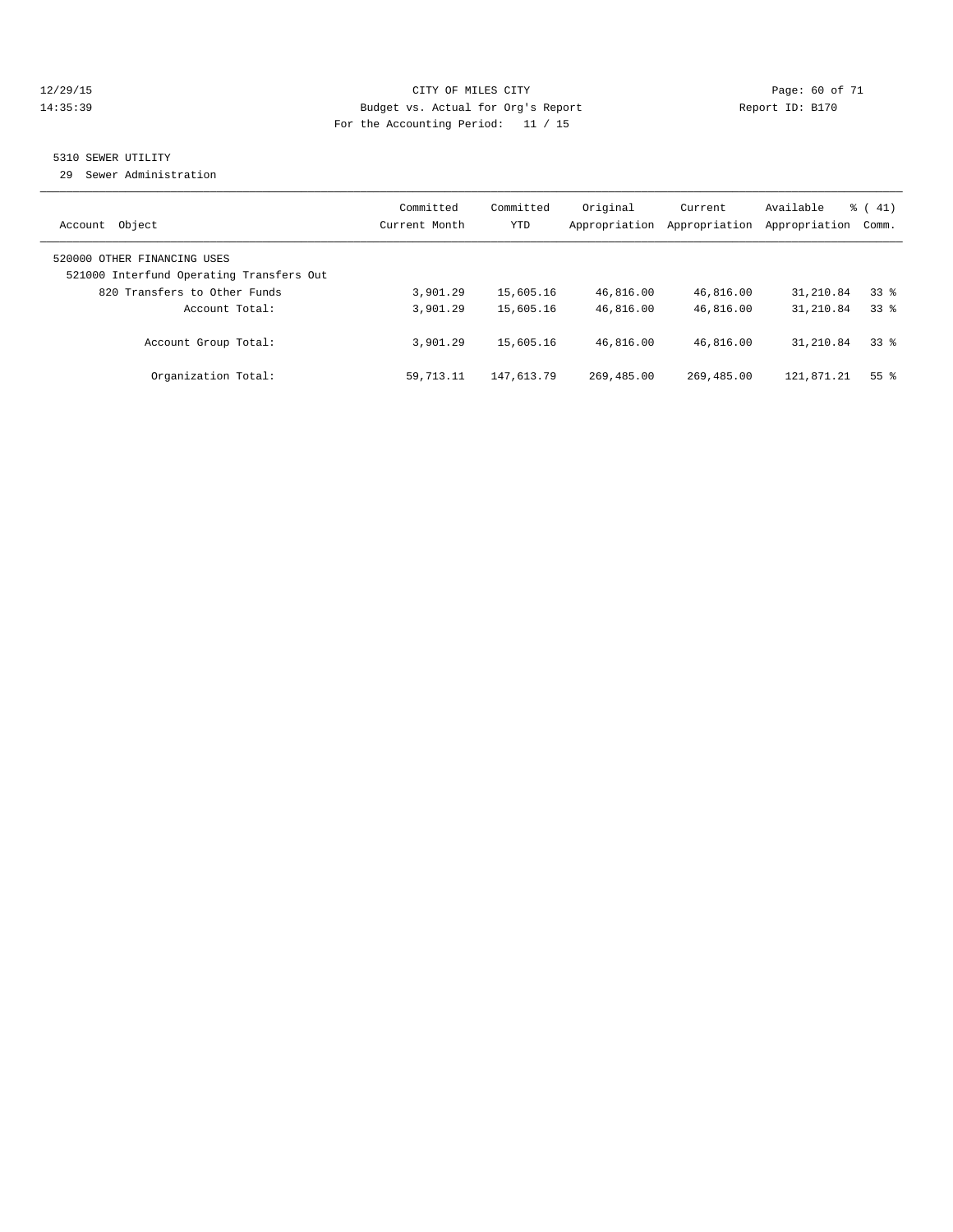CITY OF MILES CITY
Budget vs. Actual for Org's Report
For the Accounting Period: 11 / 15

12/29/15
14:35:39

Report ID: B170

## 5310 SEWER UTILITY

29 Sewer Administration

| Account Object | Committed Current Month | Committed YTD | Original Appropriation | Current Appropriation | Available Appropriation | % ( 41) Comm. |
|---|---|---|---|---|---|---|
| 520000 OTHER FINANCING USES | | | | | | |
| 521000 Interfund Operating Transfers Out | | | | | | |
| 820 Transfers to Other Funds | 3,901.29 | 15,605.16 | 46,816.00 | 46,816.00 | 31,210.84 | 33 % |
| Account Total: | 3,901.29 | 15,605.16 | 46,816.00 | 46,816.00 | 31,210.84 | 33 % |
| Account Group Total: | 3,901.29 | 15,605.16 | 46,816.00 | 46,816.00 | 31,210.84 | 33 % |
| Organization Total: | 59,713.11 | 147,613.79 | 269,485.00 | 269,485.00 | 121,871.21 | 55 % |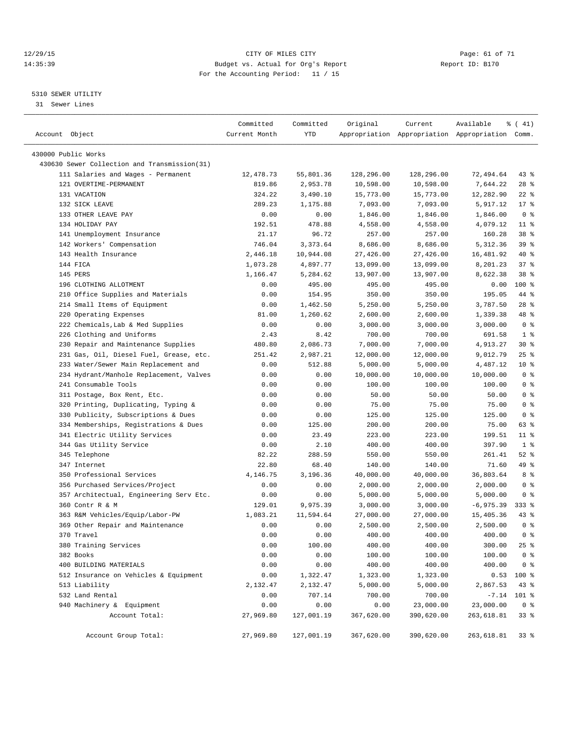CITY OF MILES CITY
Budget vs. Actual for Org's Report
For the Accounting Period: 11 / 15

12/29/15
14:35:39

Report ID: B170

## 5310 SEWER UTILITY

31 Sewer Lines

| Account Object | Committed Current Month | Committed YTD | Original Appropriation | Current Appropriation | Available Appropriation | % ( 41) Comm. |
|---|---|---|---|---|---|---|
| 430000 Public Works | | | | | | |
| 430630 Sewer Collection and Transmission(31) | | | | | | |
| 111 Salaries and Wages - Permanent | 12,478.73 | 55,801.36 | 128,296.00 | 128,296.00 | 72,494.64 | 43 % |
| 121 OVERTIME-PERMANENT | 819.86 | 2,953.78 | 10,598.00 | 10,598.00 | 7,644.22 | 28 % |
| 131 VACATION | 324.22 | 3,490.10 | 15,773.00 | 15,773.00 | 12,282.90 | 22 % |
| 132 SICK LEAVE | 289.23 | 1,175.88 | 7,093.00 | 7,093.00 | 5,917.12 | 17 % |
| 133 OTHER LEAVE PAY | 0.00 | 0.00 | 1,846.00 | 1,846.00 | 1,846.00 | 0 % |
| 134 HOLIDAY PAY | 192.51 | 478.88 | 4,558.00 | 4,558.00 | 4,079.12 | 11 % |
| 141 Unemployment Insurance | 21.17 | 96.72 | 257.00 | 257.00 | 160.28 | 38 % |
| 142 Workers' Compensation | 746.04 | 3,373.64 | 8,686.00 | 8,686.00 | 5,312.36 | 39 % |
| 143 Health Insurance | 2,446.18 | 10,944.08 | 27,426.00 | 27,426.00 | 16,481.92 | 40 % |
| 144 FICA | 1,073.28 | 4,897.77 | 13,099.00 | 13,099.00 | 8,201.23 | 37 % |
| 145 PERS | 1,166.47 | 5,284.62 | 13,907.00 | 13,907.00 | 8,622.38 | 38 % |
| 196 CLOTHING ALLOTMENT | 0.00 | 495.00 | 495.00 | 495.00 | 0.00 | 100 % |
| 210 Office Supplies and Materials | 0.00 | 154.95 | 350.00 | 350.00 | 195.05 | 44 % |
| 214 Small Items of Equipment | 0.00 | 1,462.50 | 5,250.00 | 5,250.00 | 3,787.50 | 28 % |
| 220 Operating Expenses | 81.00 | 1,260.62 | 2,600.00 | 2,600.00 | 1,339.38 | 48 % |
| 222 Chemicals,Lab & Med Supplies | 0.00 | 0.00 | 3,000.00 | 3,000.00 | 3,000.00 | 0 % |
| 226 Clothing and Uniforms | 2.43 | 8.42 | 700.00 | 700.00 | 691.58 | 1 % |
| 230 Repair and Maintenance Supplies | 480.80 | 2,086.73 | 7,000.00 | 7,000.00 | 4,913.27 | 30 % |
| 231 Gas, Oil, Diesel Fuel, Grease, etc. | 251.42 | 2,987.21 | 12,000.00 | 12,000.00 | 9,012.79 | 25 % |
| 233 Water/Sewer Main Replacement and | 0.00 | 512.88 | 5,000.00 | 5,000.00 | 4,487.12 | 10 % |
| 234 Hydrant/Manhole Replacement, Valves | 0.00 | 0.00 | 10,000.00 | 10,000.00 | 10,000.00 | 0 % |
| 241 Consumable Tools | 0.00 | 0.00 | 100.00 | 100.00 | 100.00 | 0 % |
| 311 Postage, Box Rent, Etc. | 0.00 | 0.00 | 50.00 | 50.00 | 50.00 | 0 % |
| 320 Printing, Duplicating, Typing & | 0.00 | 0.00 | 75.00 | 75.00 | 75.00 | 0 % |
| 330 Publicity, Subscriptions & Dues | 0.00 | 0.00 | 125.00 | 125.00 | 125.00 | 0 % |
| 334 Memberships, Registrations & Dues | 0.00 | 125.00 | 200.00 | 200.00 | 75.00 | 63 % |
| 341 Electric Utility Services | 0.00 | 23.49 | 223.00 | 223.00 | 199.51 | 11 % |
| 344 Gas Utility Service | 0.00 | 2.10 | 400.00 | 400.00 | 397.90 | 1 % |
| 345 Telephone | 82.22 | 288.59 | 550.00 | 550.00 | 261.41 | 52 % |
| 347 Internet | 22.80 | 68.40 | 140.00 | 140.00 | 71.60 | 49 % |
| 350 Professional Services | 4,146.75 | 3,196.36 | 40,000.00 | 40,000.00 | 36,803.64 | 8 % |
| 356 Purchased Services/Project | 0.00 | 0.00 | 2,000.00 | 2,000.00 | 2,000.00 | 0 % |
| 357 Architectual, Engineering Serv Etc. | 0.00 | 0.00 | 5,000.00 | 5,000.00 | 5,000.00 | 0 % |
| 360 Contr R & M | 129.01 | 9,975.39 | 3,000.00 | 3,000.00 | -6,975.39 | 333 % |
| 363 R&M Vehicles/Equip/Labor-PW | 1,083.21 | 11,594.64 | 27,000.00 | 27,000.00 | 15,405.36 | 43 % |
| 369 Other Repair and Maintenance | 0.00 | 0.00 | 2,500.00 | 2,500.00 | 2,500.00 | 0 % |
| 370 Travel | 0.00 | 0.00 | 400.00 | 400.00 | 400.00 | 0 % |
| 380 Training Services | 0.00 | 100.00 | 400.00 | 400.00 | 300.00 | 25 % |
| 382 Books | 0.00 | 0.00 | 100.00 | 100.00 | 100.00 | 0 % |
| 400 BUILDING MATERIALS | 0.00 | 0.00 | 400.00 | 400.00 | 400.00 | 0 % |
| 512 Insurance on Vehicles & Equipment | 0.00 | 1,322.47 | 1,323.00 | 1,323.00 | 0.53 | 100 % |
| 513 Liability | 2,132.47 | 2,132.47 | 5,000.00 | 5,000.00 | 2,867.53 | 43 % |
| 532 Land Rental | 0.00 | 707.14 | 700.00 | 700.00 | -7.14 | 101 % |
| 940 Machinery & Equipment | 0.00 | 0.00 | 0.00 | 23,000.00 | 23,000.00 | 0 % |
| Account Total: | 27,969.80 | 127,001.19 | 367,620.00 | 390,620.00 | 263,618.81 | 33 % |
| Account Group Total: | 27,969.80 | 127,001.19 | 367,620.00 | 390,620.00 | 263,618.81 | 33 % |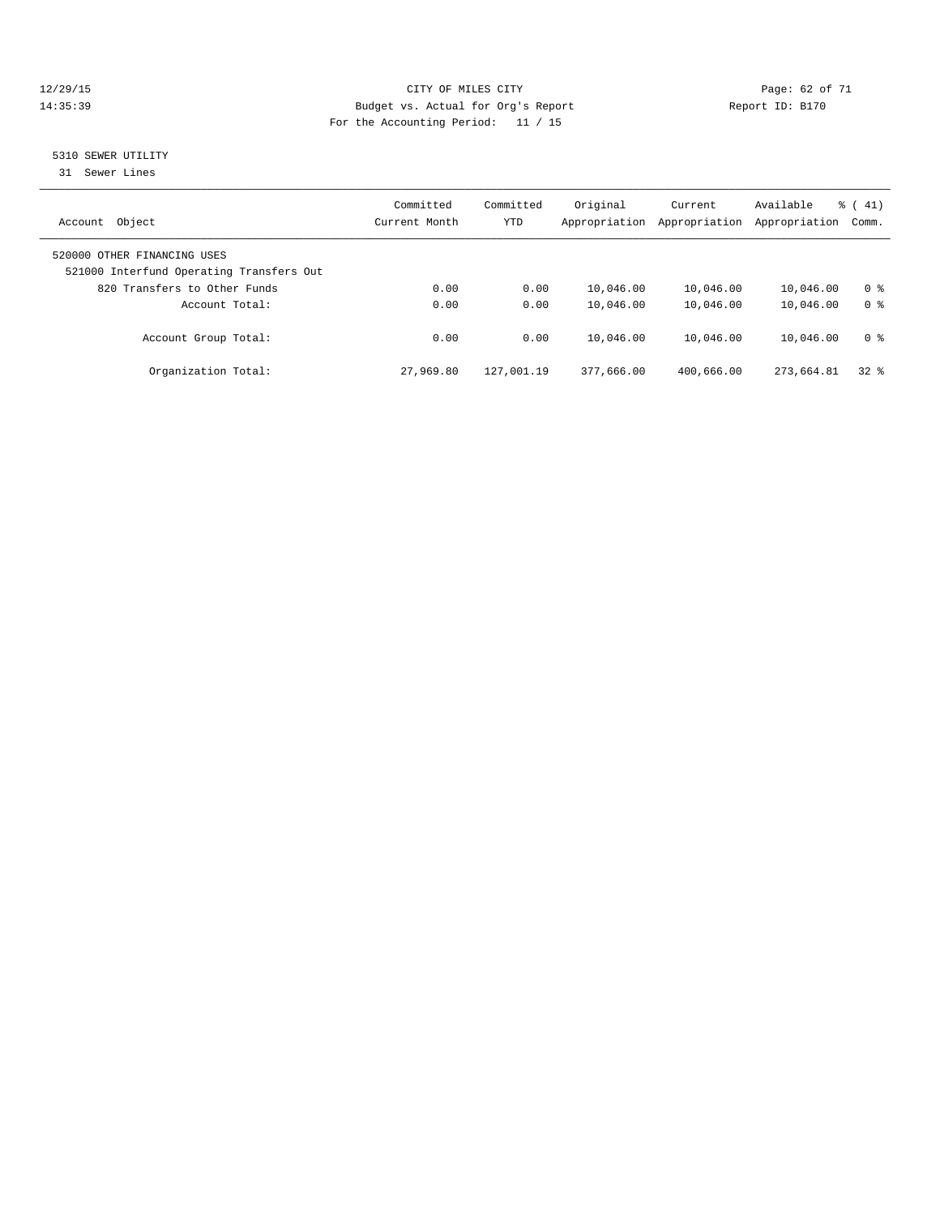CITY OF MILES CITY
Budget vs. Actual for Org's Report
For the Accounting Period: 11 / 15

12/29/15
14:35:39

Report ID: B170

## 5310 SEWER UTILITY

31 Sewer Lines

| Account Object | Committed Current Month | Committed YTD | Original Appropriation | Current Appropriation | Available Appropriation | % ( 41) Comm. |
|---|---|---|---|---|---|---|
| 520000 OTHER FINANCING USES | | | | | | |
| 521000 Interfund Operating Transfers Out | | | | | | |
| 820 Transfers to Other Funds | 0.00 | 0.00 | 10,046.00 | 10,046.00 | 10,046.00 | 0 % |
| Account Total: | 0.00 | 0.00 | 10,046.00 | 10,046.00 | 10,046.00 | 0 % |
| Account Group Total: | 0.00 | 0.00 | 10,046.00 | 10,046.00 | 10,046.00 | 0 % |
| Organization Total: | 27,969.80 | 127,001.19 | 377,666.00 | 400,666.00 | 273,664.81 | 32 % |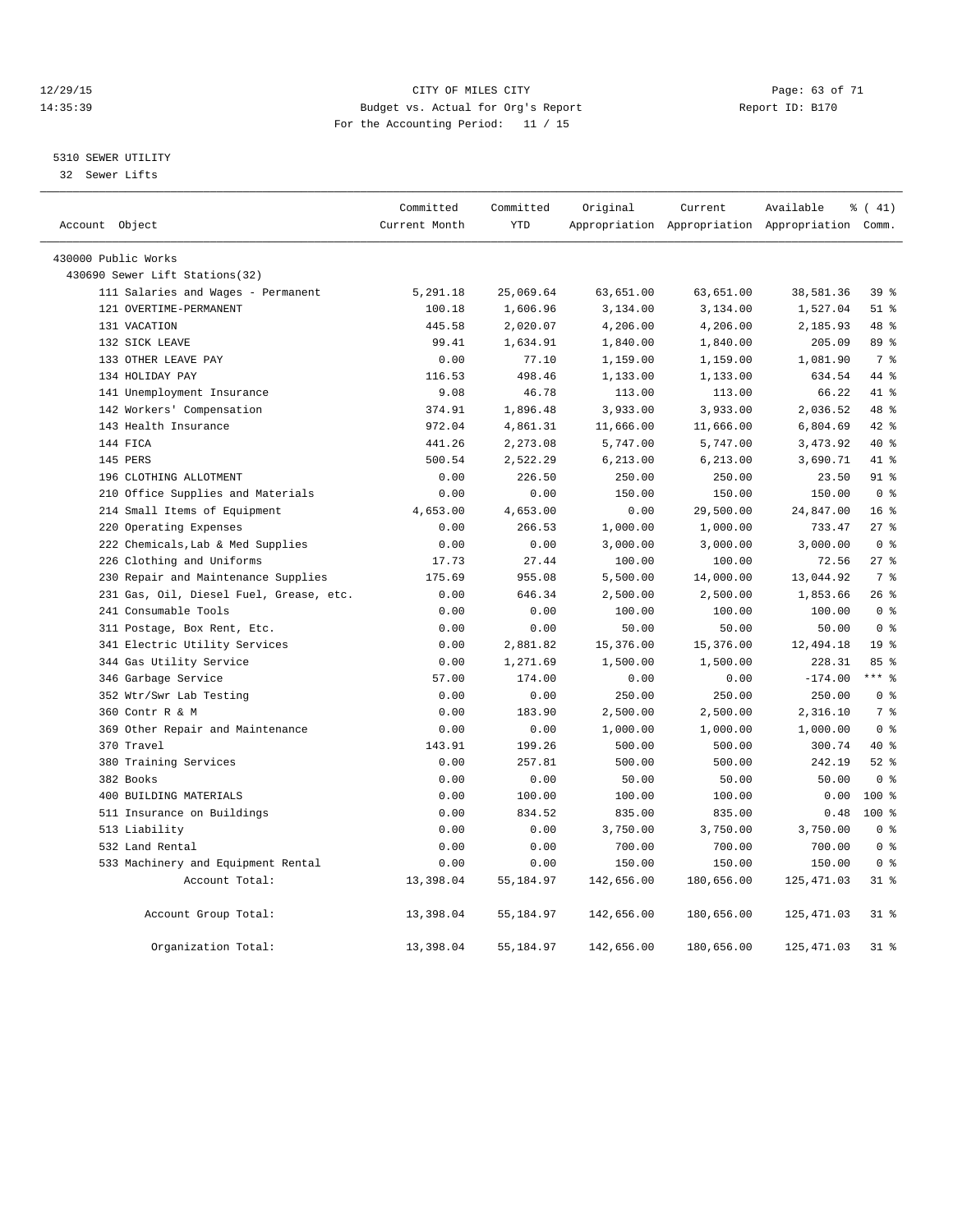CITY OF MILES CITY
Budget vs. Actual for Org's Report
For the Accounting Period: 11 / 15

12/29/15
14:35:39

Report ID: B170

## 5310 SEWER UTILITY

32 Sewer Lifts

| Account Object | Committed Current Month | Committed YTD | Original Appropriation | Current Appropriation | Available Appropriation | % ( 41) Comm. |
|---|---|---|---|---|---|---|
| 430000 Public Works | | | | | | |
| 430690 Sewer Lift Stations(32) | | | | | | |
| 111 Salaries and Wages - Permanent | 5,291.18 | 25,069.64 | 63,651.00 | 63,651.00 | 38,581.36 | 39 % |
| 121 OVERTIME-PERMANENT | 100.18 | 1,606.96 | 3,134.00 | 3,134.00 | 1,527.04 | 51 % |
| 131 VACATION | 445.58 | 2,020.07 | 4,206.00 | 4,206.00 | 2,185.93 | 48 % |
| 132 SICK LEAVE | 99.41 | 1,634.91 | 1,840.00 | 1,840.00 | 205.09 | 89 % |
| 133 OTHER LEAVE PAY | 0.00 | 77.10 | 1,159.00 | 1,159.00 | 1,081.90 | 7 % |
| 134 HOLIDAY PAY | 116.53 | 498.46 | 1,133.00 | 1,133.00 | 634.54 | 44 % |
| 141 Unemployment Insurance | 9.08 | 46.78 | 113.00 | 113.00 | 66.22 | 41 % |
| 142 Workers' Compensation | 374.91 | 1,896.48 | 3,933.00 | 3,933.00 | 2,036.52 | 48 % |
| 143 Health Insurance | 972.04 | 4,861.31 | 11,666.00 | 11,666.00 | 6,804.69 | 42 % |
| 144 FICA | 441.26 | 2,273.08 | 5,747.00 | 5,747.00 | 3,473.92 | 40 % |
| 145 PERS | 500.54 | 2,522.29 | 6,213.00 | 6,213.00 | 3,690.71 | 41 % |
| 196 CLOTHING ALLOTMENT | 0.00 | 226.50 | 250.00 | 250.00 | 23.50 | 91 % |
| 210 Office Supplies and Materials | 0.00 | 0.00 | 150.00 | 150.00 | 150.00 | 0 % |
| 214 Small Items of Equipment | 4,653.00 | 4,653.00 | 0.00 | 29,500.00 | 24,847.00 | 16 % |
| 220 Operating Expenses | 0.00 | 266.53 | 1,000.00 | 1,000.00 | 733.47 | 27 % |
| 222 Chemicals,Lab & Med Supplies | 0.00 | 0.00 | 3,000.00 | 3,000.00 | 3,000.00 | 0 % |
| 226 Clothing and Uniforms | 17.73 | 27.44 | 100.00 | 100.00 | 72.56 | 27 % |
| 230 Repair and Maintenance Supplies | 175.69 | 955.08 | 5,500.00 | 14,000.00 | 13,044.92 | 7 % |
| 231 Gas, Oil, Diesel Fuel, Grease, etc. | 0.00 | 646.34 | 2,500.00 | 2,500.00 | 1,853.66 | 26 % |
| 241 Consumable Tools | 0.00 | 0.00 | 100.00 | 100.00 | 100.00 | 0 % |
| 311 Postage, Box Rent, Etc. | 0.00 | 0.00 | 50.00 | 50.00 | 50.00 | 0 % |
| 341 Electric Utility Services | 0.00 | 2,881.82 | 15,376.00 | 15,376.00 | 12,494.18 | 19 % |
| 344 Gas Utility Service | 0.00 | 1,271.69 | 1,500.00 | 1,500.00 | 228.31 | 85 % |
| 346 Garbage Service | 57.00 | 174.00 | 0.00 | 0.00 | -174.00 | *** % |
| 352 Wtr/Swr Lab Testing | 0.00 | 0.00 | 250.00 | 250.00 | 250.00 | 0 % |
| 360 Contr R & M | 0.00 | 183.90 | 2,500.00 | 2,500.00 | 2,316.10 | 7 % |
| 369 Other Repair and Maintenance | 0.00 | 0.00 | 1,000.00 | 1,000.00 | 1,000.00 | 0 % |
| 370 Travel | 143.91 | 199.26 | 500.00 | 500.00 | 300.74 | 40 % |
| 380 Training Services | 0.00 | 257.81 | 500.00 | 500.00 | 242.19 | 52 % |
| 382 Books | 0.00 | 0.00 | 50.00 | 50.00 | 50.00 | 0 % |
| 400 BUILDING MATERIALS | 0.00 | 100.00 | 100.00 | 100.00 | 0.00 | 100 % |
| 511 Insurance on Buildings | 0.00 | 834.52 | 835.00 | 835.00 | 0.48 | 100 % |
| 513 Liability | 0.00 | 0.00 | 3,750.00 | 3,750.00 | 3,750.00 | 0 % |
| 532 Land Rental | 0.00 | 0.00 | 700.00 | 700.00 | 700.00 | 0 % |
| 533 Machinery and Equipment Rental | 0.00 | 0.00 | 150.00 | 150.00 | 150.00 | 0 % |
| Account Total: | 13,398.04 | 55,184.97 | 142,656.00 | 180,656.00 | 125,471.03 | 31 % |
| Account Group Total: | 13,398.04 | 55,184.97 | 142,656.00 | 180,656.00 | 125,471.03 | 31 % |
| Organization Total: | 13,398.04 | 55,184.97 | 142,656.00 | 180,656.00 | 125,471.03 | 31 % |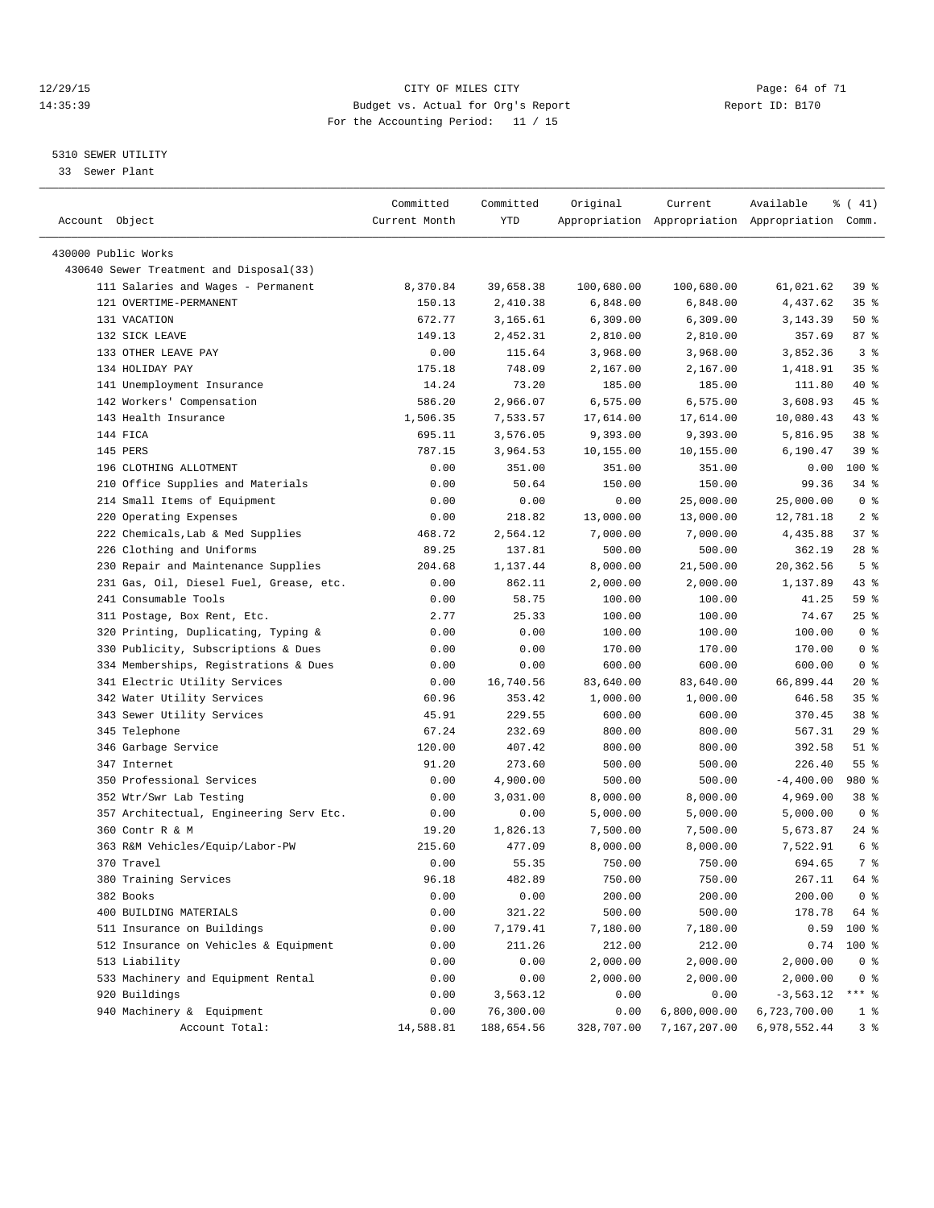CITY OF MILES CITY
Budget vs. Actual for Org's Report
For the Accounting Period: 11 / 15

12/29/15
14:35:39

Report ID: B170

5310 SEWER UTILITY
33 Sewer Plant

| Account Object | Committed Current Month | Committed YTD | Original Appropriation | Current Appropriation | Available Appropriation | % ( 41) Comm. |
|---|---|---|---|---|---|---|
| 430000 Public Works | | | | | | |
| 430640 Sewer Treatment and Disposal(33) | | | | | | |
| 111 Salaries and Wages - Permanent | 8,370.84 | 39,658.38 | 100,680.00 | 100,680.00 | 61,021.62 | 39 % |
| 121 OVERTIME-PERMANENT | 150.13 | 2,410.38 | 6,848.00 | 6,848.00 | 4,437.62 | 35 % |
| 131 VACATION | 672.77 | 3,165.61 | 6,309.00 | 6,309.00 | 3,143.39 | 50 % |
| 132 SICK LEAVE | 149.13 | 2,452.31 | 2,810.00 | 2,810.00 | 357.69 | 87 % |
| 133 OTHER LEAVE PAY | 0.00 | 115.64 | 3,968.00 | 3,968.00 | 3,852.36 | 3 % |
| 134 HOLIDAY PAY | 175.18 | 748.09 | 2,167.00 | 2,167.00 | 1,418.91 | 35 % |
| 141 Unemployment Insurance | 14.24 | 73.20 | 185.00 | 185.00 | 111.80 | 40 % |
| 142 Workers' Compensation | 586.20 | 2,966.07 | 6,575.00 | 6,575.00 | 3,608.93 | 45 % |
| 143 Health Insurance | 1,506.35 | 7,533.57 | 17,614.00 | 17,614.00 | 10,080.43 | 43 % |
| 144 FICA | 695.11 | 3,576.05 | 9,393.00 | 9,393.00 | 5,816.95 | 38 % |
| 145 PERS | 787.15 | 3,964.53 | 10,155.00 | 10,155.00 | 6,190.47 | 39 % |
| 196 CLOTHING ALLOTMENT | 0.00 | 351.00 | 351.00 | 351.00 | 0.00 | 100 % |
| 210 Office Supplies and Materials | 0.00 | 50.64 | 150.00 | 150.00 | 99.36 | 34 % |
| 214 Small Items of Equipment | 0.00 | 0.00 | 0.00 | 25,000.00 | 25,000.00 | 0 % |
| 220 Operating Expenses | 0.00 | 218.82 | 13,000.00 | 13,000.00 | 12,781.18 | 2 % |
| 222 Chemicals,Lab & Med Supplies | 468.72 | 2,564.12 | 7,000.00 | 7,000.00 | 4,435.88 | 37 % |
| 226 Clothing and Uniforms | 89.25 | 137.81 | 500.00 | 500.00 | 362.19 | 28 % |
| 230 Repair and Maintenance Supplies | 204.68 | 1,137.44 | 8,000.00 | 21,500.00 | 20,362.56 | 5 % |
| 231 Gas, Oil, Diesel Fuel, Grease, etc. | 0.00 | 862.11 | 2,000.00 | 2,000.00 | 1,137.89 | 43 % |
| 241 Consumable Tools | 0.00 | 58.75 | 100.00 | 100.00 | 41.25 | 59 % |
| 311 Postage, Box Rent, Etc. | 2.77 | 25.33 | 100.00 | 100.00 | 74.67 | 25 % |
| 320 Printing, Duplicating, Typing & | 0.00 | 0.00 | 100.00 | 100.00 | 100.00 | 0 % |
| 330 Publicity, Subscriptions & Dues | 0.00 | 0.00 | 170.00 | 170.00 | 170.00 | 0 % |
| 334 Memberships, Registrations & Dues | 0.00 | 0.00 | 600.00 | 600.00 | 600.00 | 0 % |
| 341 Electric Utility Services | 0.00 | 16,740.56 | 83,640.00 | 83,640.00 | 66,899.44 | 20 % |
| 342 Water Utility Services | 60.96 | 353.42 | 1,000.00 | 1,000.00 | 646.58 | 35 % |
| 343 Sewer Utility Services | 45.91 | 229.55 | 600.00 | 600.00 | 370.45 | 38 % |
| 345 Telephone | 67.24 | 232.69 | 800.00 | 800.00 | 567.31 | 29 % |
| 346 Garbage Service | 120.00 | 407.42 | 800.00 | 800.00 | 392.58 | 51 % |
| 347 Internet | 91.20 | 273.60 | 500.00 | 500.00 | 226.40 | 55 % |
| 350 Professional Services | 0.00 | 4,900.00 | 500.00 | 500.00 | -4,400.00 | 980 % |
| 352 Wtr/Swr Lab Testing | 0.00 | 3,031.00 | 8,000.00 | 8,000.00 | 4,969.00 | 38 % |
| 357 Architectual, Engineering Serv Etc. | 0.00 | 0.00 | 5,000.00 | 5,000.00 | 5,000.00 | 0 % |
| 360 Contr R & M | 19.20 | 1,826.13 | 7,500.00 | 7,500.00 | 5,673.87 | 24 % |
| 363 R&M Vehicles/Equip/Labor-PW | 215.60 | 477.09 | 8,000.00 | 8,000.00 | 7,522.91 | 6 % |
| 370 Travel | 0.00 | 55.35 | 750.00 | 750.00 | 694.65 | 7 % |
| 380 Training Services | 96.18 | 482.89 | 750.00 | 750.00 | 267.11 | 64 % |
| 382 Books | 0.00 | 0.00 | 200.00 | 200.00 | 200.00 | 0 % |
| 400 BUILDING MATERIALS | 0.00 | 321.22 | 500.00 | 500.00 | 178.78 | 64 % |
| 511 Insurance on Buildings | 0.00 | 7,179.41 | 7,180.00 | 7,180.00 | 0.59 | 100 % |
| 512 Insurance on Vehicles & Equipment | 0.00 | 211.26 | 212.00 | 212.00 | 0.74 | 100 % |
| 513 Liability | 0.00 | 0.00 | 2,000.00 | 2,000.00 | 2,000.00 | 0 % |
| 533 Machinery and Equipment Rental | 0.00 | 0.00 | 2,000.00 | 2,000.00 | 2,000.00 | 0 % |
| 920 Buildings | 0.00 | 3,563.12 | 0.00 | 0.00 | -3,563.12 | *** % |
| 940 Machinery & Equipment | 0.00 | 76,300.00 | 0.00 | 6,800,000.00 | 6,723,700.00 | 1 % |
| Account Total: | 14,588.81 | 188,654.56 | 328,707.00 | 7,167,207.00 | 6,978,552.44 | 3 % |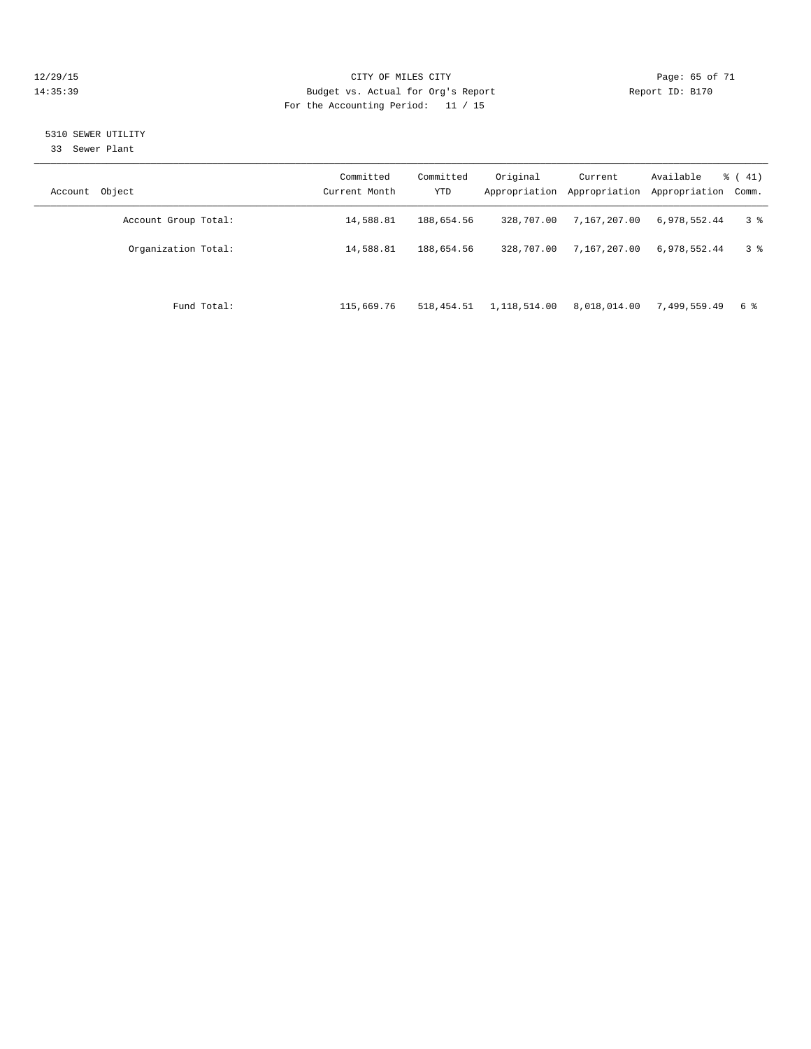## 5310 SEWER UTILITY

33 Sewer Plant

| Account Object | Committed Current Month | Committed YTD | Original Appropriation | Current Appropriation | Available Appropriation | % ( 41) Comm. |
|---|---|---|---|---|---|---|
| Account Group Total: | 14,588.81 | 188,654.56 | 328,707.00 | 7,167,207.00 | 6,978,552.44 | 3 % |
| Organization Total: | 14,588.81 | 188,654.56 | 328,707.00 | 7,167,207.00 | 6,978,552.44 | 3 % |
| Fund Total: | 115,669.76 | 518,454.51 | 1,118,514.00 | 8,018,014.00 | 7,499,559.49 | 6 % |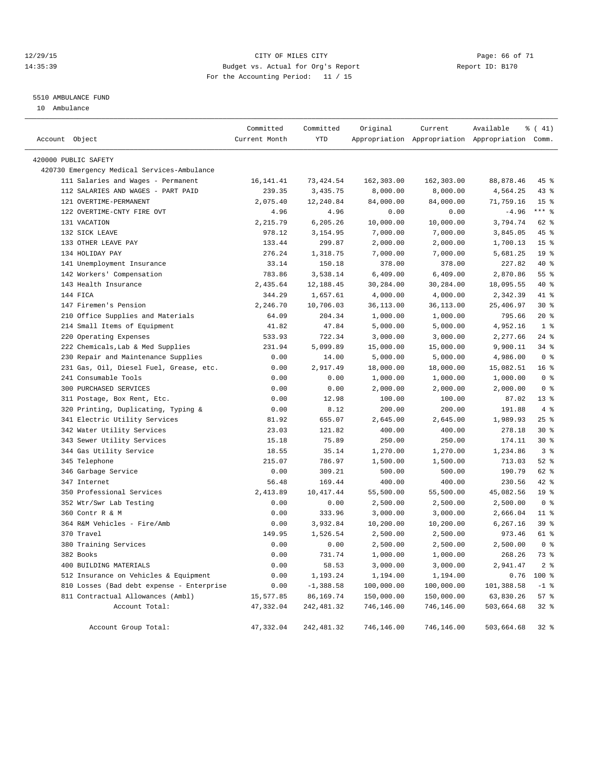CITY OF MILES CITY
Budget vs. Actual for Org's Report
For the Accounting Period: 11 / 15

12/29/15
14:35:39

Report ID: B170

5510 AMBULANCE FUND
10 Ambulance

| Account Object | Committed Current Month | Committed YTD | Original Appropriation | Current Appropriation | Available Appropriation | % ( 41) Comm. |
|---|---|---|---|---|---|---|
| 420000 PUBLIC SAFETY | | | | | | |
| 420730 Emergency Medical Services-Ambulance | | | | | | |
| 111 Salaries and Wages - Permanent | 16,141.41 | 73,424.54 | 162,303.00 | 162,303.00 | 88,878.46 | 45 % |
| 112 SALARIES AND WAGES - PART PAID | 239.35 | 3,435.75 | 8,000.00 | 8,000.00 | 4,564.25 | 43 % |
| 121 OVERTIME-PERMANENT | 2,075.40 | 12,240.84 | 84,000.00 | 84,000.00 | 71,759.16 | 15 % |
| 122 OVERTIME-CNTY FIRE OVT | 4.96 | 4.96 | 0.00 | 0.00 | -4.96 | *** % |
| 131 VACATION | 2,215.79 | 6,205.26 | 10,000.00 | 10,000.00 | 3,794.74 | 62 % |
| 132 SICK LEAVE | 978.12 | 3,154.95 | 7,000.00 | 7,000.00 | 3,845.05 | 45 % |
| 133 OTHER LEAVE PAY | 133.44 | 299.87 | 2,000.00 | 2,000.00 | 1,700.13 | 15 % |
| 134 HOLIDAY PAY | 276.24 | 1,318.75 | 7,000.00 | 7,000.00 | 5,681.25 | 19 % |
| 141 Unemployment Insurance | 33.14 | 150.18 | 378.00 | 378.00 | 227.82 | 40 % |
| 142 Workers' Compensation | 783.86 | 3,538.14 | 6,409.00 | 6,409.00 | 2,870.86 | 55 % |
| 143 Health Insurance | 2,435.64 | 12,188.45 | 30,284.00 | 30,284.00 | 18,095.55 | 40 % |
| 144 FICA | 344.29 | 1,657.61 | 4,000.00 | 4,000.00 | 2,342.39 | 41 % |
| 147 Firemen's Pension | 2,246.70 | 10,706.03 | 36,113.00 | 36,113.00 | 25,406.97 | 30 % |
| 210 Office Supplies and Materials | 64.09 | 204.34 | 1,000.00 | 1,000.00 | 795.66 | 20 % |
| 214 Small Items of Equipment | 41.82 | 47.84 | 5,000.00 | 5,000.00 | 4,952.16 | 1 % |
| 220 Operating Expenses | 533.93 | 722.34 | 3,000.00 | 3,000.00 | 2,277.66 | 24 % |
| 222 Chemicals,Lab & Med Supplies | 231.94 | 5,099.89 | 15,000.00 | 15,000.00 | 9,900.11 | 34 % |
| 230 Repair and Maintenance Supplies | 0.00 | 14.00 | 5,000.00 | 5,000.00 | 4,986.00 | 0 % |
| 231 Gas, Oil, Diesel Fuel, Grease, etc. | 0.00 | 2,917.49 | 18,000.00 | 18,000.00 | 15,082.51 | 16 % |
| 241 Consumable Tools | 0.00 | 0.00 | 1,000.00 | 1,000.00 | 1,000.00 | 0 % |
| 300 PURCHASED SERVICES | 0.00 | 0.00 | 2,000.00 | 2,000.00 | 2,000.00 | 0 % |
| 311 Postage, Box Rent, Etc. | 0.00 | 12.98 | 100.00 | 100.00 | 87.02 | 13 % |
| 320 Printing, Duplicating, Typing & | 0.00 | 8.12 | 200.00 | 200.00 | 191.88 | 4 % |
| 341 Electric Utility Services | 81.92 | 655.07 | 2,645.00 | 2,645.00 | 1,989.93 | 25 % |
| 342 Water Utility Services | 23.03 | 121.82 | 400.00 | 400.00 | 278.18 | 30 % |
| 343 Sewer Utility Services | 15.18 | 75.89 | 250.00 | 250.00 | 174.11 | 30 % |
| 344 Gas Utility Service | 18.55 | 35.14 | 1,270.00 | 1,270.00 | 1,234.86 | 3 % |
| 345 Telephone | 215.07 | 786.97 | 1,500.00 | 1,500.00 | 713.03 | 52 % |
| 346 Garbage Service | 0.00 | 309.21 | 500.00 | 500.00 | 190.79 | 62 % |
| 347 Internet | 56.48 | 169.44 | 400.00 | 400.00 | 230.56 | 42 % |
| 350 Professional Services | 2,413.89 | 10,417.44 | 55,500.00 | 55,500.00 | 45,082.56 | 19 % |
| 352 Wtr/Swr Lab Testing | 0.00 | 0.00 | 2,500.00 | 2,500.00 | 2,500.00 | 0 % |
| 360 Contr R & M | 0.00 | 333.96 | 3,000.00 | 3,000.00 | 2,666.04 | 11 % |
| 364 R&M Vehicles - Fire/Amb | 0.00 | 3,932.84 | 10,200.00 | 10,200.00 | 6,267.16 | 39 % |
| 370 Travel | 149.95 | 1,526.54 | 2,500.00 | 2,500.00 | 973.46 | 61 % |
| 380 Training Services | 0.00 | 0.00 | 2,500.00 | 2,500.00 | 2,500.00 | 0 % |
| 382 Books | 0.00 | 731.74 | 1,000.00 | 1,000.00 | 268.26 | 73 % |
| 400 BUILDING MATERIALS | 0.00 | 58.53 | 3,000.00 | 3,000.00 | 2,941.47 | 2 % |
| 512 Insurance on Vehicles & Equipment | 0.00 | 1,193.24 | 1,194.00 | 1,194.00 | 0.76 | 100 % |
| 810 Losses (Bad debt expense - Enterprise | 0.00 | -1,388.58 | 100,000.00 | 100,000.00 | 101,388.58 | -1 % |
| 811 Contractual Allowances (Ambl) | 15,577.85 | 86,169.74 | 150,000.00 | 150,000.00 | 63,830.26 | 57 % |
| Account Total: | 47,332.04 | 242,481.32 | 746,146.00 | 746,146.00 | 503,664.68 | 32 % |
| Account Group Total: | 47,332.04 | 242,481.32 | 746,146.00 | 746,146.00 | 503,664.68 | 32 % |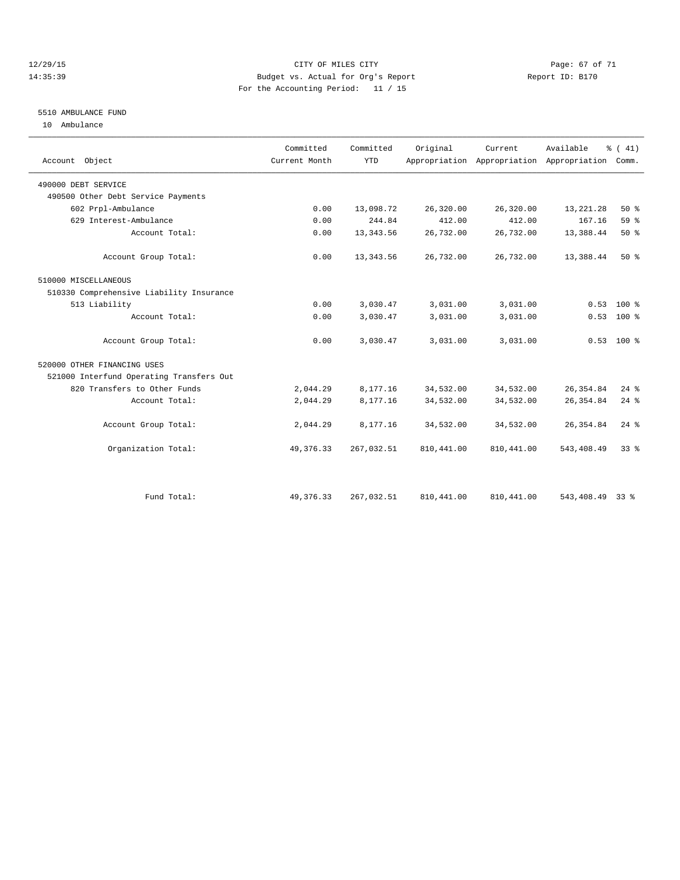# CITY OF MILES CITY

Budget vs. Actual for Org's Report

For the Accounting Period: 11 / 15

12/29/15 14:35:39 — Report ID: B170

## 5510 AMBULANCE FUND

10 Ambulance

| Account Object | Committed Current Month | Committed YTD | Original Appropriation | Current Appropriation | Available Appropriation | % ( 41) Comm. |
|---|---|---|---|---|---|---|
| 490000 DEBT SERVICE | | | | | | |
| 490500 Other Debt Service Payments | | | | | | |
| 602 Prpl-Ambulance | 0.00 | 13,098.72 | 26,320.00 | 26,320.00 | 13,221.28 | 50 % |
| 629 Interest-Ambulance | 0.00 | 244.84 | 412.00 | 412.00 | 167.16 | 59 % |
| Account Total: | 0.00 | 13,343.56 | 26,732.00 | 26,732.00 | 13,388.44 | 50 % |
| Account Group Total: | 0.00 | 13,343.56 | 26,732.00 | 26,732.00 | 13,388.44 | 50 % |
| 510000 MISCELLANEOUS | | | | | | |
| 510330 Comprehensive Liability Insurance | | | | | | |
| 513 Liability | 0.00 | 3,030.47 | 3,031.00 | 3,031.00 | 0.53 | 100 % |
| Account Total: | 0.00 | 3,030.47 | 3,031.00 | 3,031.00 | 0.53 | 100 % |
| Account Group Total: | 0.00 | 3,030.47 | 3,031.00 | 3,031.00 | 0.53 | 100 % |
| 520000 OTHER FINANCING USES | | | | | | |
| 521000 Interfund Operating Transfers Out | | | | | | |
| 820 Transfers to Other Funds | 2,044.29 | 8,177.16 | 34,532.00 | 34,532.00 | 26,354.84 | 24 % |
| Account Total: | 2,044.29 | 8,177.16 | 34,532.00 | 34,532.00 | 26,354.84 | 24 % |
| Account Group Total: | 2,044.29 | 8,177.16 | 34,532.00 | 34,532.00 | 26,354.84 | 24 % |
| Organization Total: | 49,376.33 | 267,032.51 | 810,441.00 | 810,441.00 | 543,408.49 | 33 % |
| Fund Total: | 49,376.33 | 267,032.51 | 810,441.00 | 810,441.00 | 543,408.49 | 33 % |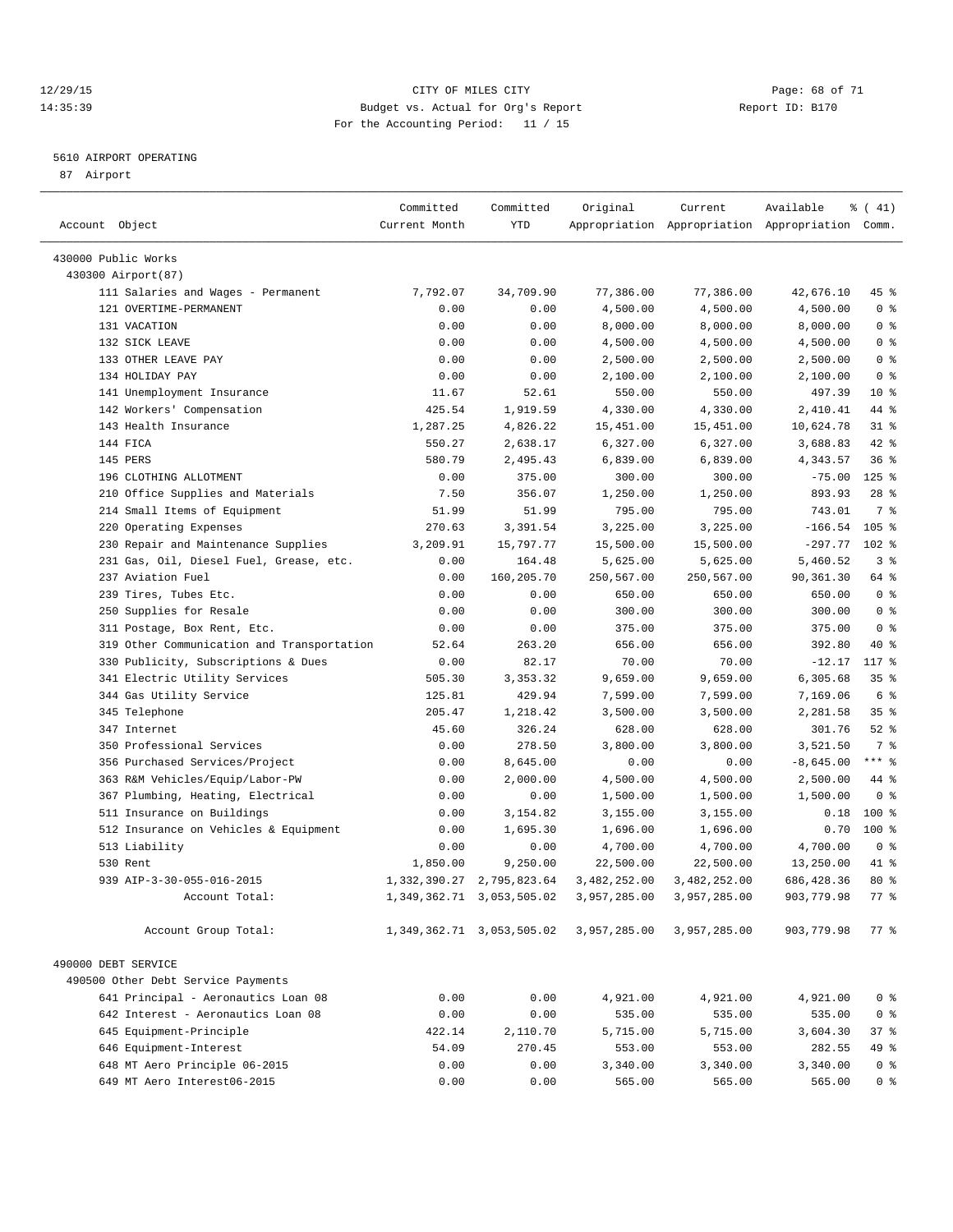12/29/15 CITY OF MILES CITY
14:35:39 Budget vs. Actual for Org's Report Report ID: B170
For the Accounting Period: 11 / 15

5610 AIRPORT OPERATING
87 Airport

| Account Object | Committed Current Month | Committed YTD | Original Appropriation | Current Appropriation | Available Appropriation | % ( 41) Comm. |
|---|---|---|---|---|---|---|
| 430000 Public Works | | | | | | |
| 430300 Airport(87) | | | | | | |
| 111 Salaries and Wages - Permanent | 7,792.07 | 34,709.90 | 77,386.00 | 77,386.00 | 42,676.10 | 45 % |
| 121 OVERTIME-PERMANENT | 0.00 | 0.00 | 4,500.00 | 4,500.00 | 4,500.00 | 0 % |
| 131 VACATION | 0.00 | 0.00 | 8,000.00 | 8,000.00 | 8,000.00 | 0 % |
| 132 SICK LEAVE | 0.00 | 0.00 | 4,500.00 | 4,500.00 | 4,500.00 | 0 % |
| 133 OTHER LEAVE PAY | 0.00 | 0.00 | 2,500.00 | 2,500.00 | 2,500.00 | 0 % |
| 134 HOLIDAY PAY | 0.00 | 0.00 | 2,100.00 | 2,100.00 | 2,100.00 | 0 % |
| 141 Unemployment Insurance | 11.67 | 52.61 | 550.00 | 550.00 | 497.39 | 10 % |
| 142 Workers' Compensation | 425.54 | 1,919.59 | 4,330.00 | 4,330.00 | 2,410.41 | 44 % |
| 143 Health Insurance | 1,287.25 | 4,826.22 | 15,451.00 | 15,451.00 | 10,624.78 | 31 % |
| 144 FICA | 550.27 | 2,638.17 | 6,327.00 | 6,327.00 | 3,688.83 | 42 % |
| 145 PERS | 580.79 | 2,495.43 | 6,839.00 | 6,839.00 | 4,343.57 | 36 % |
| 196 CLOTHING ALLOTMENT | 0.00 | 375.00 | 300.00 | 300.00 | -75.00 | 125 % |
| 210 Office Supplies and Materials | 7.50 | 356.07 | 1,250.00 | 1,250.00 | 893.93 | 28 % |
| 214 Small Items of Equipment | 51.99 | 51.99 | 795.00 | 795.00 | 743.01 | 7 % |
| 220 Operating Expenses | 270.63 | 3,391.54 | 3,225.00 | 3,225.00 | -166.54 | 105 % |
| 230 Repair and Maintenance Supplies | 3,209.91 | 15,797.77 | 15,500.00 | 15,500.00 | -297.77 | 102 % |
| 231 Gas, Oil, Diesel Fuel, Grease, etc. | 0.00 | 164.48 | 5,625.00 | 5,625.00 | 5,460.52 | 3 % |
| 237 Aviation Fuel | 0.00 | 160,205.70 | 250,567.00 | 250,567.00 | 90,361.30 | 64 % |
| 239 Tires, Tubes Etc. | 0.00 | 0.00 | 650.00 | 650.00 | 650.00 | 0 % |
| 250 Supplies for Resale | 0.00 | 0.00 | 300.00 | 300.00 | 300.00 | 0 % |
| 311 Postage, Box Rent, Etc. | 0.00 | 0.00 | 375.00 | 375.00 | 375.00 | 0 % |
| 319 Other Communication and Transportation | 52.64 | 263.20 | 656.00 | 656.00 | 392.80 | 40 % |
| 330 Publicity, Subscriptions & Dues | 0.00 | 82.17 | 70.00 | 70.00 | -12.17 | 117 % |
| 341 Electric Utility Services | 505.30 | 3,353.32 | 9,659.00 | 9,659.00 | 6,305.68 | 35 % |
| 344 Gas Utility Service | 125.81 | 429.94 | 7,599.00 | 7,599.00 | 7,169.06 | 6 % |
| 345 Telephone | 205.47 | 1,218.42 | 3,500.00 | 3,500.00 | 2,281.58 | 35 % |
| 347 Internet | 45.60 | 326.24 | 628.00 | 628.00 | 301.76 | 52 % |
| 350 Professional Services | 0.00 | 278.50 | 3,800.00 | 3,800.00 | 3,521.50 | 7 % |
| 356 Purchased Services/Project | 0.00 | 8,645.00 | 0.00 | 0.00 | -8,645.00 | *** % |
| 363 R&M Vehicles/Equip/Labor-PW | 0.00 | 2,000.00 | 4,500.00 | 4,500.00 | 2,500.00 | 44 % |
| 367 Plumbing, Heating, Electrical | 0.00 | 0.00 | 1,500.00 | 1,500.00 | 1,500.00 | 0 % |
| 511 Insurance on Buildings | 0.00 | 3,154.82 | 3,155.00 | 3,155.00 | 0.18 | 100 % |
| 512 Insurance on Vehicles & Equipment | 0.00 | 1,695.30 | 1,696.00 | 1,696.00 | 0.70 | 100 % |
| 513 Liability | 0.00 | 0.00 | 4,700.00 | 4,700.00 | 4,700.00 | 0 % |
| 530 Rent | 1,850.00 | 9,250.00 | 22,500.00 | 22,500.00 | 13,250.00 | 41 % |
| 939 AIP-3-30-055-016-2015 | 1,332,390.27 | 2,795,823.64 | 3,482,252.00 | 3,482,252.00 | 686,428.36 | 80 % |
| Account Total: | 1,349,362.71 | 3,053,505.02 | 3,957,285.00 | 3,957,285.00 | 903,779.98 | 77 % |
| Account Group Total: | 1,349,362.71 | 3,053,505.02 | 3,957,285.00 | 3,957,285.00 | 903,779.98 | 77 % |
| 490000 DEBT SERVICE | | | | | | |
| 490500 Other Debt Service Payments | | | | | | |
| 641 Principal - Aeronautics Loan 08 | 0.00 | 0.00 | 4,921.00 | 4,921.00 | 4,921.00 | 0 % |
| 642 Interest - Aeronautics Loan 08 | 0.00 | 0.00 | 535.00 | 535.00 | 535.00 | 0 % |
| 645 Equipment-Principle | 422.14 | 2,110.70 | 5,715.00 | 5,715.00 | 3,604.30 | 37 % |
| 646 Equipment-Interest | 54.09 | 270.45 | 553.00 | 553.00 | 282.55 | 49 % |
| 648 MT Aero Principle 06-2015 | 0.00 | 0.00 | 3,340.00 | 3,340.00 | 3,340.00 | 0 % |
| 649 MT Aero Interest06-2015 | 0.00 | 0.00 | 565.00 | 565.00 | 565.00 | 0 % |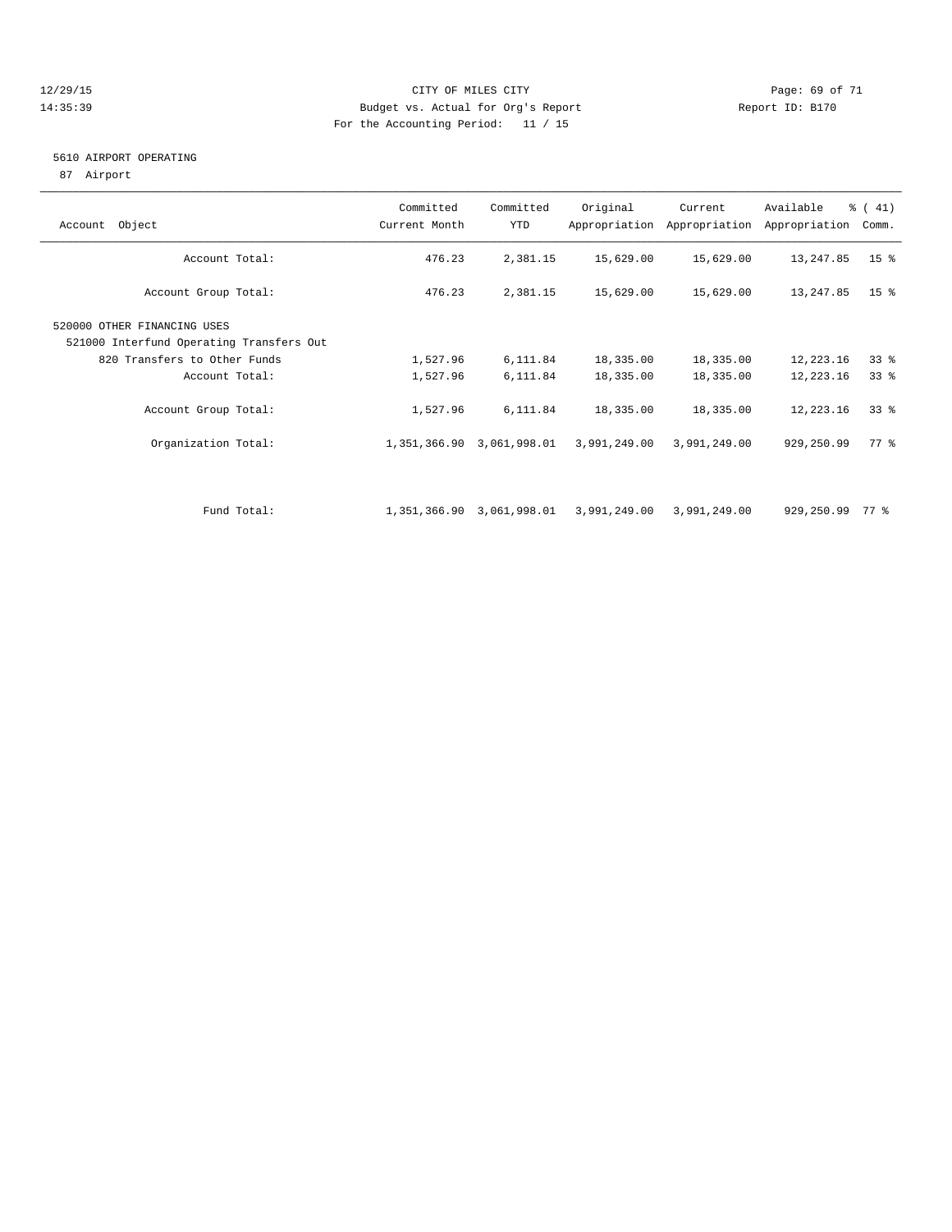CITY OF MILES CITY

Budget vs. Actual for Org's Report

For the Accounting Period: 11 / 15

12/29/15
14:35:39

Report ID: B170

## 5610 AIRPORT OPERATING

87 Airport

| Account Object | Committed Current Month | Committed YTD | Original Appropriation | Current Appropriation | Available Appropriation | % ( 41) Comm. |
|---|---|---|---|---|---|---|
| Account Total: | 476.23 | 2,381.15 | 15,629.00 | 15,629.00 | 13,247.85 | 15 % |
| Account Group Total: | 476.23 | 2,381.15 | 15,629.00 | 15,629.00 | 13,247.85 | 15 % |
| 520000 OTHER FINANCING USES | | | | | | |
| 521000 Interfund Operating Transfers Out | | | | | | |
| 820 Transfers to Other Funds | 1,527.96 | 6,111.84 | 18,335.00 | 18,335.00 | 12,223.16 | 33 % |
| Account Total: | 1,527.96 | 6,111.84 | 18,335.00 | 18,335.00 | 12,223.16 | 33 % |
| Account Group Total: | 1,527.96 | 6,111.84 | 18,335.00 | 18,335.00 | 12,223.16 | 33 % |
| Organization Total: | 1,351,366.90 | 3,061,998.01 | 3,991,249.00 | 3,991,249.00 | 929,250.99 | 77 % |
| Fund Total: | 1,351,366.90 | 3,061,998.01 | 3,991,249.00 | 3,991,249.00 | 929,250.99 | 77 % |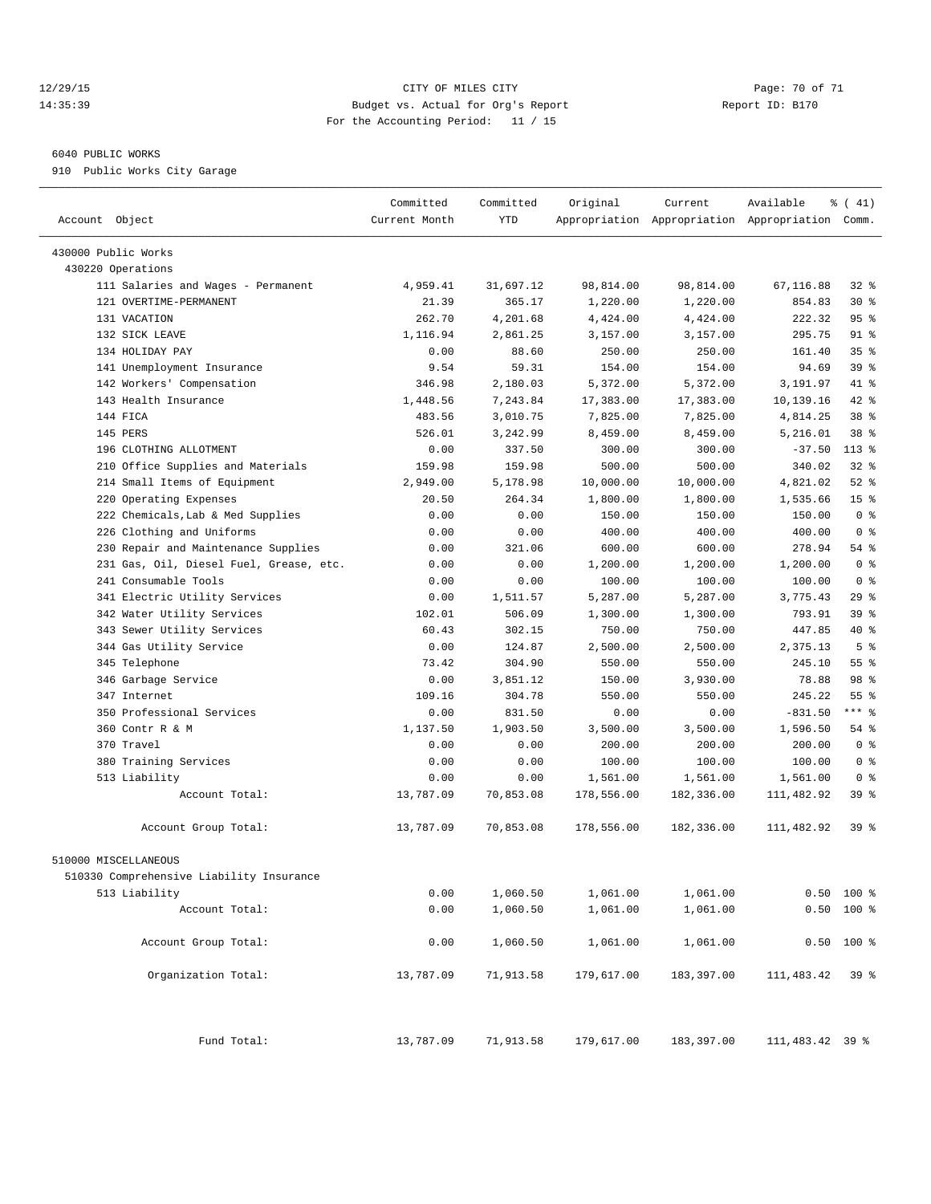CITY OF MILES CITY

Budget vs. Actual for Org's Report

For the Accounting Period: 11 / 15

12/29/15 14:35:39 Report ID: B170

6040 PUBLIC WORKS

910 Public Works City Garage

| Account Object | Committed Current Month | Committed YTD | Original Appropriation | Current Appropriation | Available Appropriation | % ( 41) Comm. |
|---|---|---|---|---|---|---|
| 430000 Public Works | | | | | | |
| 430220 Operations | | | | | | |
| 111 Salaries and Wages - Permanent | 4,959.41 | 31,697.12 | 98,814.00 | 98,814.00 | 67,116.88 | 32 % |
| 121 OVERTIME-PERMANENT | 21.39 | 365.17 | 1,220.00 | 1,220.00 | 854.83 | 30 % |
| 131 VACATION | 262.70 | 4,201.68 | 4,424.00 | 4,424.00 | 222.32 | 95 % |
| 132 SICK LEAVE | 1,116.94 | 2,861.25 | 3,157.00 | 3,157.00 | 295.75 | 91 % |
| 134 HOLIDAY PAY | 0.00 | 88.60 | 250.00 | 250.00 | 161.40 | 35 % |
| 141 Unemployment Insurance | 9.54 | 59.31 | 154.00 | 154.00 | 94.69 | 39 % |
| 142 Workers' Compensation | 346.98 | 2,180.03 | 5,372.00 | 5,372.00 | 3,191.97 | 41 % |
| 143 Health Insurance | 1,448.56 | 7,243.84 | 17,383.00 | 17,383.00 | 10,139.16 | 42 % |
| 144 FICA | 483.56 | 3,010.75 | 7,825.00 | 7,825.00 | 4,814.25 | 38 % |
| 145 PERS | 526.01 | 3,242.99 | 8,459.00 | 8,459.00 | 5,216.01 | 38 % |
| 196 CLOTHING ALLOTMENT | 0.00 | 337.50 | 300.00 | 300.00 | -37.50 | 113 % |
| 210 Office Supplies and Materials | 159.98 | 159.98 | 500.00 | 500.00 | 340.02 | 32 % |
| 214 Small Items of Equipment | 2,949.00 | 5,178.98 | 10,000.00 | 10,000.00 | 4,821.02 | 52 % |
| 220 Operating Expenses | 20.50 | 264.34 | 1,800.00 | 1,800.00 | 1,535.66 | 15 % |
| 222 Chemicals,Lab & Med Supplies | 0.00 | 0.00 | 150.00 | 150.00 | 150.00 | 0 % |
| 226 Clothing and Uniforms | 0.00 | 0.00 | 400.00 | 400.00 | 400.00 | 0 % |
| 230 Repair and Maintenance Supplies | 0.00 | 321.06 | 600.00 | 600.00 | 278.94 | 54 % |
| 231 Gas, Oil, Diesel Fuel, Grease, etc. | 0.00 | 0.00 | 1,200.00 | 1,200.00 | 1,200.00 | 0 % |
| 241 Consumable Tools | 0.00 | 0.00 | 100.00 | 100.00 | 100.00 | 0 % |
| 341 Electric Utility Services | 0.00 | 1,511.57 | 5,287.00 | 5,287.00 | 3,775.43 | 29 % |
| 342 Water Utility Services | 102.01 | 506.09 | 1,300.00 | 1,300.00 | 793.91 | 39 % |
| 343 Sewer Utility Services | 60.43 | 302.15 | 750.00 | 750.00 | 447.85 | 40 % |
| 344 Gas Utility Service | 0.00 | 124.87 | 2,500.00 | 2,500.00 | 2,375.13 | 5 % |
| 345 Telephone | 73.42 | 304.90 | 550.00 | 550.00 | 245.10 | 55 % |
| 346 Garbage Service | 0.00 | 3,851.12 | 150.00 | 3,930.00 | 78.88 | 98 % |
| 347 Internet | 109.16 | 304.78 | 550.00 | 550.00 | 245.22 | 55 % |
| 350 Professional Services | 0.00 | 831.50 | 0.00 | 0.00 | -831.50 | *** % |
| 360 Contr R & M | 1,137.50 | 1,903.50 | 3,500.00 | 3,500.00 | 1,596.50 | 54 % |
| 370 Travel | 0.00 | 0.00 | 200.00 | 200.00 | 200.00 | 0 % |
| 380 Training Services | 0.00 | 0.00 | 100.00 | 100.00 | 100.00 | 0 % |
| 513 Liability | 0.00 | 0.00 | 1,561.00 | 1,561.00 | 1,561.00 | 0 % |
| Account Total: | 13,787.09 | 70,853.08 | 178,556.00 | 182,336.00 | 111,482.92 | 39 % |
| Account Group Total: | 13,787.09 | 70,853.08 | 178,556.00 | 182,336.00 | 111,482.92 | 39 % |
| 510000 MISCELLANEOUS | | | | | | |
| 510330 Comprehensive Liability Insurance | | | | | | |
| 513 Liability | 0.00 | 1,060.50 | 1,061.00 | 1,061.00 | 0.50 | 100 % |
| Account Total: | 0.00 | 1,060.50 | 1,061.00 | 1,061.00 | 0.50 | 100 % |
| Account Group Total: | 0.00 | 1,060.50 | 1,061.00 | 1,061.00 | 0.50 | 100 % |
| Organization Total: | 13,787.09 | 71,913.58 | 179,617.00 | 183,397.00 | 111,483.42 | 39 % |
| Fund Total: | 13,787.09 | 71,913.58 | 179,617.00 | 183,397.00 | 111,483.42 | 39 % |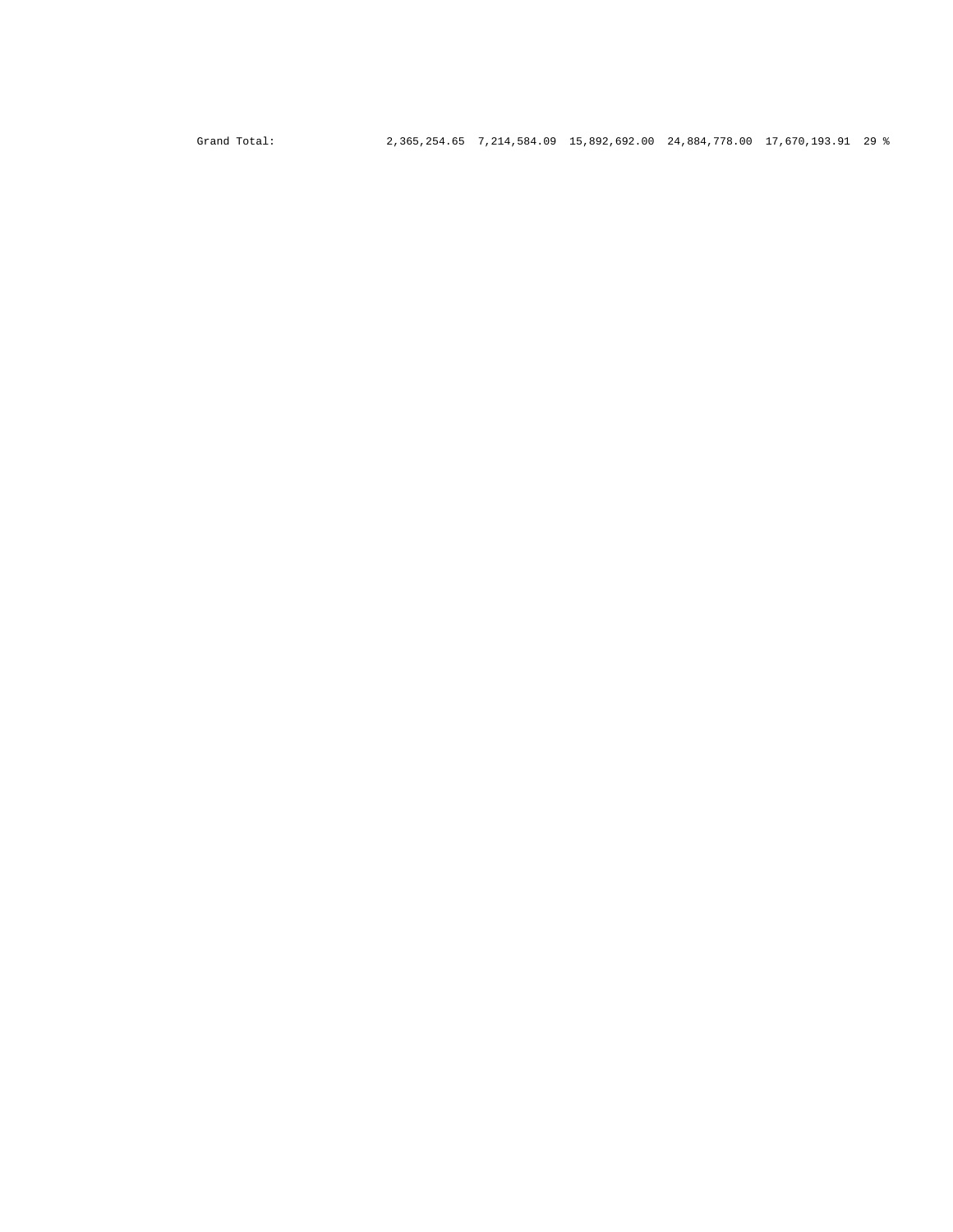| | | | | | | |
|---|---|---|---|---|---|---|
| Grand Total: | 2,365,254.65 | 7,214,584.09 | 15,892,692.00 | 24,884,778.00 | 17,670,193.91 | 29 % |